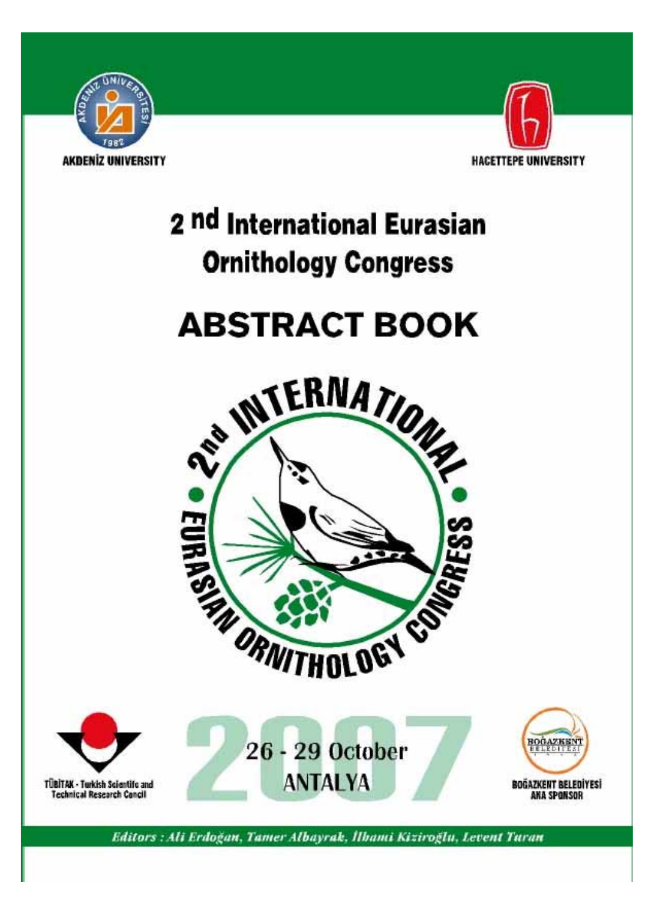AKDENİZ UNIVERSITY

HACETTEPE UNIVERSITY

# 2 nd International Eurasian Ornithology Congress

# ABSTRACT BOOK

2nd INTERNATIONAL EURASIAN ORNITHOLOGY CONGRESS

TÜBİTAK - Turkish Scientific and Technical Research Concil

2007

26 - 29 October

ANTALYA

BOĞAZKENT BELEDİYESİ

ANA SPONSOR

*Editors : Ali Erdoğan, Tamer Albayrak, İlhami Kiziroğlu, Levent Turan*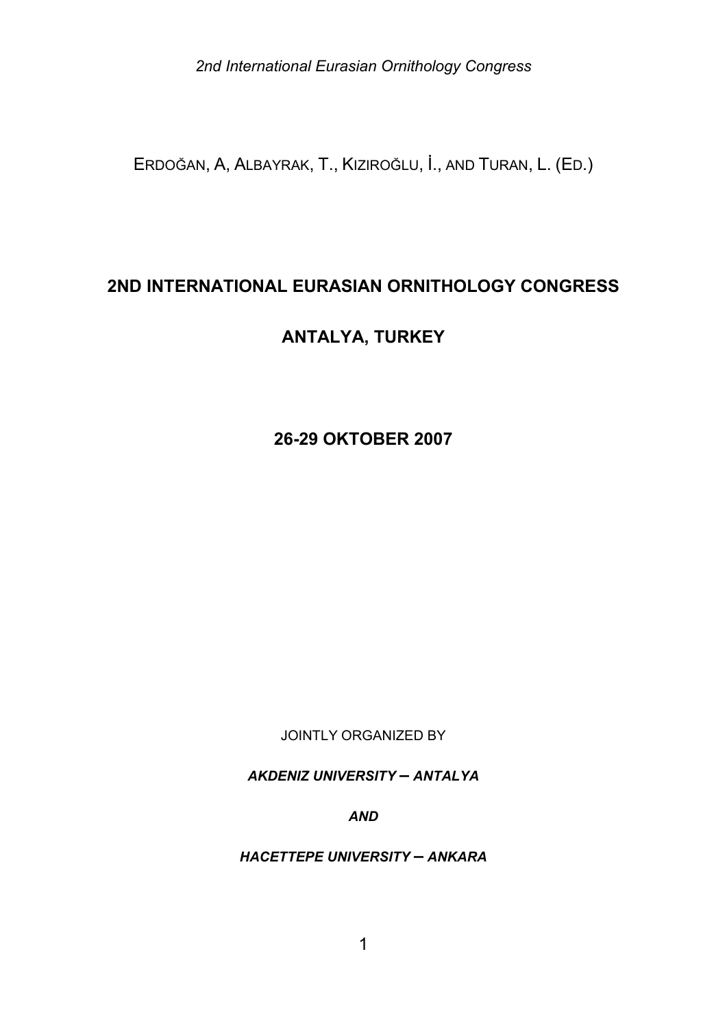ERDOĞAN, A, ALBAYRAK, T., KIZIROĞLU, İ., AND TURAN, L. (ED.)

# 2ND INTERNATIONAL EURASIAN ORNITHOLOGY CONGRESS

# ANTALYA, TURKEY

## 26-29 OKTOBER 2007

JOINTLY ORGANIZED BY

***AKDENIZ UNIVERSITY – ANTALYA***

***AND***

***HACETTEPE UNIVERSITY – ANKARA***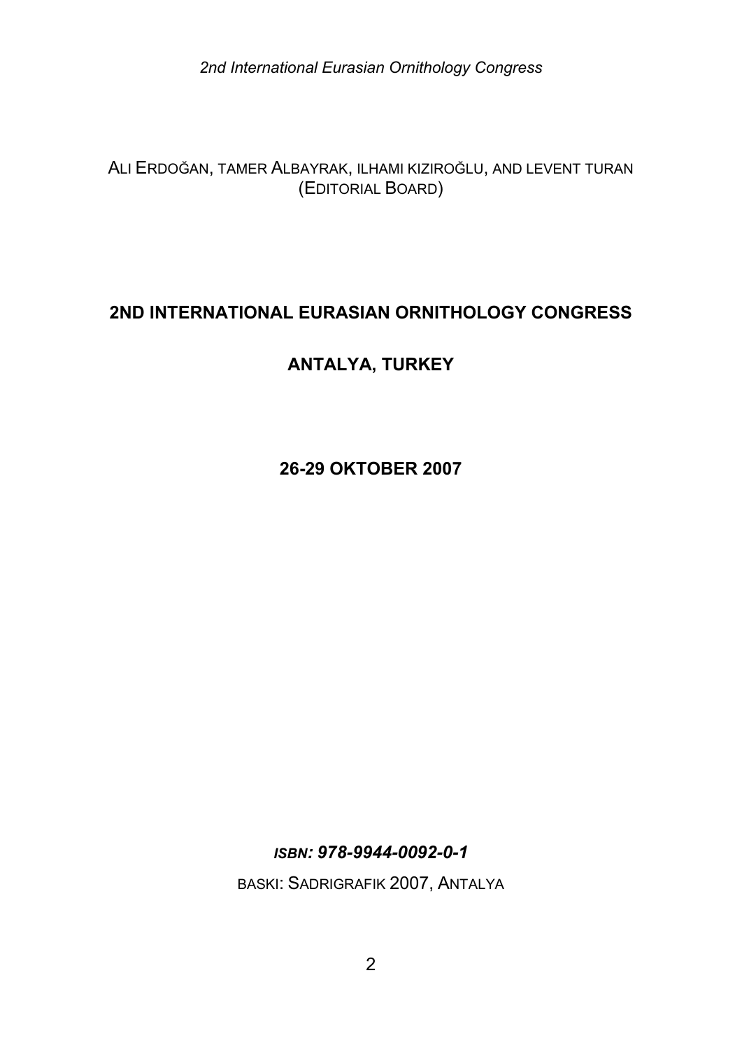ALI ERDOĞAN, TAMER ALBAYRAK, ILHAMI KIZIROĞLU, AND LEVENT TURAN (EDITORIAL BOARD)

# 2ND INTERNATIONAL EURASIAN ORNITHOLOGY CONGRESS

## ANTALYA, TURKEY

**26-29 OKTOBER 2007**

***ISBN: 978-9944-0092-0-1***

BASKI: SADRIGRAFIK 2007, ANTALYA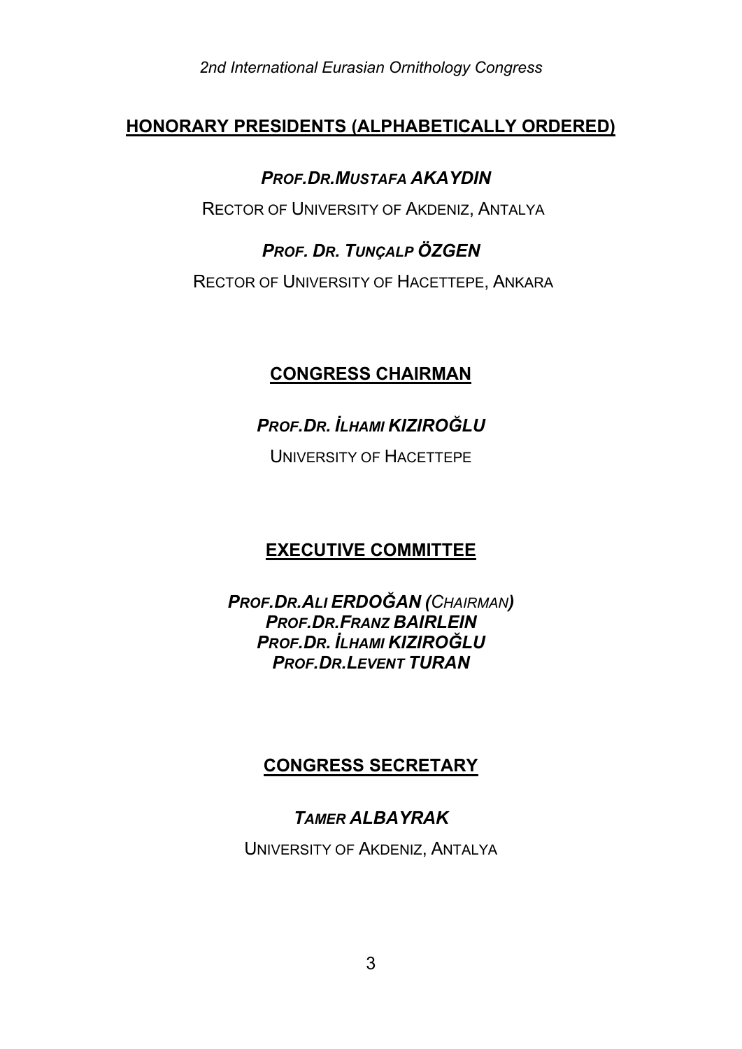## HONORARY PRESIDENTS (ALPHABETICALLY ORDERED)

***PROF.DR.MUSTAFA AKAYDIN***

RECTOR OF UNIVERSITY OF AKDENIZ, ANTALYA

***PROF. DR. TUNÇALP ÖZGEN***

RECTOR OF UNIVERSITY OF HACETTEPE, ANKARA

## CONGRESS CHAIRMAN

***PROF.DR. İLHAMI KIZIROĞLU***

UNIVERSITY OF HACETTEPE

## EXECUTIVE COMMITTEE

***PROF.DR.ALI ERDOĞAN (*CHAIRMAN*)***
***PROF.DR.FRANZ BAIRLEIN***
***PROF.DR. İLHAMI KIZIROĞLU***
***PROF.DR.LEVENT TURAN***

## CONGRESS SECRETARY

***TAMER ALBAYRAK***

UNIVERSITY OF AKDENIZ, ANTALYA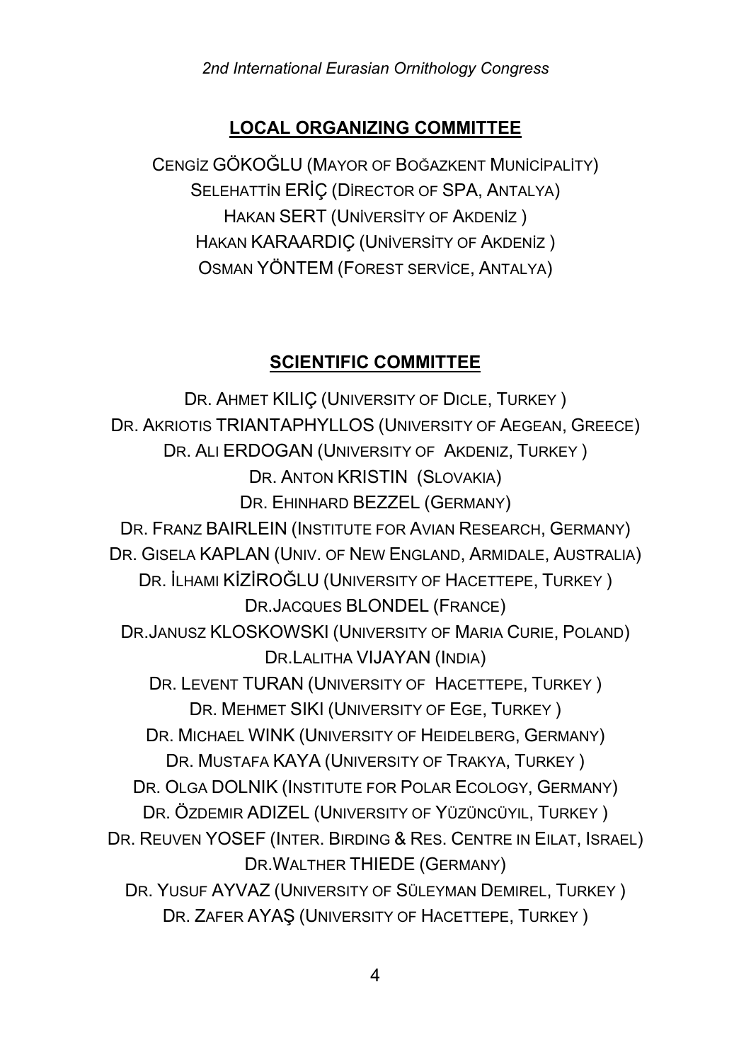## LOCAL ORGANIZING COMMITTEE

CENGİZ GÖKOĞLU (MAYOR OF BOĞAZKENT MUNİCİPALİTY)
SELEHATTİN ERİÇ (DİRECTOR OF SPA, ANTALYA)
HAKAN SERT (UNİVERSİTY OF AKDENİZ )
HAKAN KARAARDIÇ (UNİVERSİTY OF AKDENİZ )
OSMAN YÖNTEM (FOREST SERVİCE, ANTALYA)

## SCIENTIFIC COMMITTEE

DR. AHMET KILIÇ (UNIVERSITY OF DICLE, TURKEY )
DR. AKRIOTIS TRIANTAPHYLLOS (UNIVERSITY OF AEGEAN, GREECE)
DR. ALI ERDOGAN (UNIVERSITY OF AKDENIZ, TURKEY )
DR. ANTON KRISTIN (SLOVAKIA)
DR. EHINHARD BEZZEL (GERMANY)
DR. FRANZ BAIRLEIN (INSTITUTE FOR AVIAN RESEARCH, GERMANY)
DR. GISELA KAPLAN (UNIV. OF NEW ENGLAND, ARMIDALE, AUSTRALIA)
DR. İLHAMI KİZİROĞLU (UNIVERSITY OF HACETTEPE, TURKEY )
DR.JACQUES BLONDEL (FRANCE)
DR.JANUSZ KLOSKOWSKI (UNIVERSITY OF MARIA CURIE, POLAND)
DR.LALITHA VIJAYAN (INDIA)
DR. LEVENT TURAN (UNIVERSITY OF HACETTEPE, TURKEY )
DR. MEHMET SIKI (UNIVERSITY OF EGE, TURKEY )
DR. MICHAEL WINK (UNIVERSITY OF HEIDELBERG, GERMANY)
DR. MUSTAFA KAYA (UNIVERSITY OF TRAKYA, TURKEY )
DR. OLGA DOLNIK (INSTITUTE FOR POLAR ECOLOGY, GERMANY)
DR. ÖZDEMIR ADIZEL (UNIVERSITY OF YÜZÜNCÜYIL, TURKEY )
DR. REUVEN YOSEF (INTER. BIRDING & RES. CENTRE IN EILAT, ISRAEL)
DR.WALTHER THIEDE (GERMANY)
DR. YUSUF AYVAZ (UNIVERSITY OF SÜLEYMAN DEMIREL, TURKEY )
DR. ZAFER AYAŞ (UNIVERSITY OF HACETTEPE, TURKEY )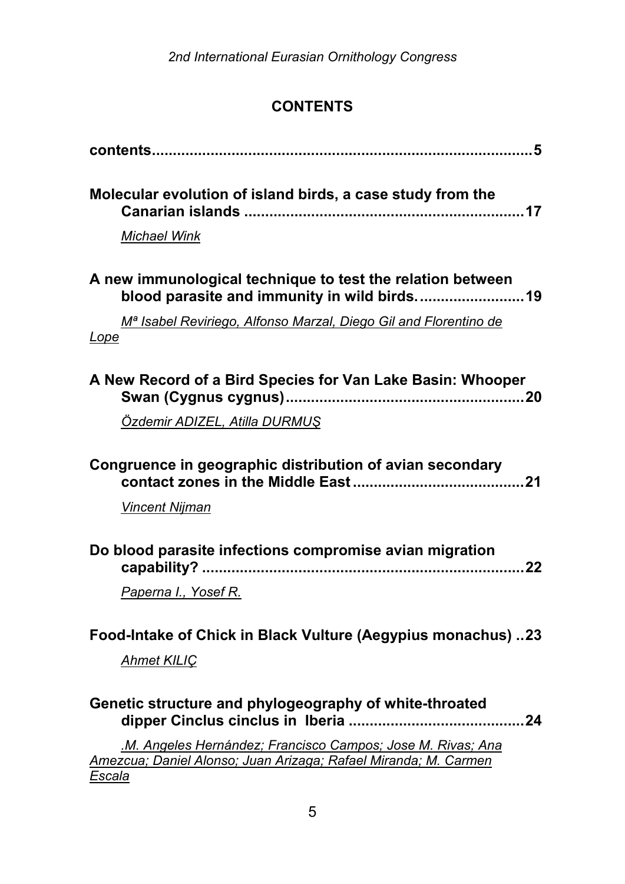## CONTENTS

**contents..........................................................................................5**

**Molecular evolution of island birds, a case study from the Canarian islands ..................................................................17**

*Michael Wink*

**A new immunological technique to test the relation between blood parasite and immunity in wild birds. ........................19**

*Mª Isabel Reviriego, Alfonso Marzal, Diego Gil and Florentino de Lope*

**A New Record of a Bird Species for Van Lake Basin: Whooper Swan (Cygnus cygnus).........................................................20**

*Özdemir ADIZEL, Atilla DURMUŞ*

**Congruence in geographic distribution of avian secondary contact zones in the Middle East .........................................21**

*Vincent Nijman*

**Do blood parasite infections compromise avian migration capability? ............................................................................22**

*Paperna I., Yosef R.*

**Food-Intake of Chick in Black Vulture (Aegypius monachus) ..23**

*Ahmet KILIÇ*

**Genetic structure and phylogeography of white-throated dipper Cinclus cinclus in Iberia ..........................................24**

*.M. Angeles Hernández; Francisco Campos; Jose M. Rivas; Ana Amezcua; Daniel Alonso; Juan Arizaga; Rafael Miranda; M. Carmen Escala*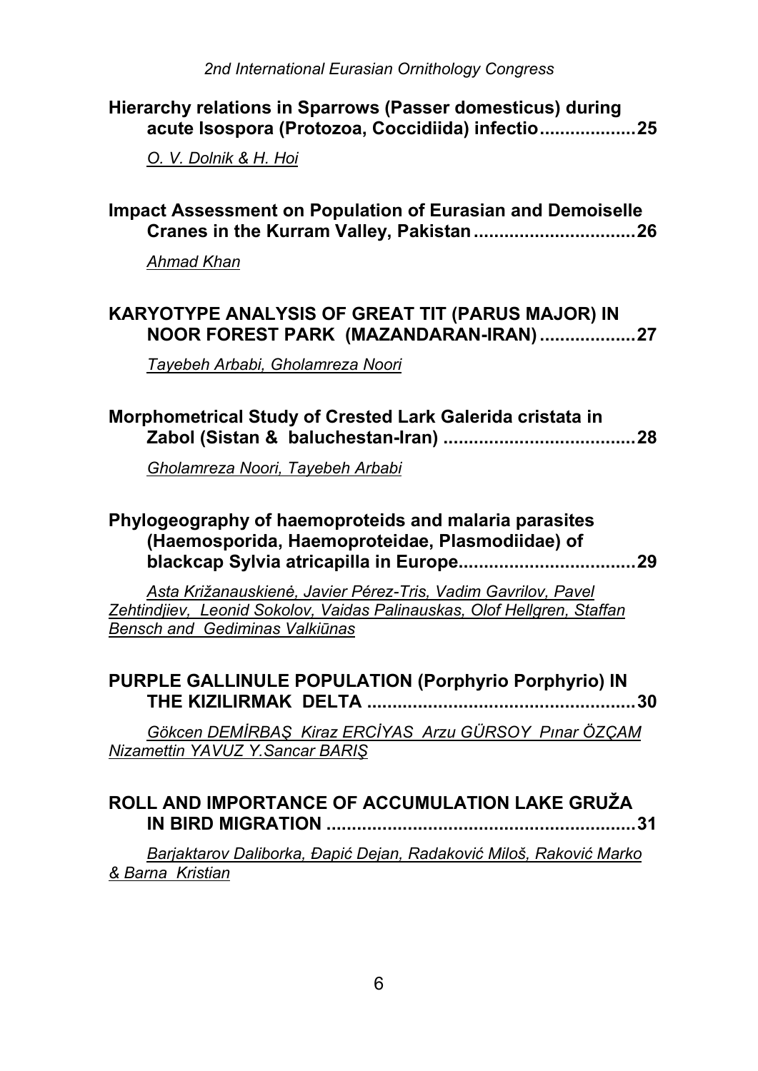**Hierarchy relations in Sparrows (Passer domesticus) during acute Isospora (Protozoa, Coccidiida) infectio ................... 25**

*O. V. Dolnik & H. Hoi*

**Impact Assessment on Population of Eurasian and Demoiselle Cranes in the Kurram Valley, Pakistan ................................ 26**

*Ahmad Khan*

**KARYOTYPE ANALYSIS OF GREAT TIT (PARUS MAJOR) IN NOOR FOREST PARK (MAZANDARAN-IRAN) ................... 27**

*Tayebeh Arbabi, Gholamreza Noori*

**Morphometrical Study of Crested Lark Galerida cristata in Zabol (Sistan & baluchestan-Iran) ...................................... 28**

*Gholamreza Noori, Tayebeh Arbabi*

**Phylogeography of haemoproteids and malaria parasites (Haemosporida, Haemoproteidae, Plasmodiidae) of blackcap Sylvia atricapilla in Europe................................... 29**

*Asta Križanauskienė, Javier Pérez-Tris, Vadim Gavrilov, Pavel Zehtindjiev, Leonid Sokolov, Vaidas Palinauskas, Olof Hellgren, Staffan Bensch and Gediminas Valkiūnas*

**PURPLE GALLINULE POPULATION (Porphyrio Porphyrio) IN THE KIZILIRMAK DELTA ..................................................... 30**

*Gökcen DEMİRBAŞ Kiraz ERCİYAS Arzu GÜRSOY Pınar ÖZÇAM Nizamettin YAVUZ Y.Sancar BARIŞ*

**ROLL AND IMPORTANCE OF ACCUMULATION LAKE GRUŽA IN BIRD MIGRATION ............................................................. 31**

*Barjaktarov Daliborka, Đapić Dejan, Radaković Miloš, Raković Marko & Barna Kristian*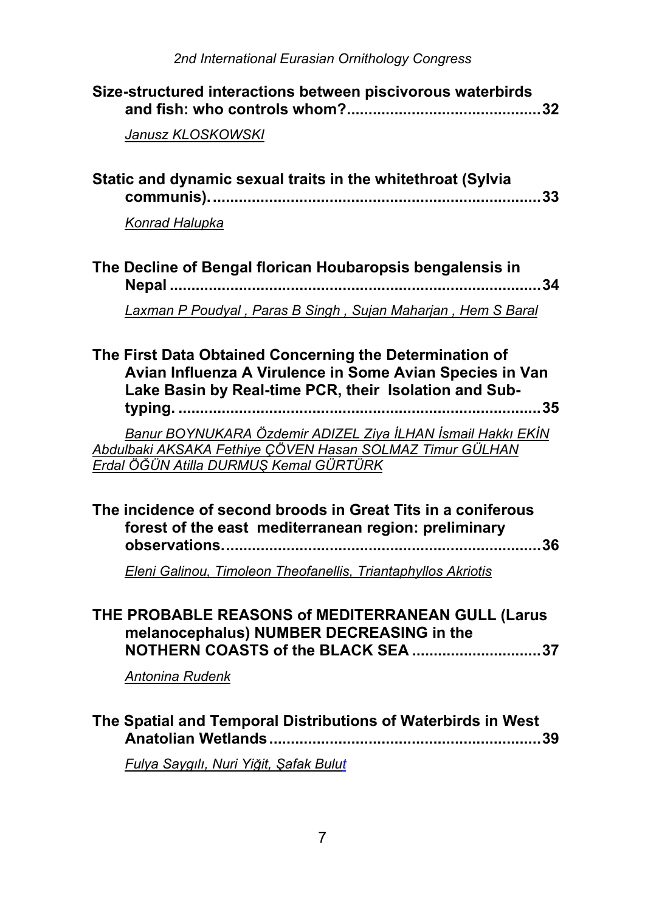**Size-structured interactions between piscivorous waterbirds and fish: who controls whom?............................................32**

*Janusz KLOSKOWSKI*

**Static and dynamic sexual traits in the whitethroat (Sylvia communis)...........................................................................33**

*Konrad Halupka*

**The Decline of Bengal florican Houbaropsis bengalensis in Nepal ......................................................................................34**

*Laxman P Poudyal , Paras B Singh , Sujan Maharjan , Hem S Baral*

**The First Data Obtained Concerning the Determination of Avian Influenza A Virulence in Some Avian Species in Van Lake Basin by Real-time PCR, their Isolation and Sub-typing. ....................................................................................35**

*Banur BOYNUKARA Özdemir ADIZEL Ziya İLHAN İsmail Hakkı EKİN Abdulbaki AKSAKA Fethiye ÇÖVEN Hasan SOLMAZ Timur GÜLHAN Erdal ÖĞÜN Atilla DURMUŞ Kemal GÜRTÜRK*

**The incidence of second broods in Great Tits in a coniferous forest of the east mediterranean region: preliminary observations..........................................................................36**

*Eleni Galinou, Timoleon Theofanellis, Triantaphyllos Akriotis*

**THE PROBABLE REASONS of MEDITERRANEAN GULL (Larus melanocephalus) NUMBER DECREASING in the NOTHERN COASTS of the BLACK SEA ..............................37**

*Antonina Rudenk*

**The Spatial and Temporal Distributions of Waterbirds in West Anatolian Wetlands...............................................................39**

*Fulya Saygılı, Nuri Yiğit, Şafak Bulut*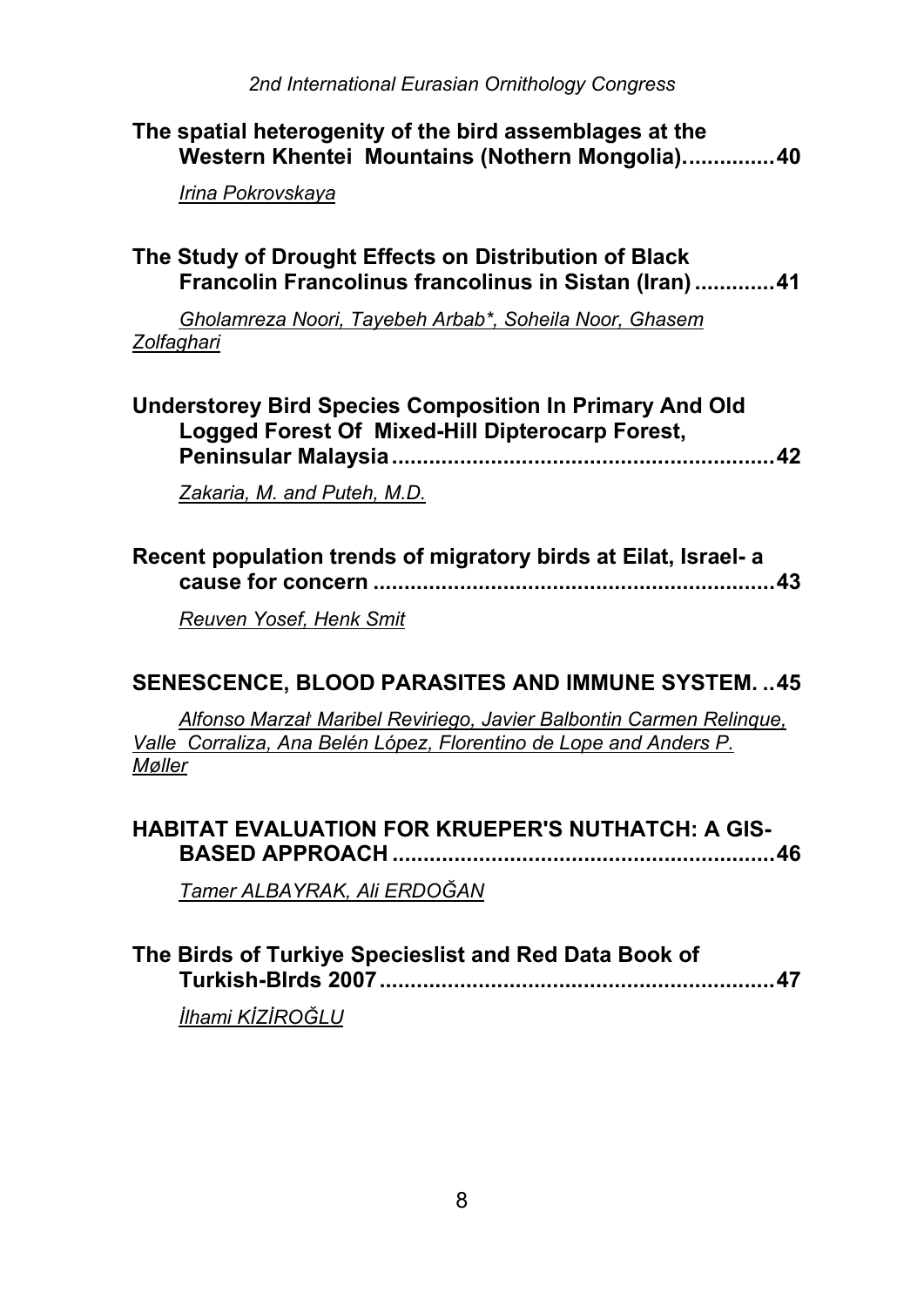**The spatial heterogenity of the bird assemblages at the Western Khentei Mountains (Nothern Mongolia). ............. 40**

*Irina Pokrovskaya*

**The Study of Drought Effects on Distribution of Black Francolin Francolinus francolinus in Sistan (Iran) ............ 41**

*Gholamreza Noori, Tayebeh Arbab*, Soheila Noor, Ghasem Zolfaghari*

**Understorey Bird Species Composition In Primary And Old Logged Forest Of Mixed-Hill Dipterocarp Forest, Peninsular Malaysia ............................................................. 42**

*Zakaria, M. and Puteh, M.D.*

**Recent population trends of migratory birds at Eilat, Israel- a cause for concern ................................................................ 43**

*Reuven Yosef, Henk Smit*

**SENESCENCE, BLOOD PARASITES AND IMMUNE SYSTEM. .. 45**

*Alfonso Marzal· Maribel Reviriego, Javier Balbontin Carmen Relinque, Valle Corraliza, Ana Belén López, Florentino de Lope and Anders P. Møller*

**HABITAT EVALUATION FOR KRUEPER'S NUTHATCH: A GIS-BASED APPROACH ............................................................. 46**

*Tamer ALBAYRAK, Ali ERDOĞAN*

**The Birds of Turkiye Specieslist and Red Data Book of Turkish-BIrds 2007 ............................................................... 47**

*İlhami KİZİROĞLU*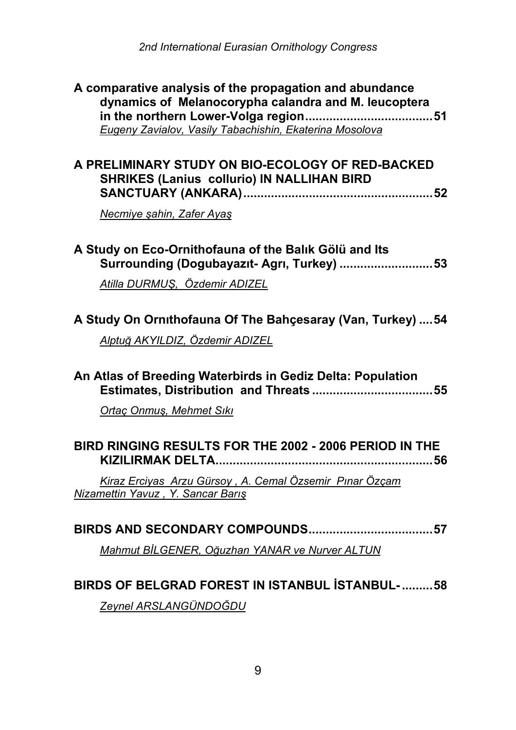**A comparative analysis of the propagation and abundance dynamics of Melanocorypha calandra and M. leucoptera in the northern Lower-Volga region.....................................51**

*Eugeny Zavialov, Vasily Tabachishin, Ekaterina Mosolova*

**A PRELIMINARY STUDY ON BIO-ECOLOGY OF RED-BACKED SHRIKES (Lanius collurio) IN NALLIHAN BIRD SANCTUARY (ANKARA).......................................................52**

*Necmiye şahin, Zafer Ayaş*

**A Study on Eco-Ornithofauna of the Balık Gölü and Its Surrounding (Dogubayazıt- Agrı, Turkey) ...........................53**

*Atilla DURMUŞ, Özdemir ADIZEL*

**A Study On Ornıthofauna Of The Bahçesaray (Van, Turkey) ....54**

*Alptuğ AKYILDIZ, Özdemir ADIZEL*

**An Atlas of Breeding Waterbirds in Gediz Delta: Population Estimates, Distribution and Threats ...................................55**

*Ortaç Onmuş, Mehmet Sıkı*

**BIRD RINGING RESULTS FOR THE 2002 - 2006 PERIOD IN THE KIZILIRMAK DELTA..............................................................56**

*Kiraz Erciyas Arzu Gürsoy , A. Cemal Özsemir Pınar Özçam Nizamettin Yavuz , Y. Sancar Barış*

**BIRDS AND SECONDARY COMPOUNDS....................................57**

*Mahmut BİLGENER, Oğuzhan YANAR ve Nurver ALTUN*

**BIRDS OF BELGRAD FOREST IN ISTANBUL İSTANBUL-.........58**

*Zeynel ARSLANGÜNDOĞDU*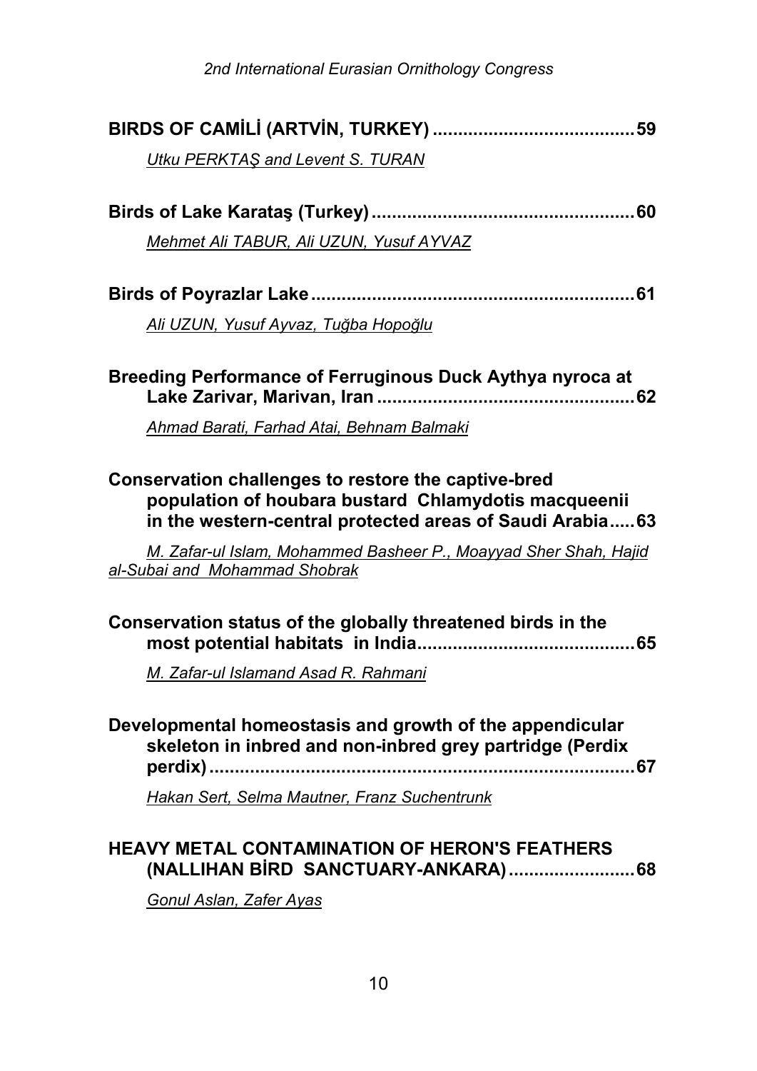**BIRDS OF CAMİLİ (ARTVİN, TURKEY) ........................................ 59**

*Utku PERKTAŞ and Levent S. TURAN*

**Birds of Lake Karataş (Turkey) .................................................... 60**

*Mehmet Ali TABUR, Ali UZUN, Yusuf AYVAZ*

**Birds of Poyrazlar Lake ................................................................ 61**

*Ali UZUN, Yusuf Ayvaz, Tuğba Hopoğlu*

**Breeding Performance of Ferruginous Duck Aythya nyroca at Lake Zarivar, Marivan, Iran .................................................. 62**

*Ahmad Barati, Farhad Atai, Behnam Balmaki*

**Conservation challenges to restore the captive-bred population of houbara bustard Chlamydotis macqueenii in the western-central protected areas of Saudi Arabia ..... 63**

*M. Zafar-ul Islam, Mohammed Basheer P., Moayyad Sher Shah, Hajid al-Subai and Mohammad Shobrak*

**Conservation status of the globally threatened birds in the most potential habitats in India........................................... 65**

*M. Zafar-ul Islamand Asad R. Rahmani*

**Developmental homeostasis and growth of the appendicular skeleton in inbred and non-inbred grey partridge (Perdix perdix) ...................................................................................... 67**

*Hakan Sert, Selma Mautner, Franz Suchentrunk*

**HEAVY METAL CONTAMINATION OF HERON'S FEATHERS (NALLIHAN BİRD SANCTUARY-ANKARA) ......................... 68**

*Gonul Aslan, Zafer Ayas*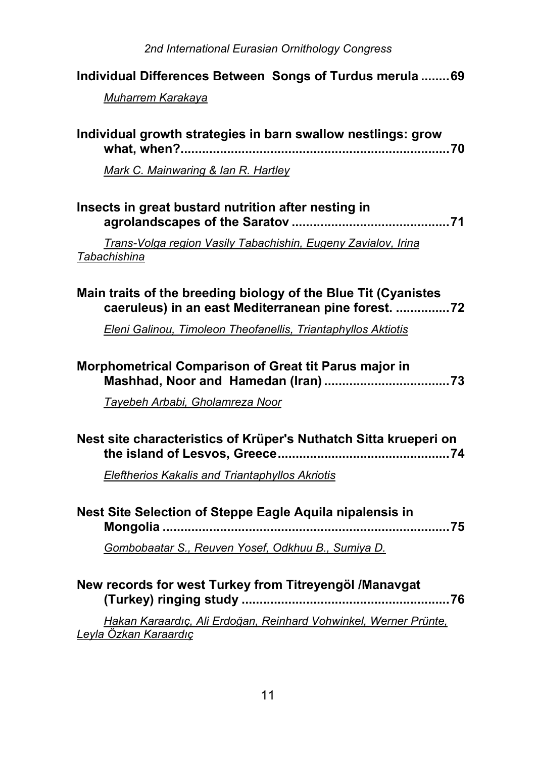**Individual Differences Between Songs of Turdus merula ........ 69**

*Muharrem Karakaya*

**Individual growth strategies in barn swallow nestlings: grow what, when?........................................................................ 70**

*Mark C. Mainwaring & Ian R. Hartley*

**Insects in great bustard nutrition after nesting in agrolandscapes of the Saratov ............................................ 71**

*Trans-Volga region Vasily Tabachishin, Eugeny Zavialov, Irina Tabachishina*

**Main traits of the breeding biology of the Blue Tit (Cyanistes caeruleus) in an east Mediterranean pine forest. ............... 72**

*Eleni Galinou, Timoleon Theofanellis, Triantaphyllos Aktiotis*

**Morphometrical Comparison of Great tit Parus major in Mashhad, Noor and Hamedan (Iran) .................................... 73**

*Tayebeh Arbabi, Gholamreza Noor*

**Nest site characteristics of Krüper's Nuthatch Sitta krueperi on the island of Lesvos, Greece................................................ 74**

*Eleftherios Kakalis and Triantaphyllos Akriotis*

**Nest Site Selection of Steppe Eagle Aquila nipalensis in Mongolia ................................................................................ 75**

*Gombobaatar S., Reuven Yosef, Odkhuu B., Sumiya D.*

**New records for west Turkey from Titreyengöl /Manavgat (Turkey) ringing study .......................................................... 76**

*Hakan Karaardıç, Ali Erdoğan, Reinhard Vohwinkel, Werner Prünte, Leyla Özkan Karaardıç*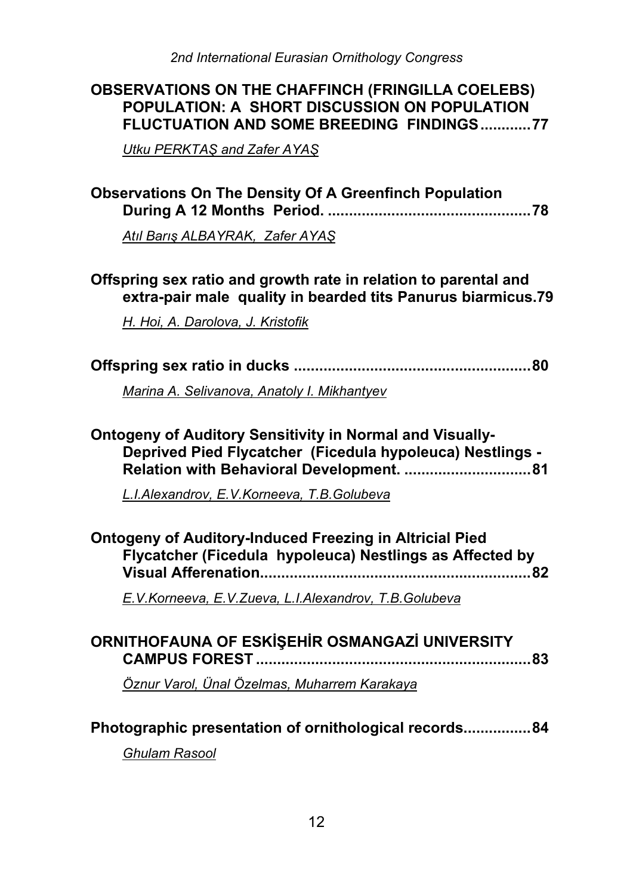**OBSERVATIONS ON THE CHAFFINCH (FRINGILLA COELEBS) POPULATION: A SHORT DISCUSSION ON POPULATION FLUCTUATION AND SOME BREEDING FINDINGS............77**

*Utku PERKTAŞ and Zafer AYAŞ*

**Observations On The Density Of A Greenfinch Population During A 12 Months Period. ................................................78**

*Atıl Barış ALBAYRAK, Zafer AYAŞ*

**Offspring sex ratio and growth rate in relation to parental and extra-pair male quality in bearded tits Panurus biarmicus.79**

*H. Hoi, A. Darolova, J. Kristofik*

**Offspring sex ratio in ducks .......................................................80**

*Marina A. Selivanova, Anatoly I. Mikhantyev*

**Ontogeny of Auditory Sensitivity in Normal and Visually-Deprived Pied Flycatcher (Ficedula hypoleuca) Nestlings - Relation with Behavioral Development. ..............................81**

*L.I.Alexandrov, E.V.Korneeva, T.B.Golubeva*

**Ontogeny of Auditory-Induced Freezing in Altricial Pied Flycatcher (Ficedula hypoleuca) Nestlings as Affected by Visual Afferenation...............................................................82**

*E.V.Korneeva, E.V.Zueva, L.I.Alexandrov, T.B.Golubeva*

**ORNITHOFAUNA OF ESKİŞEHİR OSMANGAZİ UNIVERSITY CAMPUS FOREST .................................................................83**

*Öznur Varol, Ünal Özelmas, Muharrem Karakaya*

**Photographic presentation of ornithological records................84**

*Ghulam Rasool*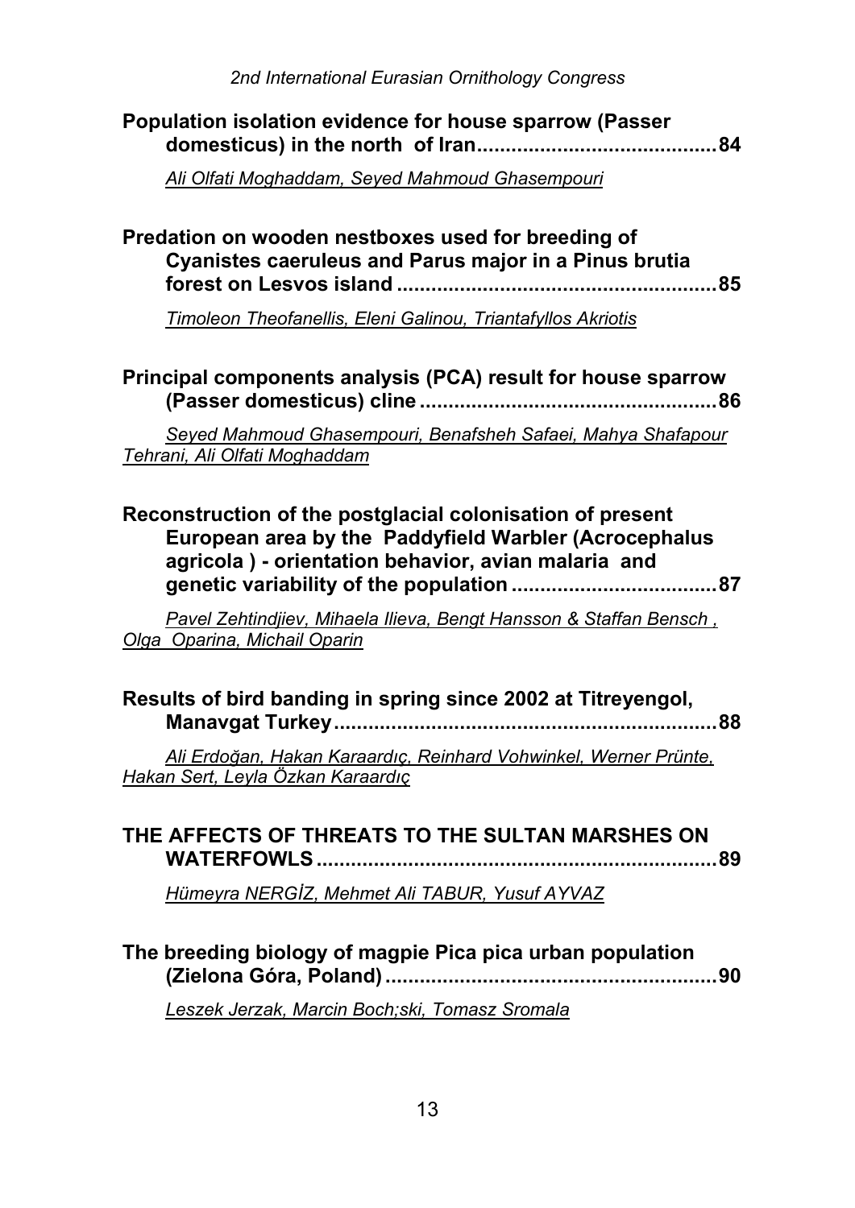**Population isolation evidence for house sparrow (Passer domesticus) in the north of Iran.........................................84**

*Ali Olfati Moghaddam, Seyed Mahmoud Ghasempouri*

**Predation on wooden nestboxes used for breeding of Cyanistes caeruleus and Parus major in a Pinus brutia forest on Lesvos island .......................................................85**

*Timoleon Theofanellis, Eleni Galinou, Triantafyllos Akriotis*

**Principal components analysis (PCA) result for house sparrow (Passer domesticus) cline ....................................................86**

*Seyed Mahmoud Ghasempouri, Benafsheh Safaei, Mahya Shafapour Tehrani, Ali Olfati Moghaddam*

**Reconstruction of the postglacial colonisation of present European area by the Paddyfield Warbler (Acrocephalus agricola ) - orientation behavior, avian malaria and genetic variability of the population ....................................87**

*Pavel Zehtindjiev, Mihaela Ilieva, Bengt Hansson & Staffan Bensch , Olga Oparina, Michail Oparin*

**Results of bird banding in spring since 2002 at Titreyengol, Manavgat Turkey...................................................................88**

*Ali Erdoğan, Hakan Karaardıç, Reinhard Vohwinkel, Werner Prünte, Hakan Sert, Leyla Özkan Karaardıç*

**THE AFFECTS OF THREATS TO THE SULTAN MARSHES ON WATERFOWLS ......................................................................89**

*Hümeyra NERGİZ, Mehmet Ali TABUR, Yusuf AYVAZ*

**The breeding biology of magpie Pica pica urban population (Zielona Góra, Poland) ..........................................................90**

*Leszek Jerzak, Marcin Boch;ski, Tomasz Sromala*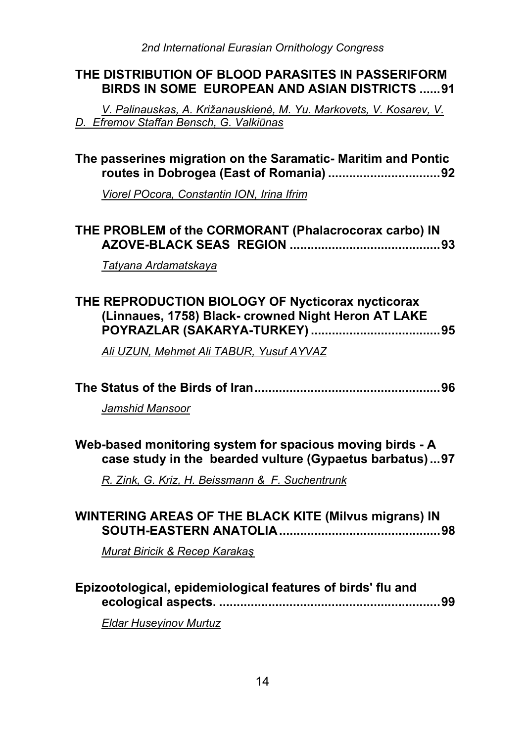**THE DISTRIBUTION OF BLOOD PARASITES IN PASSERIFORM BIRDS IN SOME EUROPEAN AND ASIAN DISTRICTS ......91**

*V. Palinauskas, A. Križanauskienė, M. Yu. Markovets, V. Kosarev, V. D. Efremov Staffan Bensch, G. Valkiūnas*

**The passerines migration on the Saramatic- Maritim and Pontic routes in Dobrogea (East of Romania) ................................92**

*Viorel POcora, Constantin ION, Irina Ifrim*

**THE PROBLEM of the CORMORANT (Phalacrocorax carbo) IN AZOVE-BLACK SEAS REGION ...........................................93**

*Tatyana Ardamatskaya*

**THE REPRODUCTION BIOLOGY OF Nycticorax nycticorax (Linnaues, 1758) Black- crowned Night Heron AT LAKE POYRAZLAR (SAKARYA-TURKEY) .....................................95**

*Ali UZUN, Mehmet Ali TABUR, Yusuf AYVAZ*

**The Status of the Birds of Iran.....................................................96**

*Jamshid Mansoor*

**Web-based monitoring system for spacious moving birds - A case study in the bearded vulture (Gypaetus barbatus)...97**

*R. Zink, G. Kriz, H. Beissmann & F. Suchentrunk*

**WINTERING AREAS OF THE BLACK KITE (Milvus migrans) IN SOUTH-EASTERN ANATOLIA.............................................98**

*Murat Biricik & Recep Karakaş*

**Epizootological, epidemiological features of birds' flu and ecological aspects. ...............................................................99**

*Eldar Huseyinov Murtuz*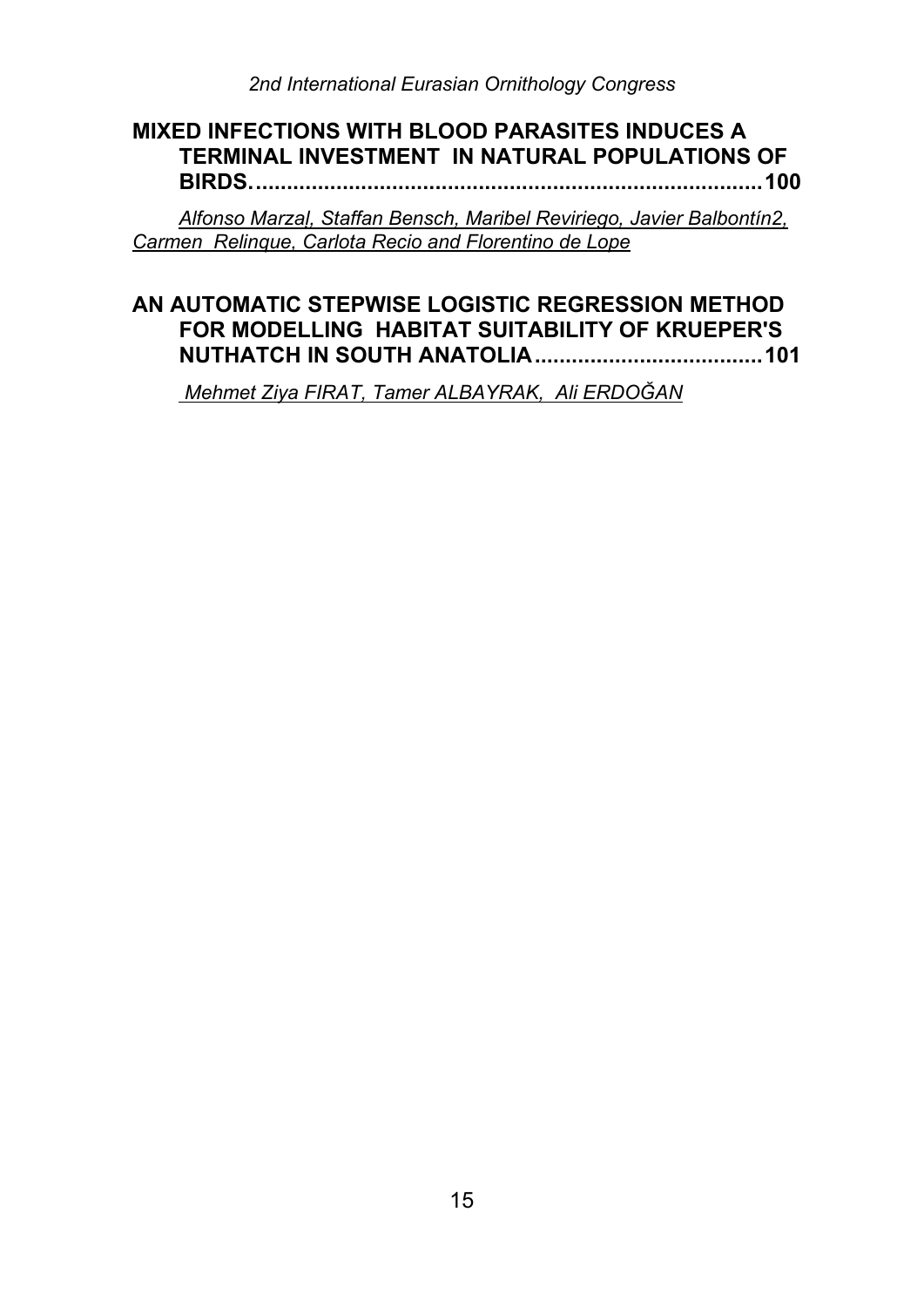**MIXED INFECTIONS WITH BLOOD PARASITES INDUCES A TERMINAL INVESTMENT IN NATURAL POPULATIONS OF BIRDS..................................................................................100**

*Alfonso Marzal, Staffan Bensch, Maribel Reviriego, Javier Balbontín2, Carmen Relinque, Carlota Recio and Florentino de Lope*

**AN AUTOMATIC STEPWISE LOGISTIC REGRESSION METHOD FOR MODELLING HABITAT SUITABILITY OF KRUEPER'S NUTHATCH IN SOUTH ANATOLIA.....................................101**

*Mehmet Ziya FIRAT, Tamer ALBAYRAK, Ali ERDOĞAN*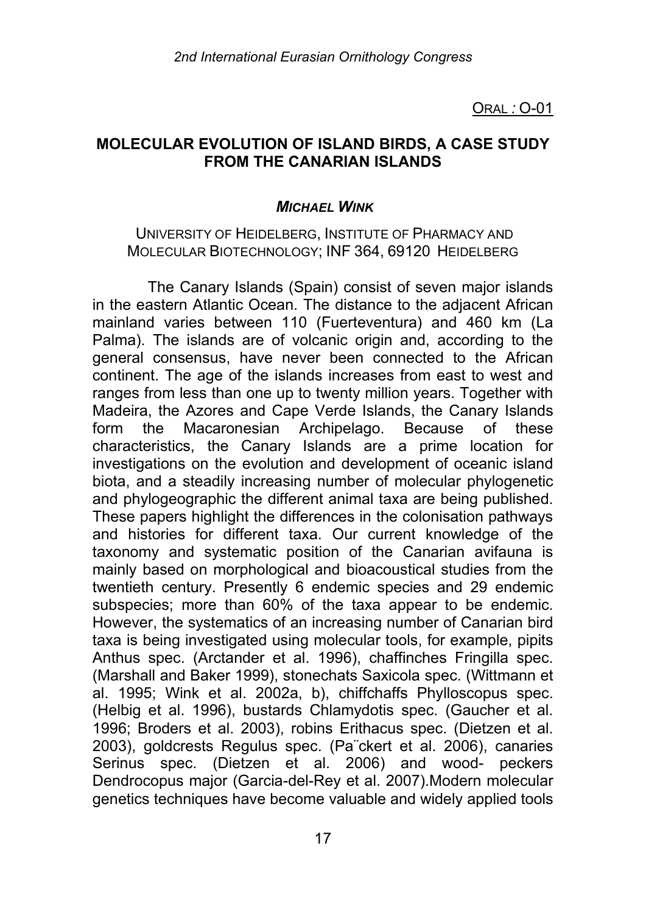ORAL : O-01

## MOLECULAR EVOLUTION OF ISLAND BIRDS, A CASE STUDY FROM THE CANARIAN ISLANDS

***MICHAEL WINK***

UNIVERSITY OF HEIDELBERG, INSTITUTE OF PHARMACY AND MOLECULAR BIOTECHNOLOGY; INF 364, 69120 HEIDELBERG

The Canary Islands (Spain) consist of seven major islands in the eastern Atlantic Ocean. The distance to the adjacent African mainland varies between 110 (Fuerteventura) and 460 km (La Palma). The islands are of volcanic origin and, according to the general consensus, have never been connected to the African continent. The age of the islands increases from east to west and ranges from less than one up to twenty million years. Together with Madeira, the Azores and Cape Verde Islands, the Canary Islands form the Macaronesian Archipelago. Because of these characteristics, the Canary Islands are a prime location for investigations on the evolution and development of oceanic island biota, and a steadily increasing number of molecular phylogenetic and phylogeographic the different animal taxa are being published. These papers highlight the differences in the colonisation pathways and histories for different taxa. Our current knowledge of the taxonomy and systematic position of the Canarian avifauna is mainly based on morphological and bioacoustical studies from the twentieth century. Presently 6 endemic species and 29 endemic subspecies; more than 60% of the taxa appear to be endemic. However, the systematics of an increasing number of Canarian bird taxa is being investigated using molecular tools, for example, pipits Anthus spec. (Arctander et al. 1996), chaffinches Fringilla spec. (Marshall and Baker 1999), stonechats Saxicola spec. (Wittmann et al. 1995; Wink et al. 2002a, b), chiffchaffs Phylloscopus spec. (Helbig et al. 1996), bustards Chlamydotis spec. (Gaucher et al. 1996; Broders et al. 2003), robins Erithacus spec. (Dietzen et al. 2003), goldcrests Regulus spec. (Pa¨ckert et al. 2006), canaries Serinus spec. (Dietzen et al. 2006) and wood- peckers Dendrocopus major (Garcia-del-Rey et al. 2007).Modern molecular genetics techniques have become valuable and widely applied tools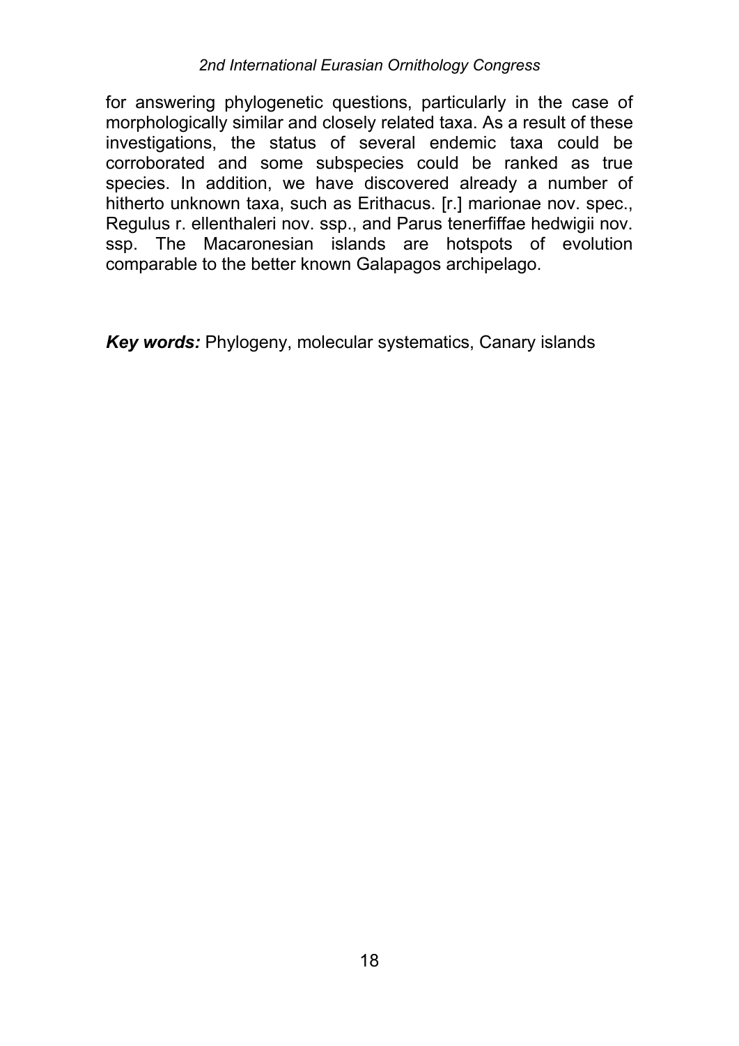for answering phylogenetic questions, particularly in the case of morphologically similar and closely related taxa. As a result of these investigations, the status of several endemic taxa could be corroborated and some subspecies could be ranked as true species. In addition, we have discovered already a number of hitherto unknown taxa, such as Erithacus. [r.] marionae nov. spec., Regulus r. ellenthaleri nov. ssp., and Parus tenerfiffae hedwigii nov. ssp. The Macaronesian islands are hotspots of evolution comparable to the better known Galapagos archipelago.

***Key words:*** Phylogeny, molecular systematics, Canary islands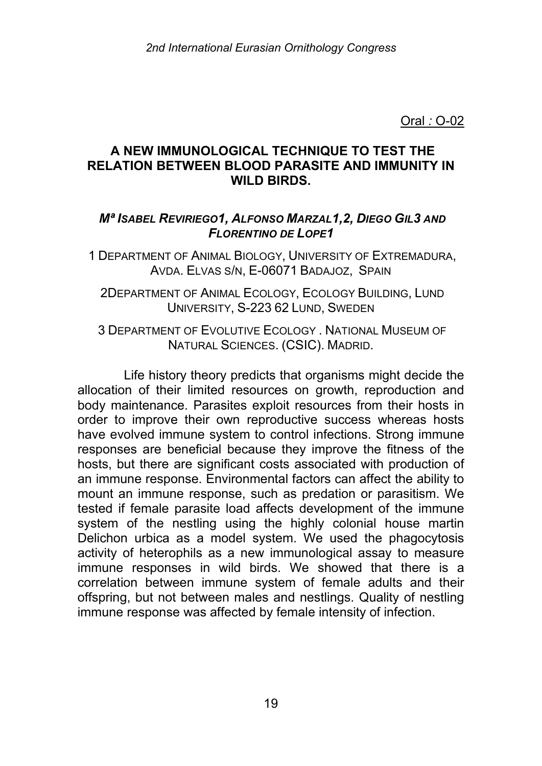Oral : O-02

## A NEW IMMUNOLOGICAL TECHNIQUE TO TEST THE RELATION BETWEEN BLOOD PARASITE AND IMMUNITY IN WILD BIRDS.

***Mª Isabel Reviriego1, Alfonso Marzal1,2, Diego Gil3 and Florentino de Lope1***

1 Department of Animal Biology, University of Extremadura, Avda. Elvas s/n, E-06071 Badajoz, Spain

2Department of Animal Ecology, Ecology Building, Lund University, S-223 62 Lund, Sweden

3 Department of Evolutive Ecology . National Museum of Natural Sciences. (CSIC). Madrid.

Life history theory predicts that organisms might decide the allocation of their limited resources on growth, reproduction and body maintenance. Parasites exploit resources from their hosts in order to improve their own reproductive success whereas hosts have evolved immune system to control infections. Strong immune responses are beneficial because they improve the fitness of the hosts, but there are significant costs associated with production of an immune response. Environmental factors can affect the ability to mount an immune response, such as predation or parasitism. We tested if female parasite load affects development of the immune system of the nestling using the highly colonial house martin Delichon urbica as a model system. We used the phagocytosis activity of heterophils as a new immunological assay to measure immune responses in wild birds. We showed that there is a correlation between immune system of female adults and their offspring, but not between males and nestlings. Quality of nestling immune response was affected by female intensity of infection.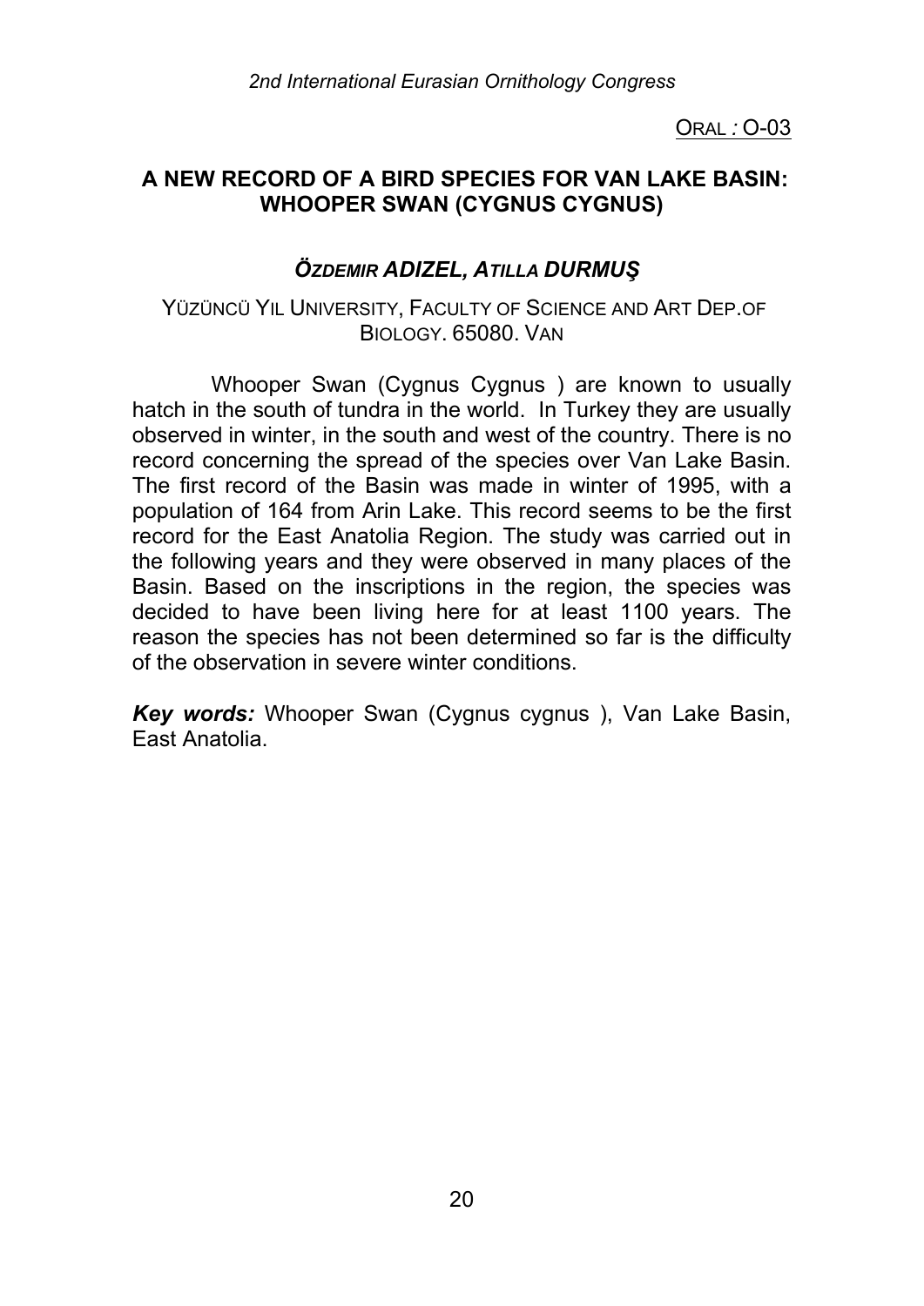ORAL : O-03

## A NEW RECORD OF A BIRD SPECIES FOR VAN LAKE BASIN: WHOOPER SWAN (CYGNUS CYGNUS)

### *ÖZDEMIR ADIZEL, ATILLA DURMUŞ*

YÜZÜNCÜ YIL UNIVERSITY, FACULTY OF SCIENCE AND ART DEP.OF BIOLOGY. 65080. VAN

Whooper Swan (Cygnus Cygnus ) are known to usually hatch in the south of tundra in the world. In Turkey they are usually observed in winter, in the south and west of the country. There is no record concerning the spread of the species over Van Lake Basin. The first record of the Basin was made in winter of 1995, with a population of 164 from Arin Lake. This record seems to be the first record for the East Anatolia Region. The study was carried out in the following years and they were observed in many places of the Basin. Based on the inscriptions in the region, the species was decided to have been living here for at least 1100 years. The reason the species has not been determined so far is the difficulty of the observation in severe winter conditions.

***Key words:*** Whooper Swan (Cygnus cygnus ), Van Lake Basin, East Anatolia.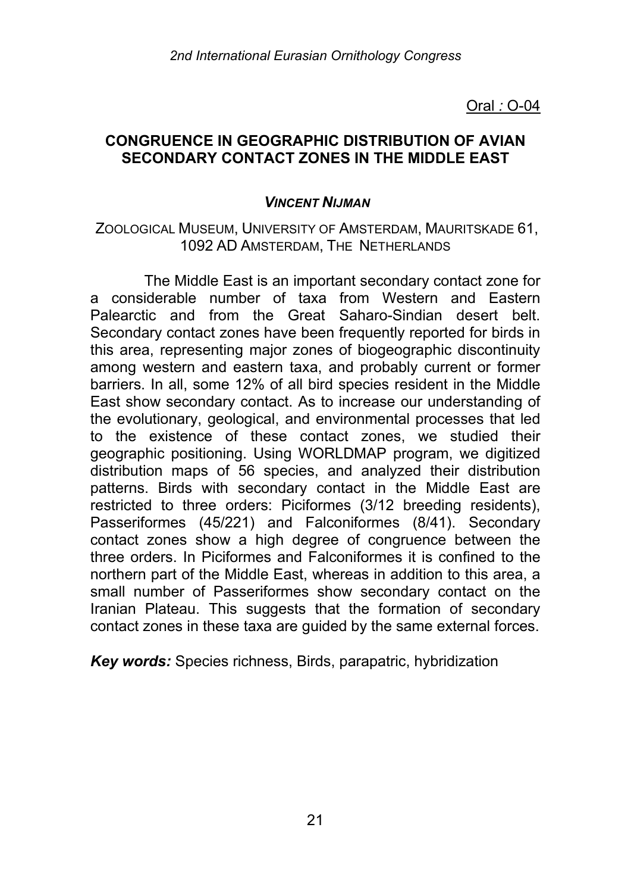Oral : O-04

## CONGRUENCE IN GEOGRAPHIC DISTRIBUTION OF AVIAN SECONDARY CONTACT ZONES IN THE MIDDLE EAST

***VINCENT NIJMAN***

ZOOLOGICAL MUSEUM, UNIVERSITY OF AMSTERDAM, MAURITSKADE 61, 1092 AD AMSTERDAM, THE NETHERLANDS

The Middle East is an important secondary contact zone for a considerable number of taxa from Western and Eastern Palearctic and from the Great Saharo-Sindian desert belt. Secondary contact zones have been frequently reported for birds in this area, representing major zones of biogeographic discontinuity among western and eastern taxa, and probably current or former barriers. In all, some 12% of all bird species resident in the Middle East show secondary contact. As to increase our understanding of the evolutionary, geological, and environmental processes that led to the existence of these contact zones, we studied their geographic positioning. Using WORLDMAP program, we digitized distribution maps of 56 species, and analyzed their distribution patterns. Birds with secondary contact in the Middle East are restricted to three orders: Piciformes (3/12 breeding residents), Passeriformes (45/221) and Falconiformes (8/41). Secondary contact zones show a high degree of congruence between the three orders. In Piciformes and Falconiformes it is confined to the northern part of the Middle East, whereas in addition to this area, a small number of Passeriformes show secondary contact on the Iranian Plateau. This suggests that the formation of secondary contact zones in these taxa are guided by the same external forces.

***Key words:*** Species richness, Birds, parapatric, hybridization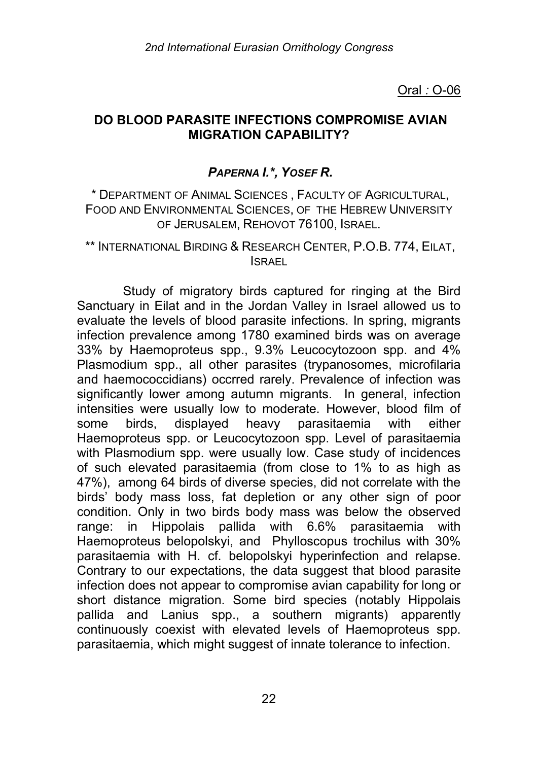Oral : O-06

## DO BLOOD PARASITE INFECTIONS COMPROMISE AVIAN MIGRATION CAPABILITY?

***PAPERNA I.*, YOSEF R.***

* DEPARTMENT OF ANIMAL SCIENCES , FACULTY OF AGRICULTURAL, FOOD AND ENVIRONMENTAL SCIENCES, OF THE HEBREW UNIVERSITY OF JERUSALEM, REHOVOT 76100, ISRAEL.

** INTERNATIONAL BIRDING & RESEARCH CENTER, P.O.B. 774, EILAT, ISRAEL

Study of migratory birds captured for ringing at the Bird Sanctuary in Eilat and in the Jordan Valley in Israel allowed us to evaluate the levels of blood parasite infections. In spring, migrants infection prevalence among 1780 examined birds was on average 33% by Haemoproteus spp., 9.3% Leucocytozoon spp. and 4% Plasmodium spp., all other parasites (trypanosomes, microfilaria and haemococcidians) occrred rarely. Prevalence of infection was significantly lower among autumn migrants. In general, infection intensities were usually low to moderate. However, blood film of some birds, displayed heavy parasitaemia with either Haemoproteus spp. or Leucocytozoon spp. Level of parasitaemia with Plasmodium spp. were usually low. Case study of incidences of such elevated parasitaemia (from close to 1% to as high as 47%), among 64 birds of diverse species, did not correlate with the birds' body mass loss, fat depletion or any other sign of poor condition. Only in two birds body mass was below the observed range: in Hippolais pallida with 6.6% parasitaemia with Haemoproteus belopolskyi, and Phylloscopus trochilus with 30% parasitaemia with H. cf. belopolskyi hyperinfection and relapse. Contrary to our expectations, the data suggest that blood parasite infection does not appear to compromise avian capability for long or short distance migration. Some bird species (notably Hippolais pallida and Lanius spp., a southern migrants) apparently continuously coexist with elevated levels of Haemoproteus spp. parasitaemia, which might suggest of innate tolerance to infection.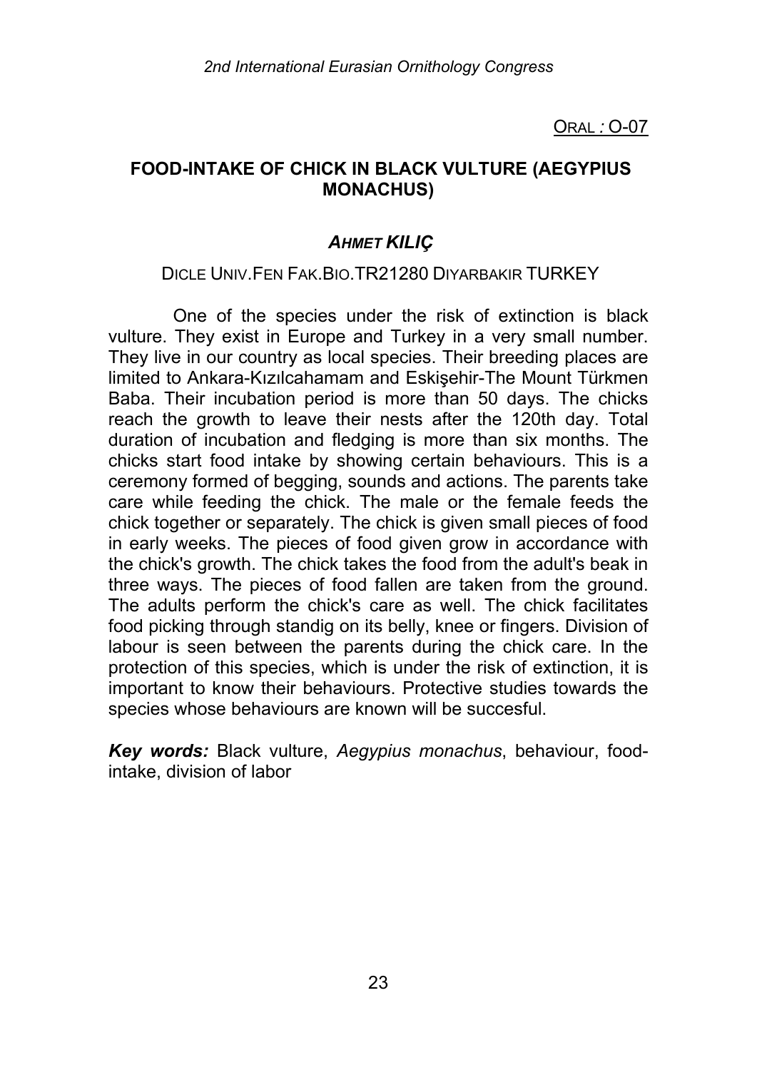ORAL : O-07

## FOOD-INTAKE OF CHICK IN BLACK VULTURE (AEGYPIUS MONACHUS)

***AHMET KILIÇ***

DICLE UNIV.FEN FAK.BIO.TR21280 DIYARBAKIR TURKEY

One of the species under the risk of extinction is black vulture. They exist in Europe and Turkey in a very small number. They live in our country as local species. Their breeding places are limited to Ankara-Kızılcahamam and Eskişehir-The Mount Türkmen Baba. Their incubation period is more than 50 days. The chicks reach the growth to leave their nests after the 120th day. Total duration of incubation and fledging is more than six months. The chicks start food intake by showing certain behaviours. This is a ceremony formed of begging, sounds and actions. The parents take care while feeding the chick. The male or the female feeds the chick together or separately. The chick is given small pieces of food in early weeks. The pieces of food given grow in accordance with the chick's growth. The chick takes the food from the adult's beak in three ways. The pieces of food fallen are taken from the ground. The adults perform the chick's care as well. The chick facilitates food picking through standig on its belly, knee or fingers. Division of labour is seen between the parents during the chick care. In the protection of this species, which is under the risk of extinction, it is important to know their behaviours. Protective studies towards the species whose behaviours are known will be succesful.

***Key words:*** Black vulture, *Aegypius monachus*, behaviour, food-intake, division of labor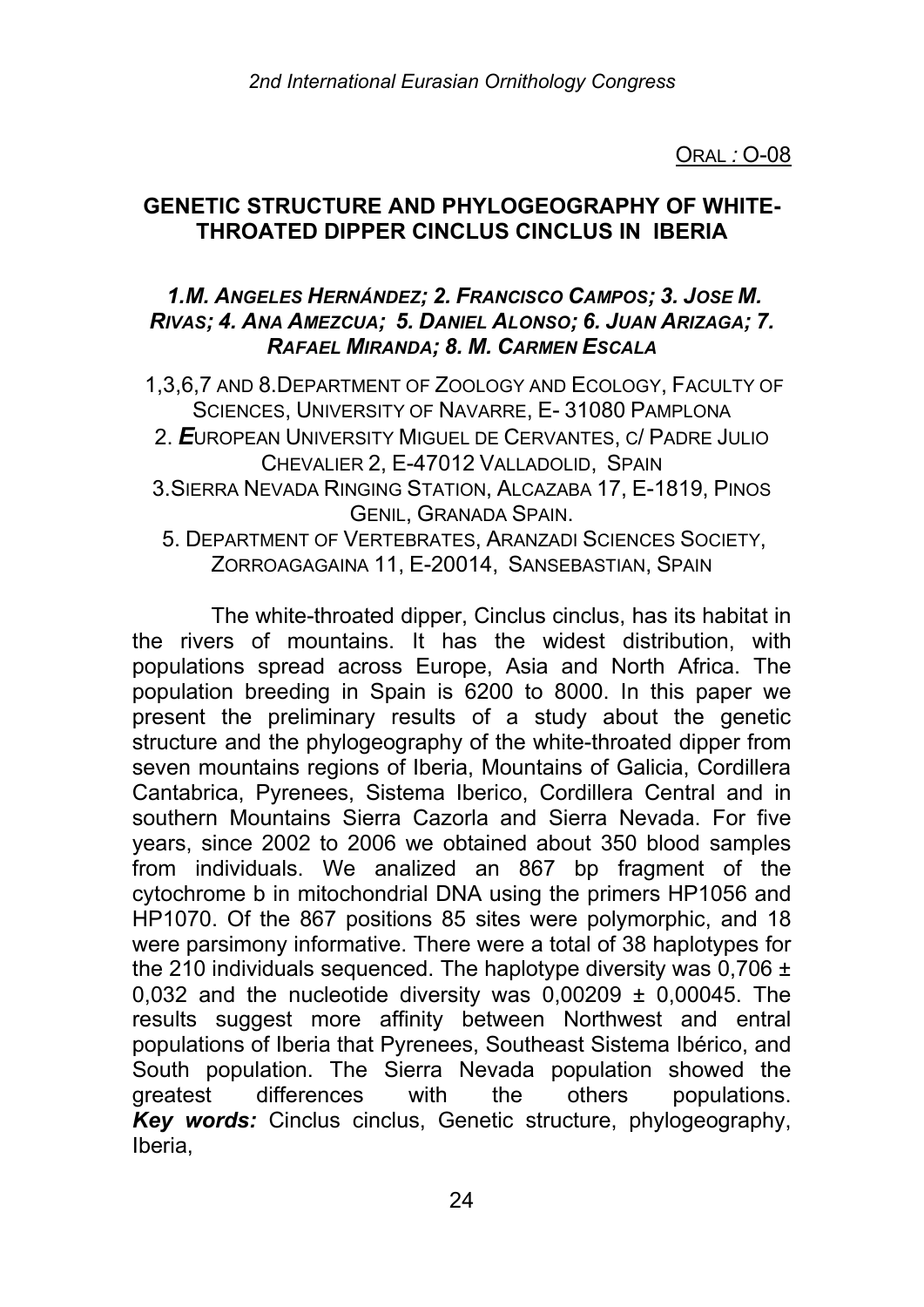ORAL : O-08

## GENETIC STRUCTURE AND PHYLOGEOGRAPHY OF WHITE-THROATED DIPPER CINCLUS CINCLUS IN IBERIA

***1.M. ANGELES HERNÁNDEZ; 2. FRANCISCO CAMPOS; 3. JOSE M. RIVAS; 4. ANA AMEZCUA; 5. DANIEL ALONSO; 6. JUAN ARIZAGA; 7. RAFAEL MIRANDA; 8. M. CARMEN ESCALA***

1,3,6,7 AND 8.DEPARTMENT OF ZOOLOGY AND ECOLOGY, FACULTY OF SCIENCES, UNIVERSITY OF NAVARRE, E- 31080 PAMPLONA

2. ***E***UROPEAN UNIVERSITY MIGUEL DE CERVANTES, C/ PADRE JULIO CHEVALIER 2, E-47012 VALLADOLID, SPAIN

3.SIERRA NEVADA RINGING STATION, ALCAZABA 17, E-1819, PINOS GENIL, GRANADA SPAIN.

5. DEPARTMENT OF VERTEBRATES, ARANZADI SCIENCES SOCIETY, ZORROAGAGAINA 11, E-20014, SANSEBASTIAN, SPAIN

The white-throated dipper, Cinclus cinclus, has its habitat in the rivers of mountains. It has the widest distribution, with populations spread across Europe, Asia and North Africa. The population breeding in Spain is 6200 to 8000. In this paper we present the preliminary results of a study about the genetic structure and the phylogeography of the white-throated dipper from seven mountains regions of Iberia, Mountains of Galicia, Cordillera Cantabrica, Pyrenees, Sistema Iberico, Cordillera Central and in southern Mountains Sierra Cazorla and Sierra Nevada. For five years, since 2002 to 2006 we obtained about 350 blood samples from individuals. We analized an 867 bp fragment of the cytochrome b in mitochondrial DNA using the primers HP1056 and HP1070. Of the 867 positions 85 sites were polymorphic, and 18 were parsimony informative. There were a total of 38 haplotypes for the 210 individuals sequenced. The haplotype diversity was 0,706 ± 0,032 and the nucleotide diversity was 0,00209 ± 0,00045. The results suggest more affinity between Northwest and entral populations of Iberia that Pyrenees, Southeast Sistema Ibérico, and South population. The Sierra Nevada population showed the greatest differences with the others populations.

***Key words:*** Cinclus cinclus, Genetic structure, phylogeography, Iberia,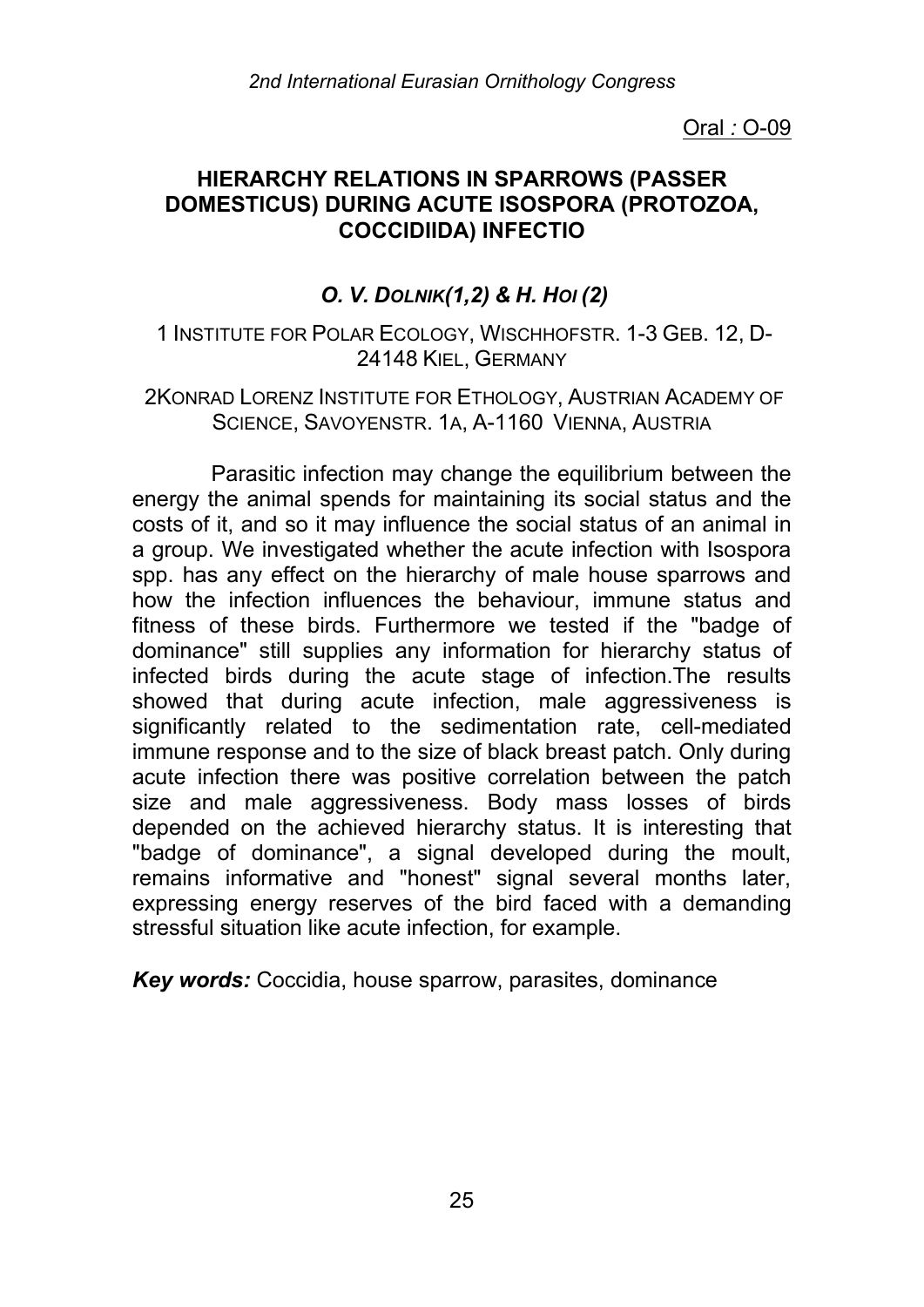Oral : O-09

## HIERARCHY RELATIONS IN SPARROWS (PASSER DOMESTICUS) DURING ACUTE ISOSPORA (PROTOZOA, COCCIDIIDA) INFECTIO

***O. V. Dolnik(1,2) & H. Hoi (2)***

1 Institute for Polar Ecology, Wischhofstr. 1-3 Geb. 12, D-24148 Kiel, Germany

2Konrad Lorenz Institute for Ethology, Austrian Academy of Science, Savoyenstr. 1a, A-1160 Vienna, Austria

Parasitic infection may change the equilibrium between the energy the animal spends for maintaining its social status and the costs of it, and so it may influence the social status of an animal in a group. We investigated whether the acute infection with Isospora spp. has any effect on the hierarchy of male house sparrows and how the infection influences the behaviour, immune status and fitness of these birds. Furthermore we tested if the "badge of dominance" still supplies any information for hierarchy status of infected birds during the acute stage of infection.The results showed that during acute infection, male aggressiveness is significantly related to the sedimentation rate, cell-mediated immune response and to the size of black breast patch. Only during acute infection there was positive correlation between the patch size and male aggressiveness. Body mass losses of birds depended on the achieved hierarchy status. It is interesting that "badge of dominance", a signal developed during the moult, remains informative and "honest" signal several months later, expressing energy reserves of the bird faced with a demanding stressful situation like acute infection, for example.

***Key words:*** Coccidia, house sparrow, parasites, dominance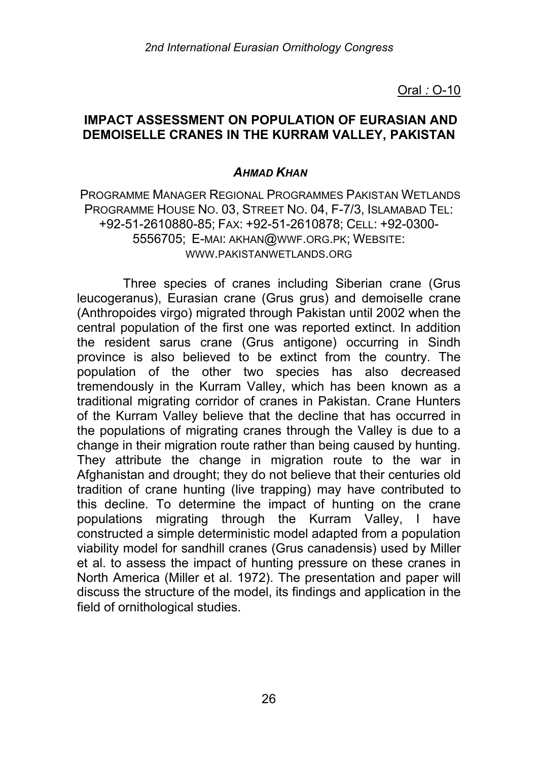Oral : O-10

## IMPACT ASSESSMENT ON POPULATION OF EURASIAN AND DEMOISELLE CRANES IN THE KURRAM VALLEY, PAKISTAN

***AHMAD KHAN***

PROGRAMME MANAGER REGIONAL PROGRAMMES PAKISTAN WETLANDS PROGRAMME HOUSE NO. 03, STREET NO. 04, F-7/3, ISLAMABAD TEL: +92-51-2610880-85; FAX: +92-51-2610878; CELL: +92-0300-5556705; E-MAI: AKHAN@WWF.ORG.PK; WEBSITE: WWW.PAKISTANWETLANDS.ORG

Three species of cranes including Siberian crane (Grus leucogeranus), Eurasian crane (Grus grus) and demoiselle crane (Anthropoides virgo) migrated through Pakistan until 2002 when the central population of the first one was reported extinct. In addition the resident sarus crane (Grus antigone) occurring in Sindh province is also believed to be extinct from the country. The population of the other two species has also decreased tremendously in the Kurram Valley, which has been known as a traditional migrating corridor of cranes in Pakistan. Crane Hunters of the Kurram Valley believe that the decline that has occurred in the populations of migrating cranes through the Valley is due to a change in their migration route rather than being caused by hunting. They attribute the change in migration route to the war in Afghanistan and drought; they do not believe that their centuries old tradition of crane hunting (live trapping) may have contributed to this decline. To determine the impact of hunting on the crane populations migrating through the Kurram Valley, I have constructed a simple deterministic model adapted from a population viability model for sandhill cranes (Grus canadensis) used by Miller et al. to assess the impact of hunting pressure on these cranes in North America (Miller et al. 1972). The presentation and paper will discuss the structure of the model, its findings and application in the field of ornithological studies.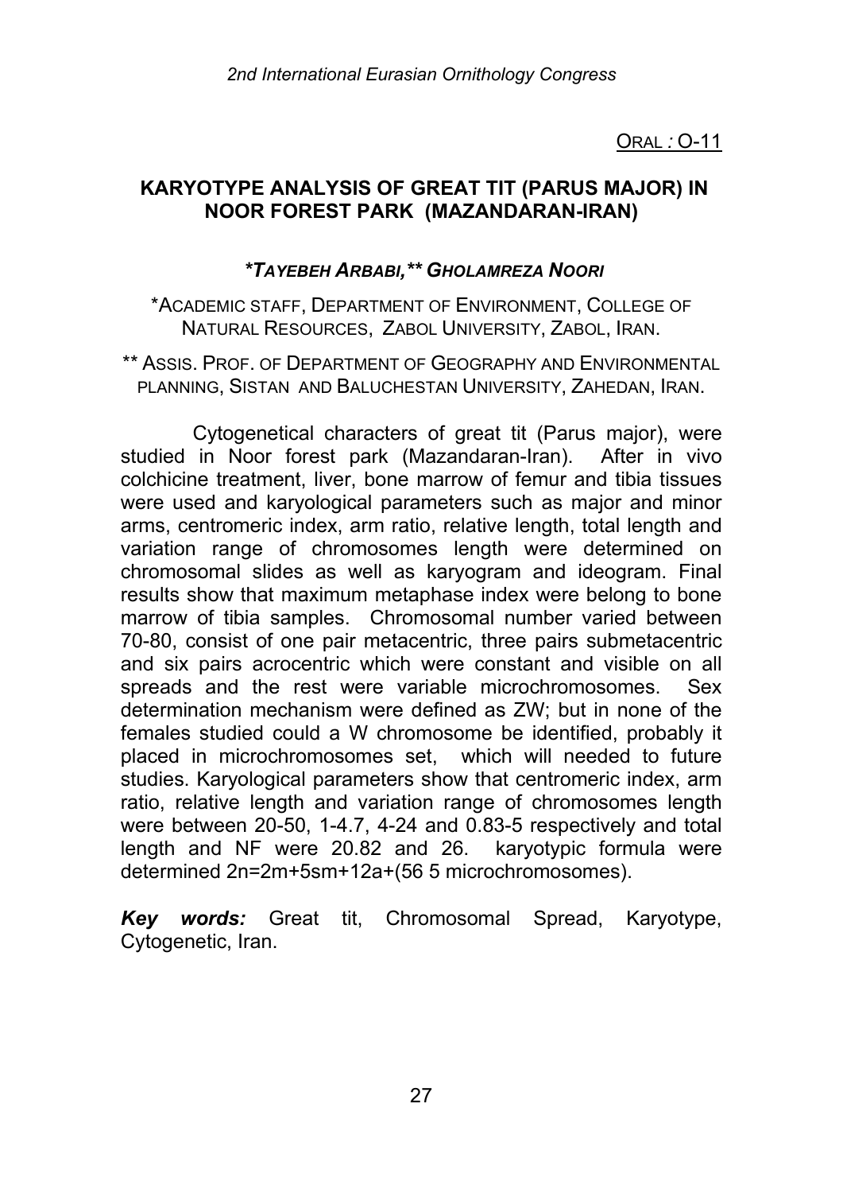ORAL : O-11

## KARYOTYPE ANALYSIS OF GREAT TIT (PARUS MAJOR) IN NOOR FOREST PARK (MAZANDARAN-IRAN)

***TAYEBEH ARBABI,** GHOLAMREZA NOORI***

*ACADEMIC STAFF, DEPARTMENT OF ENVIRONMENT, COLLEGE OF NATURAL RESOURCES, ZABOL UNIVERSITY, ZABOL, IRAN.

** ASSIS. PROF. OF DEPARTMENT OF GEOGRAPHY AND ENVIRONMENTAL PLANNING, SISTAN AND BALUCHESTAN UNIVERSITY, ZAHEDAN, IRAN.

Cytogenetical characters of great tit (Parus major), were studied in Noor forest park (Mazandaran-Iran). After in vivo colchicine treatment, liver, bone marrow of femur and tibia tissues were used and karyological parameters such as major and minor arms, centromeric index, arm ratio, relative length, total length and variation range of chromosomes length were determined on chromosomal slides as well as karyogram and ideogram. Final results show that maximum metaphase index were belong to bone marrow of tibia samples. Chromosomal number varied between 70-80, consist of one pair metacentric, three pairs submetacentric and six pairs acrocentric which were constant and visible on all spreads and the rest were variable microchromosomes. Sex determination mechanism were defined as ZW; but in none of the females studied could a W chromosome be identified, probably it placed in microchromosomes set, which will needed to future studies. Karyological parameters show that centromeric index, arm ratio, relative length and variation range of chromosomes length were between 20-50, 1-4.7, 4-24 and 0.83-5 respectively and total length and NF were 20.82 and 26. karyotypic formula were determined 2n=2m+5sm+12a+(56 5 microchromosomes).

***Key words:*** Great tit, Chromosomal Spread, Karyotype, Cytogenetic, Iran.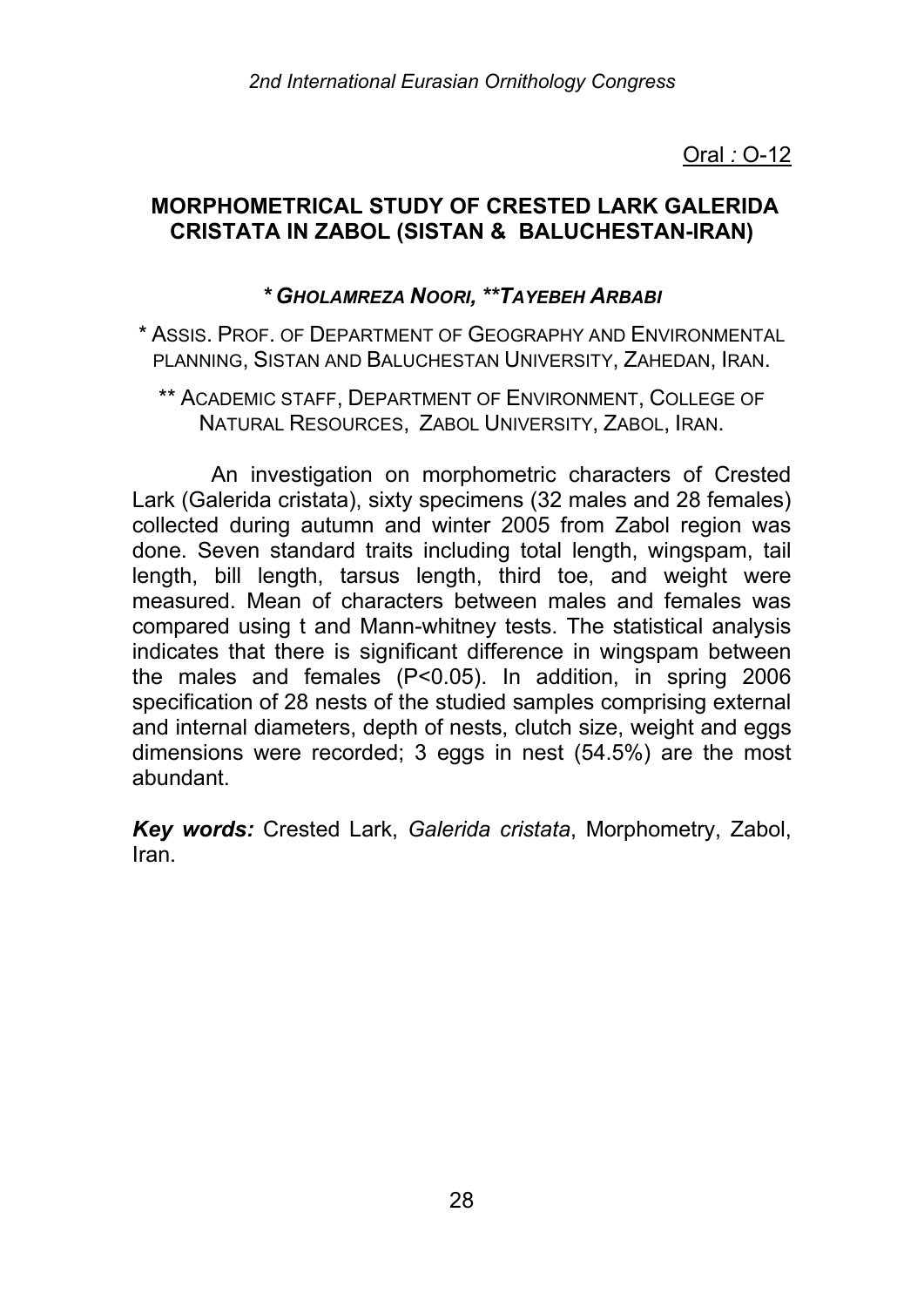Oral : O-12

## MORPHOMETRICAL STUDY OF CRESTED LARK GALERIDA CRISTATA IN ZABOL (SISTAN & BALUCHESTAN-IRAN)

***Gholamreza Noori, **Tayebeh Arbabi***

* Assis. Prof. of Department of Geography and Environmental planning, Sistan and Baluchestan University, Zahedan, Iran.

** Academic staff, Department of Environment, College of Natural Resources, Zabol University, Zabol, Iran.

An investigation on morphometric characters of Crested Lark (Galerida cristata), sixty specimens (32 males and 28 females) collected during autumn and winter 2005 from Zabol region was done. Seven standard traits including total length, wingspam, tail length, bill length, tarsus length, third toe, and weight were measured. Mean of characters between males and females was compared using t and Mann-whitney tests. The statistical analysis indicates that there is significant difference in wingspam between the males and females ($P<0.05$). In addition, in spring 2006 specification of 28 nests of the studied samples comprising external and internal diameters, depth of nests, clutch size, weight and eggs dimensions were recorded; 3 eggs in nest (54.5%) are the most abundant.

***Key words:*** Crested Lark, *Galerida cristata*, Morphometry, Zabol, Iran.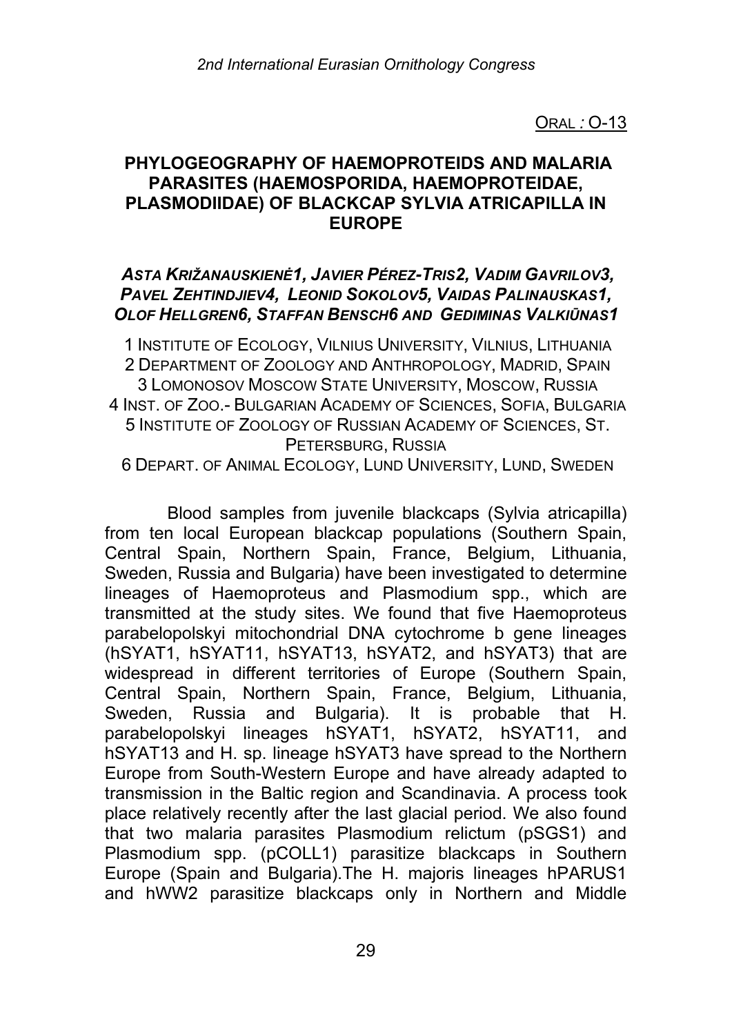ORAL : O-13

## PHYLOGEOGRAPHY OF HAEMOPROTEIDS AND MALARIA PARASITES (HAEMOSPORIDA, HAEMOPROTEIDAE, PLASMODIIDAE) OF BLACKCAP SYLVIA ATRICAPILLA IN EUROPE

***ASTA KRIŽANAUSKIENĖ1, JAVIER PÉREZ-TRIS2, VADIM GAVRILOV3, PAVEL ZEHTINDJIEV4, LEONID SOKOLOV5, VAIDAS PALINAUSKAS1, OLOF HELLGREN6, STAFFAN BENSCH6 AND GEDIMINAS VALKIŪNAS1***

1 INSTITUTE OF ECOLOGY, VILNIUS UNIVERSITY, VILNIUS, LITHUANIA
2 DEPARTMENT OF ZOOLOGY AND ANTHROPOLOGY, MADRID, SPAIN
3 LOMONOSOV MOSCOW STATE UNIVERSITY, MOSCOW, RUSSIA
4 INST. OF ZOO.- BULGARIAN ACADEMY OF SCIENCES, SOFIA, BULGARIA
5 INSTITUTE OF ZOOLOGY OF RUSSIAN ACADEMY OF SCIENCES, ST. PETERSBURG, RUSSIA
6 DEPART. OF ANIMAL ECOLOGY, LUND UNIVERSITY, LUND, SWEDEN

Blood samples from juvenile blackcaps (Sylvia atricapilla) from ten local European blackcap populations (Southern Spain, Central Spain, Northern Spain, France, Belgium, Lithuania, Sweden, Russia and Bulgaria) have been investigated to determine lineages of Haemoproteus and Plasmodium spp., which are transmitted at the study sites. We found that five Haemoproteus parabelopolskyi mitochondrial DNA cytochrome b gene lineages (hSYAT1, hSYAT11, hSYAT13, hSYAT2, and hSYAT3) that are widespread in different territories of Europe (Southern Spain, Central Spain, Northern Spain, France, Belgium, Lithuania, Sweden, Russia and Bulgaria). It is probable that H. parabelopolskyi lineages hSYAT1, hSYAT2, hSYAT11, and hSYAT13 and H. sp. lineage hSYAT3 have spread to the Northern Europe from South-Western Europe and have already adapted to transmission in the Baltic region and Scandinavia. A process took place relatively recently after the last glacial period. We also found that two malaria parasites Plasmodium relictum (pSGS1) and Plasmodium spp. (pCOLL1) parasitize blackcaps in Southern Europe (Spain and Bulgaria).The H. majoris lineages hPARUS1 and hWW2 parasitize blackcaps only in Northern and Middle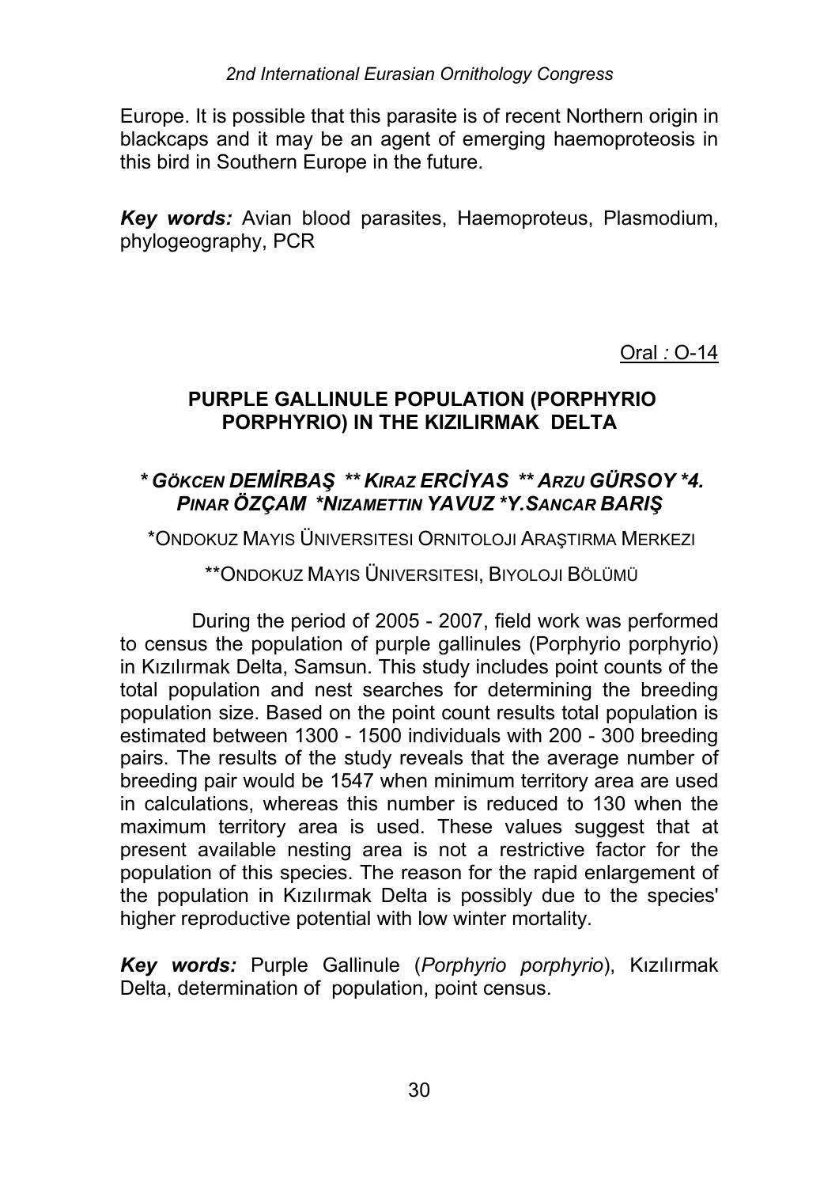Europe. It is possible that this parasite is of recent Northern origin in blackcaps and it may be an agent of emerging haemoproteosis in this bird in Southern Europe in the future.

***Key words:*** Avian blood parasites, Haemoproteus, Plasmodium, phylogeography, PCR

Oral : O-14

## PURPLE GALLINULE POPULATION (PORPHYRIO PORPHYRIO) IN THE KIZILIRMAK DELTA

***\* GÖKCEN DEMİRBAŞ \*\* KIRAZ ERCİYAS \*\* ARZU GÜRSOY \*4. PINAR ÖZÇAM \*NIZAMETTIN YAVUZ \*Y.SANCAR BARIŞ***

\*ONDOKUZ MAYIS ÜNIVERSITESI ORNITOLOJI ARAŞTIRMA MERKEZI

\*\*ONDOKUZ MAYIS ÜNIVERSITESI, BIYOLOJI BÖLÜMÜ

During the period of 2005 - 2007, field work was performed to census the population of purple gallinules (Porphyrio porphyrio) in Kızılırmak Delta, Samsun. This study includes point counts of the total population and nest searches for determining the breeding population size. Based on the point count results total population is estimated between 1300 - 1500 individuals with 200 - 300 breeding pairs. The results of the study reveals that the average number of breeding pair would be 1547 when minimum territory area are used in calculations, whereas this number is reduced to 130 when the maximum territory area is used. These values suggest that at present available nesting area is not a restrictive factor for the population of this species. The reason for the rapid enlargement of the population in Kızılırmak Delta is possibly due to the species' higher reproductive potential with low winter mortality.

***Key words:*** Purple Gallinule (*Porphyrio porphyrio*), Kızılırmak Delta, determination of population, point census.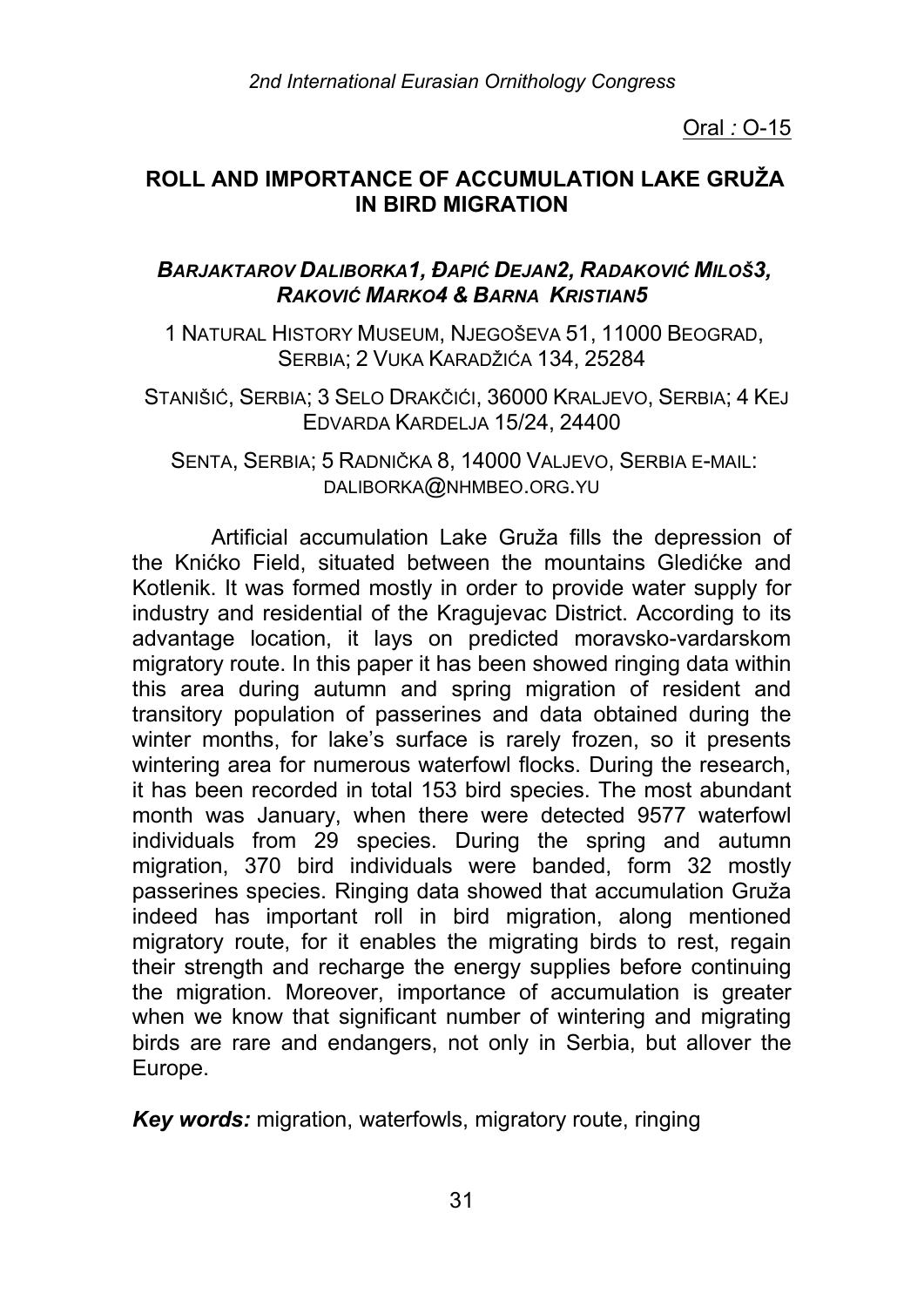Oral : O-15

## ROLL AND IMPORTANCE OF ACCUMULATION LAKE GRUŽA IN BIRD MIGRATION

***BARJAKTAROV DALIBORKA1, ĐAPIĆ DEJAN2, RADAKOVIĆ MILOŠ3, RAKOVIĆ MARKO4 & BARNA KRISTIAN5***

1 NATURAL HISTORY MUSEUM, NJEGOŠEVA 51, 11000 BEOGRAD, SERBIA; 2 VUKA KARADŽIĆA 134, 25284 STANIŠIĆ, SERBIA; 3 SELO DRAKČIĆI, 36000 KRALJEVO, SERBIA; 4 KEJ EDVARDA KARDELJA 15/24, 24400 SENTA, SERBIA; 5 RADNIČKA 8, 14000 VALJEVO, SERBIA E-MAIL: DALIBORKA@NHMBEO.ORG.YU

Artificial accumulation Lake Gruža fills the depression of the Knićko Field, situated between the mountains Gledićke and Kotlenik. It was formed mostly in order to provide water supply for industry and residential of the Kragujevac District. According to its advantage location, it lays on predicted moravsko-vardarskom migratory route. In this paper it has been showed ringing data within this area during autumn and spring migration of resident and transitory population of passerines and data obtained during the winter months, for lake's surface is rarely frozen, so it presents wintering area for numerous waterfowl flocks. During the research, it has been recorded in total 153 bird species. The most abundant month was January, when there were detected 9577 waterfowl individuals from 29 species. During the spring and autumn migration, 370 bird individuals were banded, form 32 mostly passerines species. Ringing data showed that accumulation Gruža indeed has important roll in bird migration, along mentioned migratory route, for it enables the migrating birds to rest, regain their strength and recharge the energy supplies before continuing the migration. Moreover, importance of accumulation is greater when we know that significant number of wintering and migrating birds are rare and endangers, not only in Serbia, but allover the Europe.

***Key words:*** migration, waterfowls, migratory route, ringing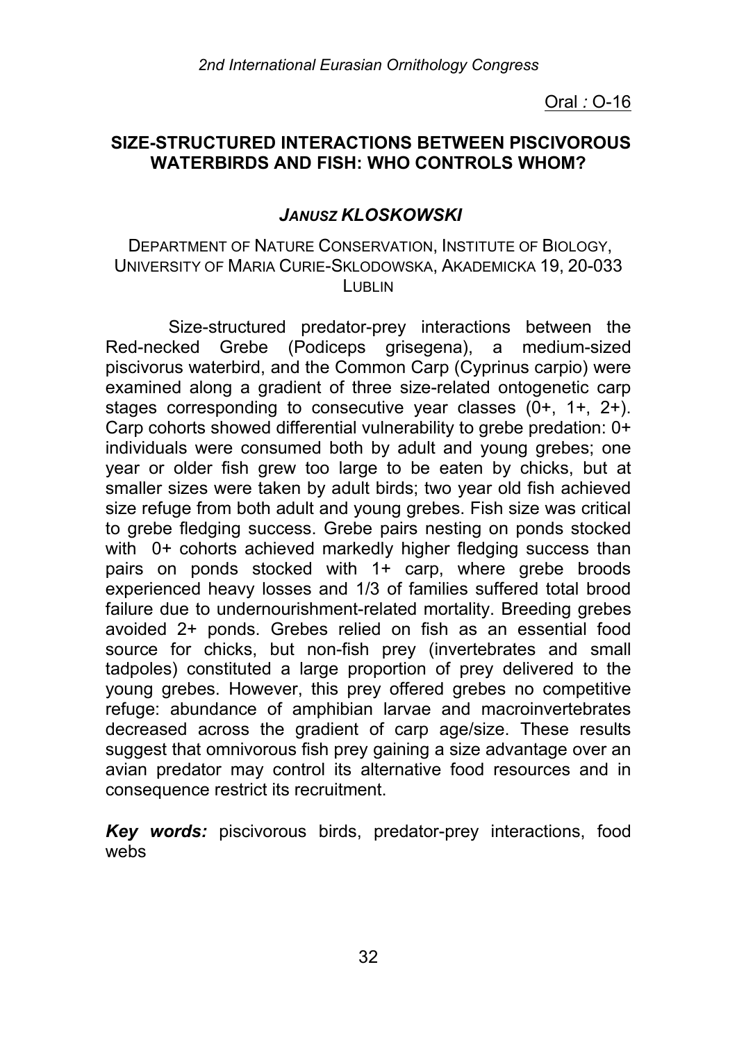Oral : O-16

## SIZE-STRUCTURED INTERACTIONS BETWEEN PISCIVOROUS WATERBIRDS AND FISH: WHO CONTROLS WHOM?

***JANUSZ KLOSKOWSKI***

DEPARTMENT OF NATURE CONSERVATION, INSTITUTE OF BIOLOGY, UNIVERSITY OF MARIA CURIE-SKLODOWSKA, AKADEMICKA 19, 20-033 LUBLIN

Size-structured predator-prey interactions between the Red-necked Grebe (Podiceps grisegena), a medium-sized piscivorus waterbird, and the Common Carp (Cyprinus carpio) were examined along a gradient of three size-related ontogenetic carp stages corresponding to consecutive year classes (0+, 1+, 2+). Carp cohorts showed differential vulnerability to grebe predation: 0+ individuals were consumed both by adult and young grebes; one year or older fish grew too large to be eaten by chicks, but at smaller sizes were taken by adult birds; two year old fish achieved size refuge from both adult and young grebes. Fish size was critical to grebe fledging success. Grebe pairs nesting on ponds stocked with 0+ cohorts achieved markedly higher fledging success than pairs on ponds stocked with 1+ carp, where grebe broods experienced heavy losses and 1/3 of families suffered total brood failure due to undernourishment-related mortality. Breeding grebes avoided 2+ ponds. Grebes relied on fish as an essential food source for chicks, but non-fish prey (invertebrates and small tadpoles) constituted a large proportion of prey delivered to the young grebes. However, this prey offered grebes no competitive refuge: abundance of amphibian larvae and macroinvertebrates decreased across the gradient of carp age/size. These results suggest that omnivorous fish prey gaining a size advantage over an avian predator may control its alternative food resources and in consequence restrict its recruitment.

***Key words:*** piscivorous birds, predator-prey interactions, food webs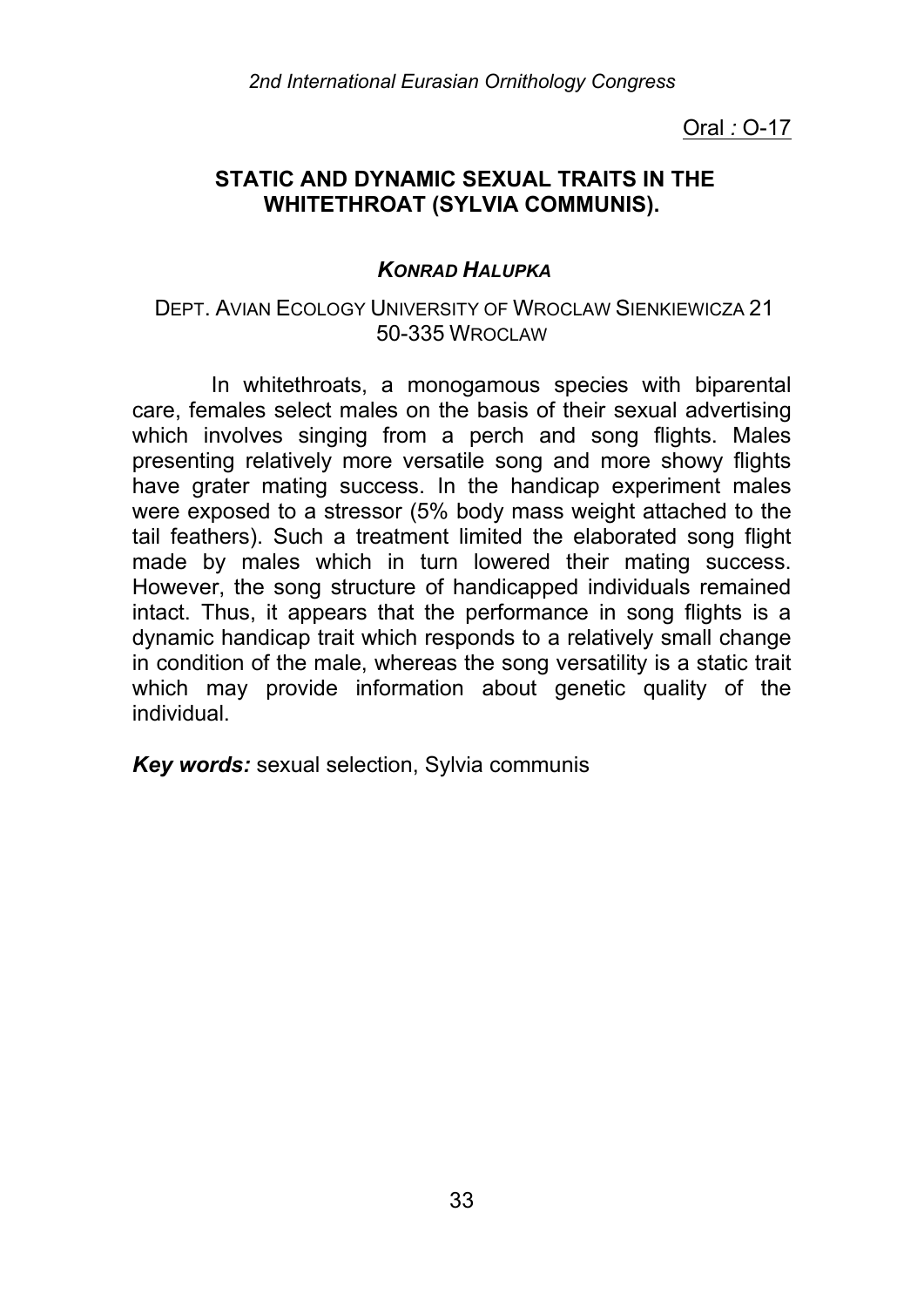Oral : O-17

## STATIC AND DYNAMIC SEXUAL TRAITS IN THE WHITETHROAT (SYLVIA COMMUNIS).

***KONRAD HALUPKA***

DEPT. AVIAN ECOLOGY UNIVERSITY OF WROCLAW SIENKIEWICZA 21 50-335 WROCLAW

In whitethroats, a monogamous species with biparental care, females select males on the basis of their sexual advertising which involves singing from a perch and song flights. Males presenting relatively more versatile song and more showy flights have grater mating success. In the handicap experiment males were exposed to a stressor (5% body mass weight attached to the tail feathers). Such a treatment limited the elaborated song flight made by males which in turn lowered their mating success. However, the song structure of handicapped individuals remained intact. Thus, it appears that the performance in song flights is a dynamic handicap trait which responds to a relatively small change in condition of the male, whereas the song versatility is a static trait which may provide information about genetic quality of the individual.

***Key words:*** sexual selection, Sylvia communis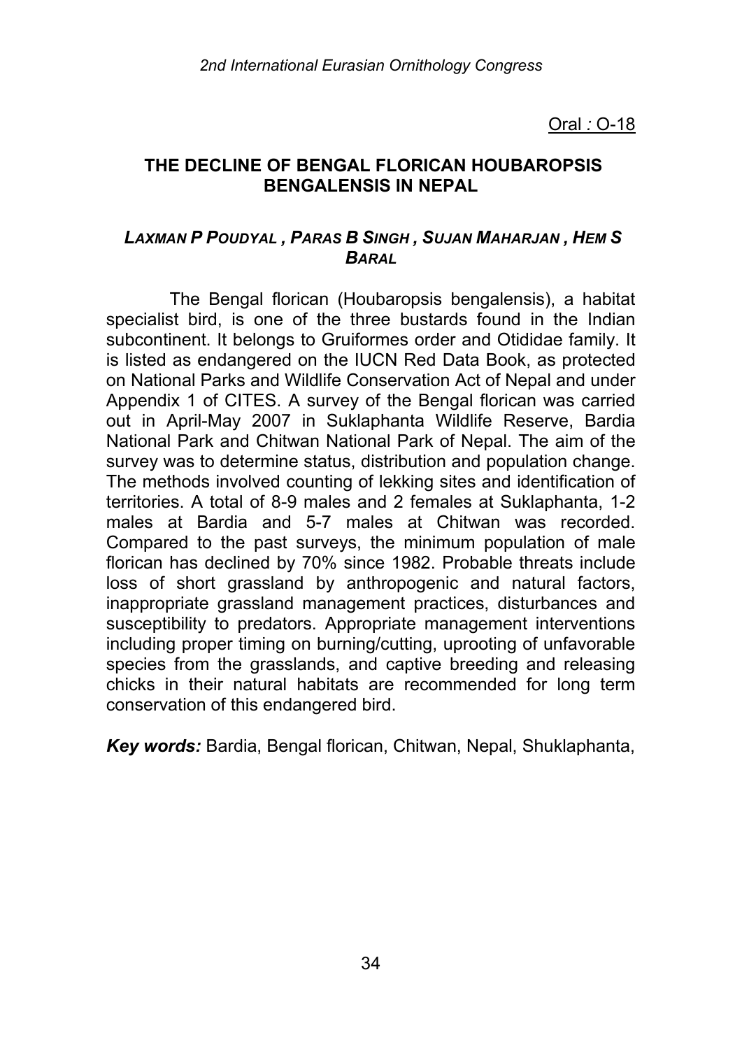Oral *:* O-18

## THE DECLINE OF BENGAL FLORICAN HOUBAROPSIS BENGALENSIS IN NEPAL

***LAXMAN P POUDYAL , PARAS B SINGH , SUJAN MAHARJAN , HEM S BARAL***

The Bengal florican (Houbaropsis bengalensis), a habitat specialist bird, is one of the three bustards found in the Indian subcontinent. It belongs to Gruiformes order and Otididae family. It is listed as endangered on the IUCN Red Data Book, as protected on National Parks and Wildlife Conservation Act of Nepal and under Appendix 1 of CITES. A survey of the Bengal florican was carried out in April-May 2007 in Suklaphanta Wildlife Reserve, Bardia National Park and Chitwan National Park of Nepal. The aim of the survey was to determine status, distribution and population change. The methods involved counting of lekking sites and identification of territories. A total of 8-9 males and 2 females at Suklaphanta, 1-2 males at Bardia and 5-7 males at Chitwan was recorded. Compared to the past surveys, the minimum population of male florican has declined by 70% since 1982. Probable threats include loss of short grassland by anthropogenic and natural factors, inappropriate grassland management practices, disturbances and susceptibility to predators. Appropriate management interventions including proper timing on burning/cutting, uprooting of unfavorable species from the grasslands, and captive breeding and releasing chicks in their natural habitats are recommended for long term conservation of this endangered bird.

***Key words:*** Bardia, Bengal florican, Chitwan, Nepal, Shuklaphanta,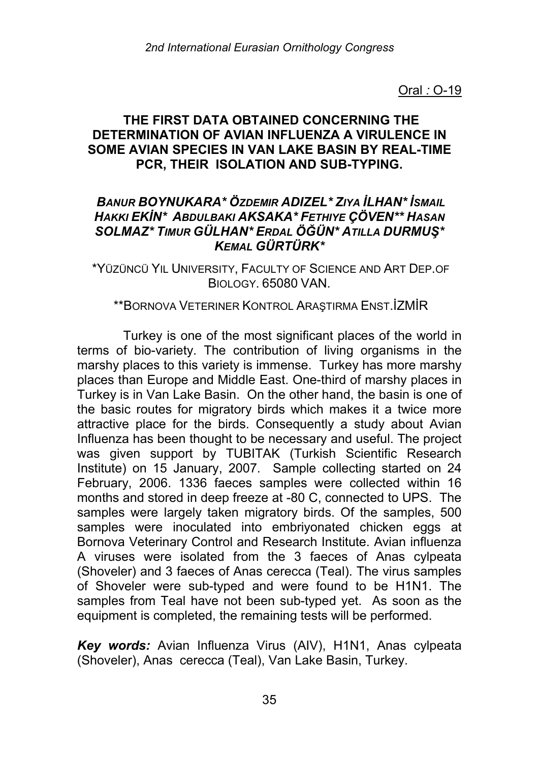Oral : O-19

## THE FIRST DATA OBTAINED CONCERNING THE DETERMINATION OF AVIAN INFLUENZA A VIRULENCE IN SOME AVIAN SPECIES IN VAN LAKE BASIN BY REAL-TIME PCR, THEIR ISOLATION AND SUB-TYPING.

***BANUR BOYNUKARA\* ÖZDEMIR ADIZEL\* ZIYA İLHAN\* İSMAIL HAKKI EKİN\* ABDULBAKI AKSAKA\* FETHIYE ÇÖVEN\*\* HASAN SOLMAZ\* TIMUR GÜLHAN\* ERDAL ÖĞÜN\* ATILLA DURMUŞ\* KEMAL GÜRTÜRK\****

\*YÜZÜNCÜ YIL UNIVERSITY, FACULTY OF SCIENCE AND ART DEP.OF BIOLOGY. 65080 VAN.

\*\*BORNOVA VETERINER KONTROL ARAŞTIRMA ENST.İZMİR

Turkey is one of the most significant places of the world in terms of bio-variety. The contribution of living organisms in the marshy places to this variety is immense. Turkey has more marshy places than Europe and Middle East. One-third of marshy places in Turkey is in Van Lake Basin. On the other hand, the basin is one of the basic routes for migratory birds which makes it a twice more attractive place for the birds. Consequently a study about Avian Influenza has been thought to be necessary and useful. The project was given support by TUBITAK (Turkish Scientific Research Institute) on 15 January, 2007. Sample collecting started on 24 February, 2006. 1336 faeces samples were collected within 16 months and stored in deep freeze at -80 C, connected to UPS. The samples were largely taken migratory birds. Of the samples, 500 samples were inoculated into embriyonated chicken eggs at Bornova Veterinary Control and Research Institute. Avian influenza A viruses were isolated from the 3 faeces of Anas cylpeata (Shoveler) and 3 faeces of Anas cerecca (Teal). The virus samples of Shoveler were sub-typed and were found to be H1N1. The samples from Teal have not been sub-typed yet. As soon as the equipment is completed, the remaining tests will be performed.

***Key words:*** Avian Influenza Virus (AIV), H1N1, Anas cylpeata (Shoveler), Anas cerecca (Teal), Van Lake Basin, Turkey.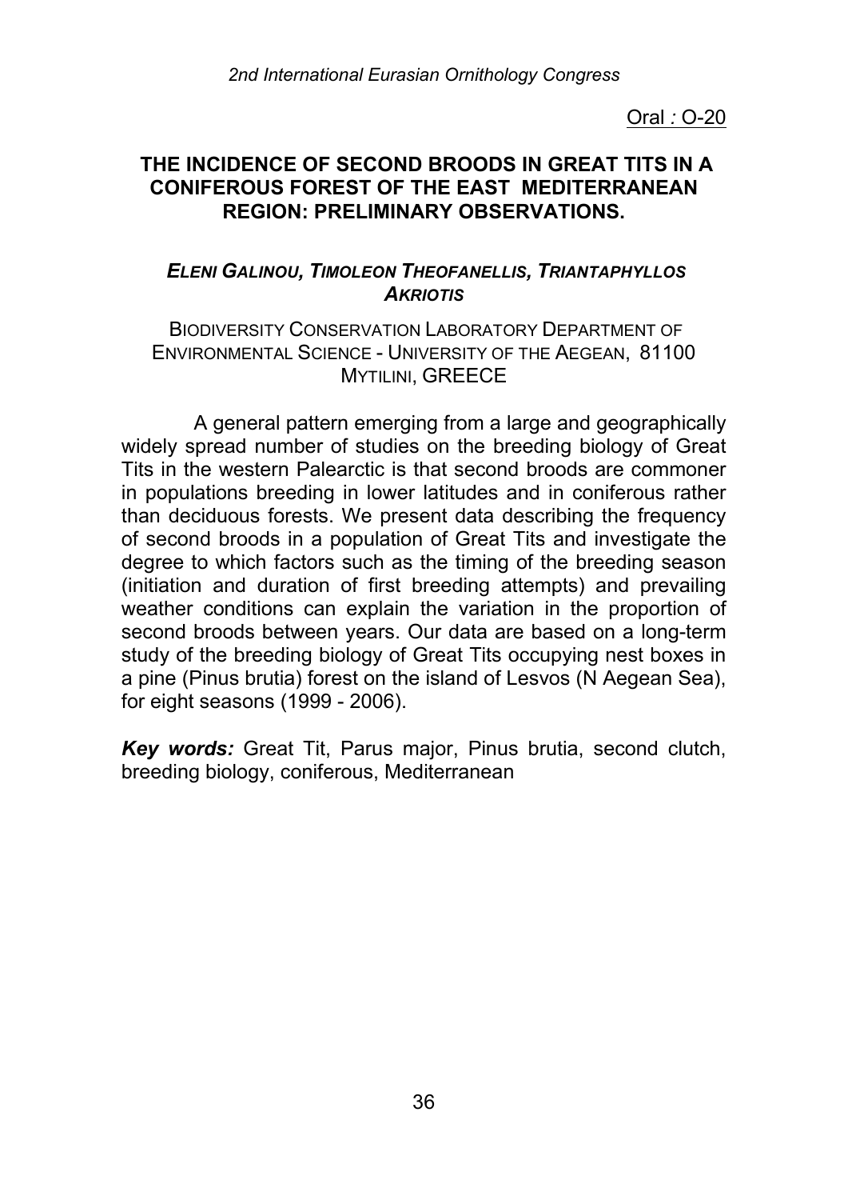Oral : O-20

## THE INCIDENCE OF SECOND BROODS IN GREAT TITS IN A CONIFEROUS FOREST OF THE EAST MEDITERRANEAN REGION: PRELIMINARY OBSERVATIONS.

***ELENI GALINOU, TIMOLEON THEOFANELLIS, TRIANTAPHYLLOS AKRIOTIS***

BIODIVERSITY CONSERVATION LABORATORY DEPARTMENT OF ENVIRONMENTAL SCIENCE - UNIVERSITY OF THE AEGEAN, 81100 MYTILINI, GREECE

A general pattern emerging from a large and geographically widely spread number of studies on the breeding biology of Great Tits in the western Palearctic is that second broods are commoner in populations breeding in lower latitudes and in coniferous rather than deciduous forests. We present data describing the frequency of second broods in a population of Great Tits and investigate the degree to which factors such as the timing of the breeding season (initiation and duration of first breeding attempts) and prevailing weather conditions can explain the variation in the proportion of second broods between years. Our data are based on a long-term study of the breeding biology of Great Tits occupying nest boxes in a pine (Pinus brutia) forest on the island of Lesvos (N Aegean Sea), for eight seasons (1999 - 2006).

***Key words:*** Great Tit, Parus major, Pinus brutia, second clutch, breeding biology, coniferous, Mediterranean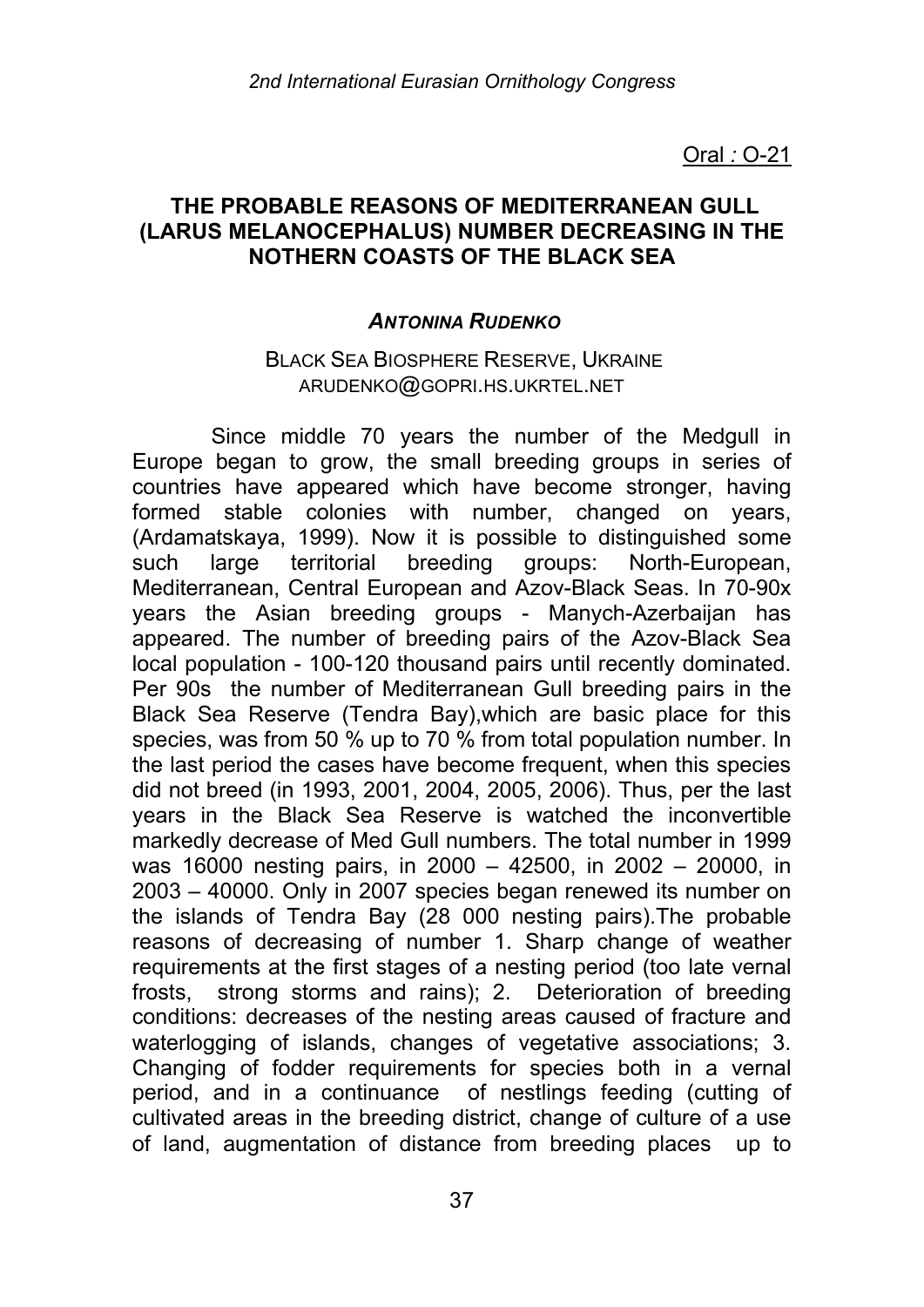Oral : O-21

## THE PROBABLE REASONS OF MEDITERRANEAN GULL (LARUS MELANOCEPHALUS) NUMBER DECREASING IN THE NOTHERN COASTS OF THE BLACK SEA

***ANTONINA RUDENKO***

BLACK SEA BIOSPHERE RESERVE, UKRAINE
ARUDENKO@GOPRI.HS.UKRTEL.NET

Since middle 70 years the number of the Medgull in Europe began to grow, the small breeding groups in series of countries have appeared which have become stronger, having formed stable colonies with number, changed on years, (Ardamatskaya, 1999). Now it is possible to distinguished some such large territorial breeding groups: North-European, Mediterranean, Central European and Azov-Black Seas. In 70-90x years the Asian breeding groups - Manych-Azerbaijan has appeared. The number of breeding pairs of the Azov-Black Sea local population - 100-120 thousand pairs until recently dominated. Per 90s the number of Mediterranean Gull breeding pairs in the Black Sea Reserve (Tendra Bay),which are basic place for this species, was from 50 % up to 70 % from total population number. In the last period the cases have become frequent, when this species did not breed (in 1993, 2001, 2004, 2005, 2006). Thus, per the last years in the Black Sea Reserve is watched the inconvertible markedly decrease of Med Gull numbers. The total number in 1999 was 16000 nesting pairs, in 2000 – 42500, in 2002 – 20000, in 2003 – 40000. Only in 2007 species began renewed its number on the islands of Tendra Bay (28 000 nesting pairs).The probable reasons of decreasing of number 1. Sharp change of weather requirements at the first stages of a nesting period (too late vernal frosts, strong storms and rains); 2. Deterioration of breeding conditions: decreases of the nesting areas caused of fracture and waterlogging of islands, changes of vegetative associations; 3. Changing of fodder requirements for species both in a vernal period, and in a continuance of nestlings feeding (cutting of cultivated areas in the breeding district, change of culture of a use of land, augmentation of distance from breeding places up to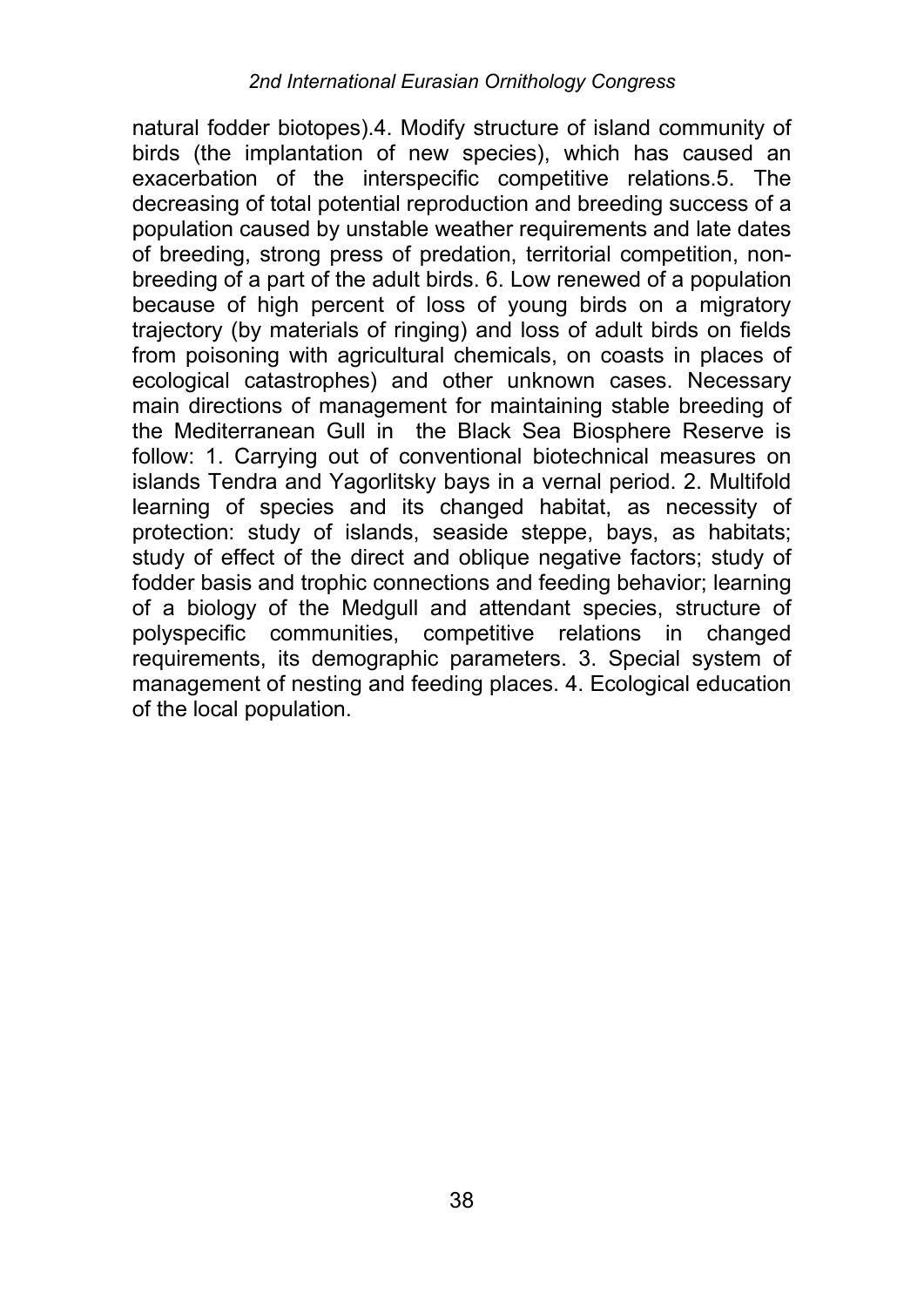natural fodder biotopes).4. Modify structure of island community of birds (the implantation of new species), which has caused an exacerbation of the interspecific competitive relations.5. The decreasing of total potential reproduction and breeding success of a population caused by unstable weather requirements and late dates of breeding, strong press of predation, territorial competition, non-breeding of a part of the adult birds. 6. Low renewed of a population because of high percent of loss of young birds on a migratory trajectory (by materials of ringing) and loss of adult birds on fields from poisoning with agricultural chemicals, on coasts in places of ecological catastrophes) and other unknown cases. Necessary main directions of management for maintaining stable breeding of the Mediterranean Gull in the Black Sea Biosphere Reserve is follow: 1. Carrying out of conventional biotechnical measures on islands Tendra and Yagorlitsky bays in a vernal period. 2. Multifold learning of species and its changed habitat, as necessity of protection: study of islands, seaside steppe, bays, as habitats; study of effect of the direct and oblique negative factors; study of fodder basis and trophic connections and feeding behavior; learning of a biology of the Medgull and attendant species, structure of polyspecific communities, competitive relations in changed requirements, its demographic parameters. 3. Special system of management of nesting and feeding places. 4. Ecological education of the local population.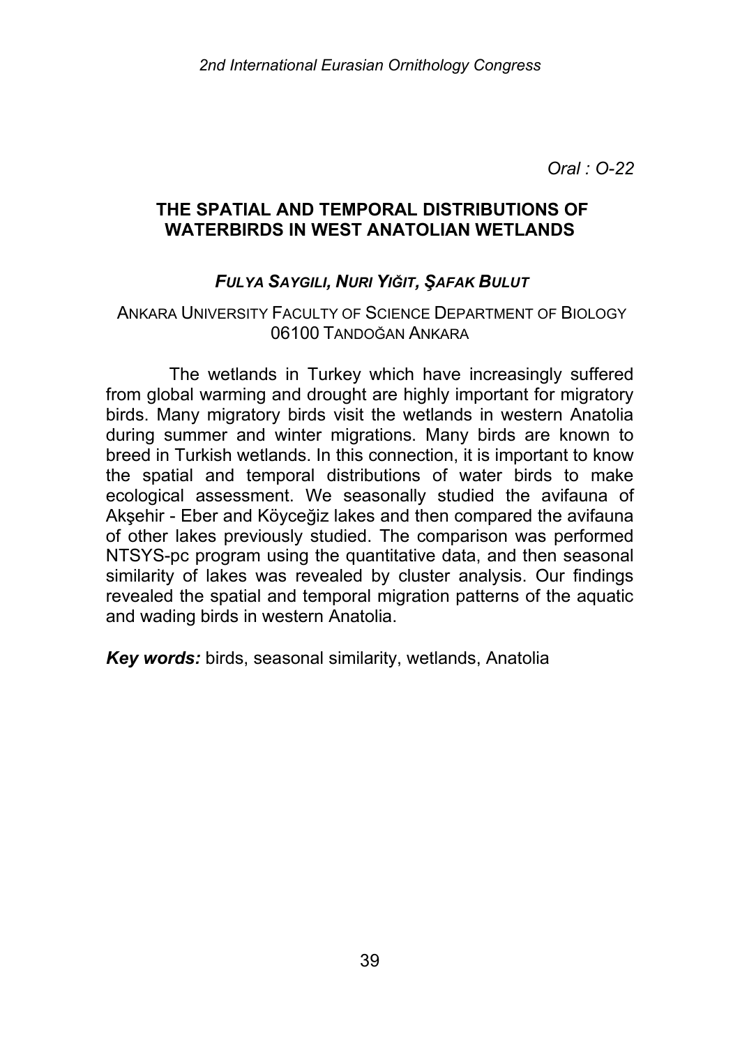*Oral : O-22*

## THE SPATIAL AND TEMPORAL DISTRIBUTIONS OF WATERBIRDS IN WEST ANATOLIAN WETLANDS

***Fulya Saygili, Nuri Yiğit, Şafak Bulut***

Ankara University Faculty of Science Department of Biology
06100 Tandoğan Ankara

The wetlands in Turkey which have increasingly suffered from global warming and drought are highly important for migratory birds. Many migratory birds visit the wetlands in western Anatolia during summer and winter migrations. Many birds are known to breed in Turkish wetlands. In this connection, it is important to know the spatial and temporal distributions of water birds to make ecological assessment. We seasonally studied the avifauna of Akşehir - Eber and Köyceğiz lakes and then compared the avifauna of other lakes previously studied. The comparison was performed NTSYS-pc program using the quantitative data, and then seasonal similarity of lakes was revealed by cluster analysis. Our findings revealed the spatial and temporal migration patterns of the aquatic and wading birds in western Anatolia.

***Key words:*** birds, seasonal similarity, wetlands, Anatolia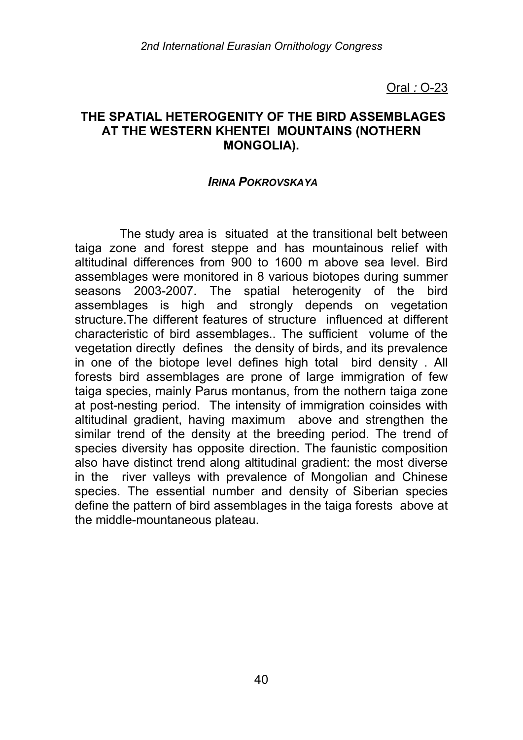Oral *:* O-23

## THE SPATIAL HETEROGENITY OF THE BIRD ASSEMBLAGES AT THE WESTERN KHENTEI MOUNTAINS (NOTHERN MONGOLIA).

***IRINA POKROVSKAYA***

The study area is situated at the transitional belt between taiga zone and forest steppe and has mountainous relief with altitudinal differences from 900 to 1600 m above sea level. Bird assemblages were monitored in 8 various biotopes during summer seasons 2003-2007. The spatial heterogenity of the bird assemblages is high and strongly depends on vegetation structure.The different features of structure influenced at different characteristic of bird assemblages.. The sufficient volume of the vegetation directly defines the density of birds, and its prevalence in one of the biotope level defines high total bird density . All forests bird assemblages are prone of large immigration of few taiga species, mainly Parus montanus, from the nothern taiga zone at post-nesting period. The intensity of immigration coinsides with altitudinal gradient, having maximum above and strengthen the similar trend of the density at the breeding period. The trend of species diversity has opposite direction. The faunistic composition also have distinct trend along altitudinal gradient: the most diverse in the river valleys with prevalence of Mongolian and Chinese species. The essential number and density of Siberian species define the pattern of bird assemblages in the taiga forests above at the middle-mountaneous plateau.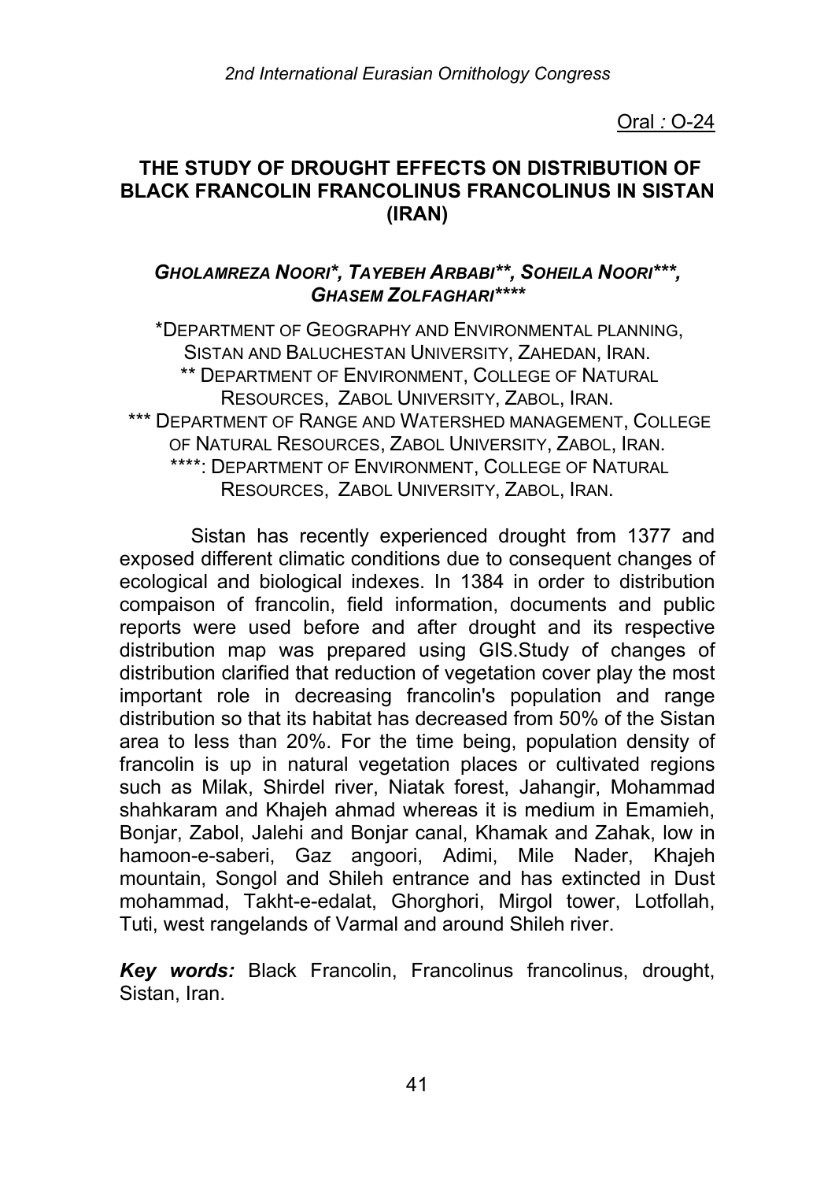Oral : O-24

# THE STUDY OF DROUGHT EFFECTS ON DISTRIBUTION OF BLACK FRANCOLIN FRANCOLINUS FRANCOLINUS IN SISTAN (IRAN)

***GHOLAMREZA NOORI\*, TAYEBEH ARBABI\*\*, SOHEILA NOORI\*\*\*, GHASEM ZOLFAGHARI\*\*\*\****

\*DEPARTMENT OF GEOGRAPHY AND ENVIRONMENTAL PLANNING, SISTAN AND BALUCHESTAN UNIVERSITY, ZAHEDAN, IRAN.
\*\* DEPARTMENT OF ENVIRONMENT, COLLEGE OF NATURAL RESOURCES, ZABOL UNIVERSITY, ZABOL, IRAN.
\*\*\* DEPARTMENT OF RANGE AND WATERSHED MANAGEMENT, COLLEGE OF NATURAL RESOURCES, ZABOL UNIVERSITY, ZABOL, IRAN.
\*\*\*\*: DEPARTMENT OF ENVIRONMENT, COLLEGE OF NATURAL RESOURCES, ZABOL UNIVERSITY, ZABOL, IRAN.

Sistan has recently experienced drought from 1377 and exposed different climatic conditions due to consequent changes of ecological and biological indexes. In 1384 in order to distribution compaison of francolin, field information, documents and public reports were used before and after drought and its respective distribution map was prepared using GIS.Study of changes of distribution clarified that reduction of vegetation cover play the most important role in decreasing francolin's population and range distribution so that its habitat has decreased from 50% of the Sistan area to less than 20%. For the time being, population density of francolin is up in natural vegetation places or cultivated regions such as Milak, Shirdel river, Niatak forest, Jahangir, Mohammad shahkaram and Khajeh ahmad whereas it is medium in Emamieh, Bonjar, Zabol, Jalehi and Bonjar canal, Khamak and Zahak, low in hamoon-e-saberi, Gaz angoori, Adimi, Mile Nader, Khajeh mountain, Songol and Shileh entrance and has extincted in Dust mohammad, Takht-e-edalat, Ghorghori, Mirgol tower, Lotfollah, Tuti, west rangelands of Varmal and around Shileh river.

***Key words:*** Black Francolin, Francolinus francolinus, drought, Sistan, Iran.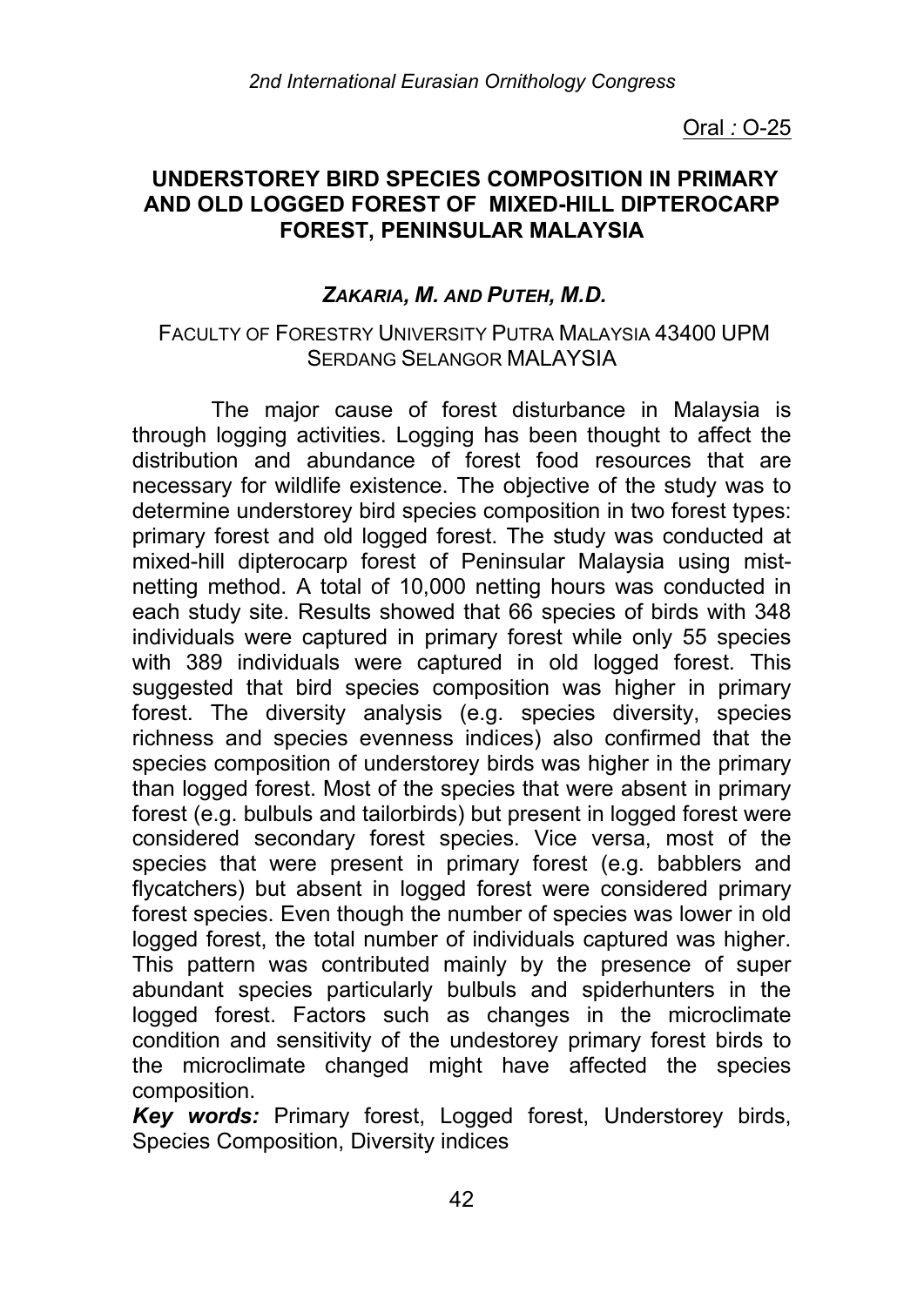Oral : O-25

## UNDERSTOREY BIRD SPECIES COMPOSITION IN PRIMARY AND OLD LOGGED FOREST OF MIXED-HILL DIPTEROCARP FOREST, PENINSULAR MALAYSIA

***ZAKARIA, M. AND PUTEH, M.D.***

FACULTY OF FORESTRY UNIVERSITY PUTRA MALAYSIA 43400 UPM SERDANG SELANGOR MALAYSIA

The major cause of forest disturbance in Malaysia is through logging activities. Logging has been thought to affect the distribution and abundance of forest food resources that are necessary for wildlife existence. The objective of the study was to determine understorey bird species composition in two forest types: primary forest and old logged forest. The study was conducted at mixed-hill dipterocarp forest of Peninsular Malaysia using mist-netting method. A total of 10,000 netting hours was conducted in each study site. Results showed that 66 species of birds with 348 individuals were captured in primary forest while only 55 species with 389 individuals were captured in old logged forest. This suggested that bird species composition was higher in primary forest. The diversity analysis (e.g. species diversity, species richness and species evenness indices) also confirmed that the species composition of understorey birds was higher in the primary than logged forest. Most of the species that were absent in primary forest (e.g. bulbuls and tailorbirds) but present in logged forest were considered secondary forest species. Vice versa, most of the species that were present in primary forest (e.g. babblers and flycatchers) but absent in logged forest were considered primary forest species. Even though the number of species was lower in old logged forest, the total number of individuals captured was higher. This pattern was contributed mainly by the presence of super abundant species particularly bulbuls and spiderhunters in the logged forest. Factors such as changes in the microclimate condition and sensitivity of the undestorey primary forest birds to the microclimate changed might have affected the species composition.

***Key words:*** Primary forest, Logged forest, Understorey birds, Species Composition, Diversity indices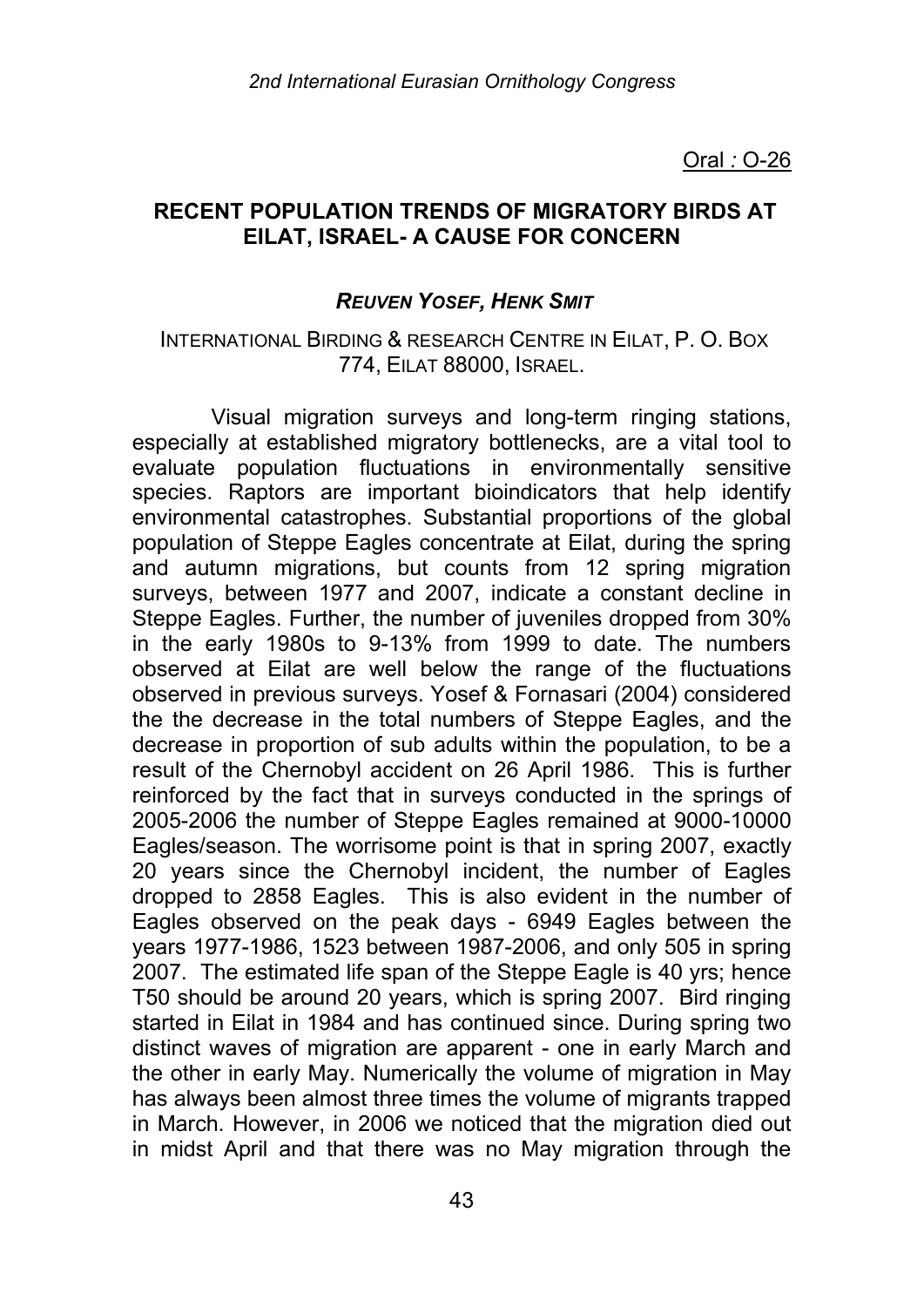Oral : O-26

## RECENT POPULATION TRENDS OF MIGRATORY BIRDS AT EILAT, ISRAEL- A CAUSE FOR CONCERN

***REUVEN YOSEF, HENK SMIT***

INTERNATIONAL BIRDING & RESEARCH CENTRE IN EILAT, P. O. BOX 774, EILAT 88000, ISRAEL.

Visual migration surveys and long-term ringing stations, especially at established migratory bottlenecks, are a vital tool to evaluate population fluctuations in environmentally sensitive species. Raptors are important bioindicators that help identify environmental catastrophes. Substantial proportions of the global population of Steppe Eagles concentrate at Eilat, during the spring and autumn migrations, but counts from 12 spring migration surveys, between 1977 and 2007, indicate a constant decline in Steppe Eagles. Further, the number of juveniles dropped from 30% in the early 1980s to 9-13% from 1999 to date. The numbers observed at Eilat are well below the range of the fluctuations observed in previous surveys. Yosef & Fornasari (2004) considered the the decrease in the total numbers of Steppe Eagles, and the decrease in proportion of sub adults within the population, to be a result of the Chernobyl accident on 26 April 1986. This is further reinforced by the fact that in surveys conducted in the springs of 2005-2006 the number of Steppe Eagles remained at 9000-10000 Eagles/season. The worrisome point is that in spring 2007, exactly 20 years since the Chernobyl incident, the number of Eagles dropped to 2858 Eagles. This is also evident in the number of Eagles observed on the peak days - 6949 Eagles between the years 1977-1986, 1523 between 1987-2006, and only 505 in spring 2007. The estimated life span of the Steppe Eagle is 40 yrs; hence T50 should be around 20 years, which is spring 2007. Bird ringing started in Eilat in 1984 and has continued since. During spring two distinct waves of migration are apparent - one in early March and the other in early May. Numerically the volume of migration in May has always been almost three times the volume of migrants trapped in March. However, in 2006 we noticed that the migration died out in midst April and that there was no May migration through the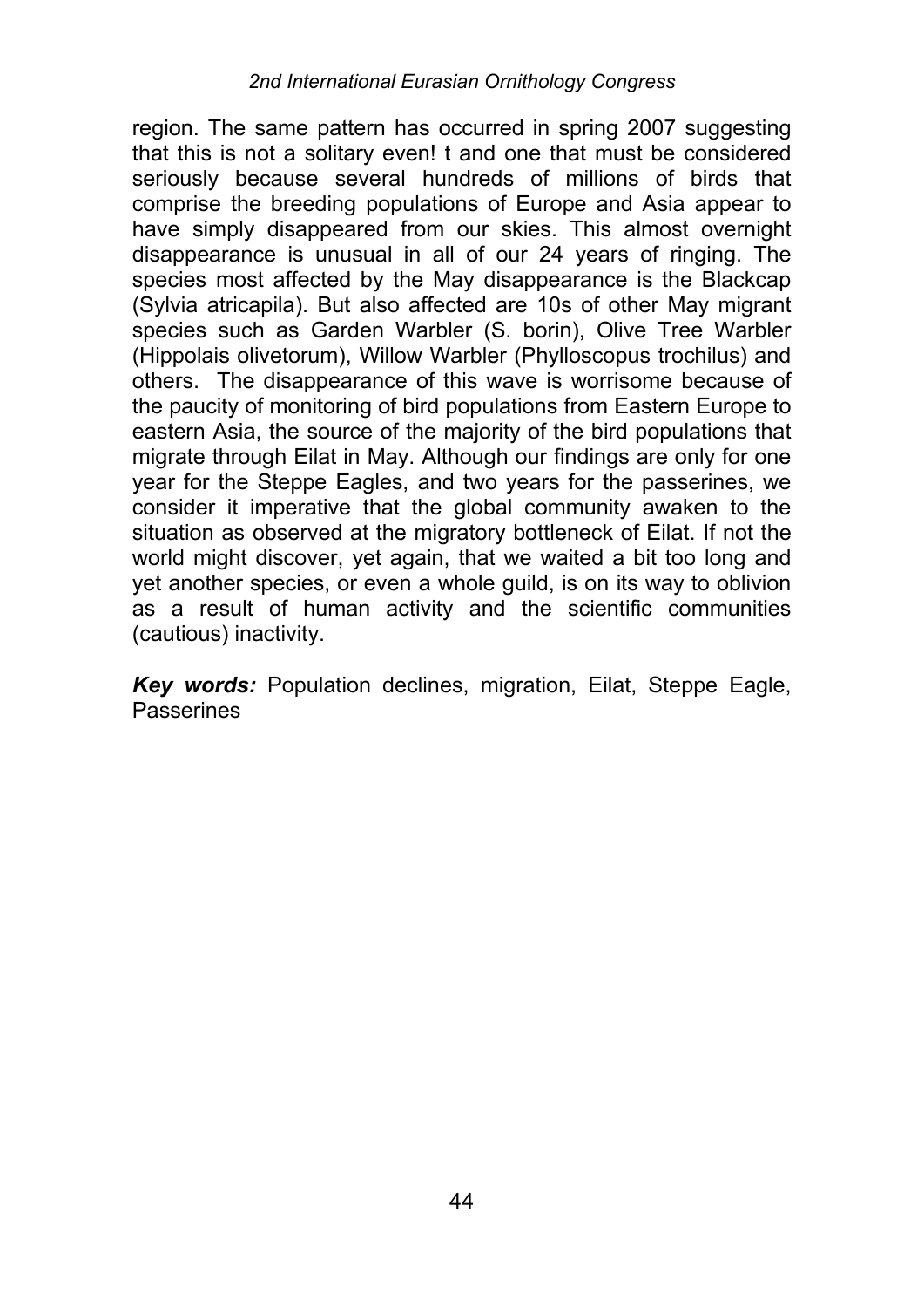region. The same pattern has occurred in spring 2007 suggesting that this is not a solitary even! t and one that must be considered seriously because several hundreds of millions of birds that comprise the breeding populations of Europe and Asia appear to have simply disappeared from our skies. This almost overnight disappearance is unusual in all of our 24 years of ringing. The species most affected by the May disappearance is the Blackcap (Sylvia atricapila). But also affected are 10s of other May migrant species such as Garden Warbler (S. borin), Olive Tree Warbler (Hippolais olivetorum), Willow Warbler (Phylloscopus trochilus) and others. The disappearance of this wave is worrisome because of the paucity of monitoring of bird populations from Eastern Europe to eastern Asia, the source of the majority of the bird populations that migrate through Eilat in May. Although our findings are only for one year for the Steppe Eagles, and two years for the passerines, we consider it imperative that the global community awaken to the situation as observed at the migratory bottleneck of Eilat. If not the world might discover, yet again, that we waited a bit too long and yet another species, or even a whole guild, is on its way to oblivion as a result of human activity and the scientific communities (cautious) inactivity.

***Key words:*** Population declines, migration, Eilat, Steppe Eagle, Passerines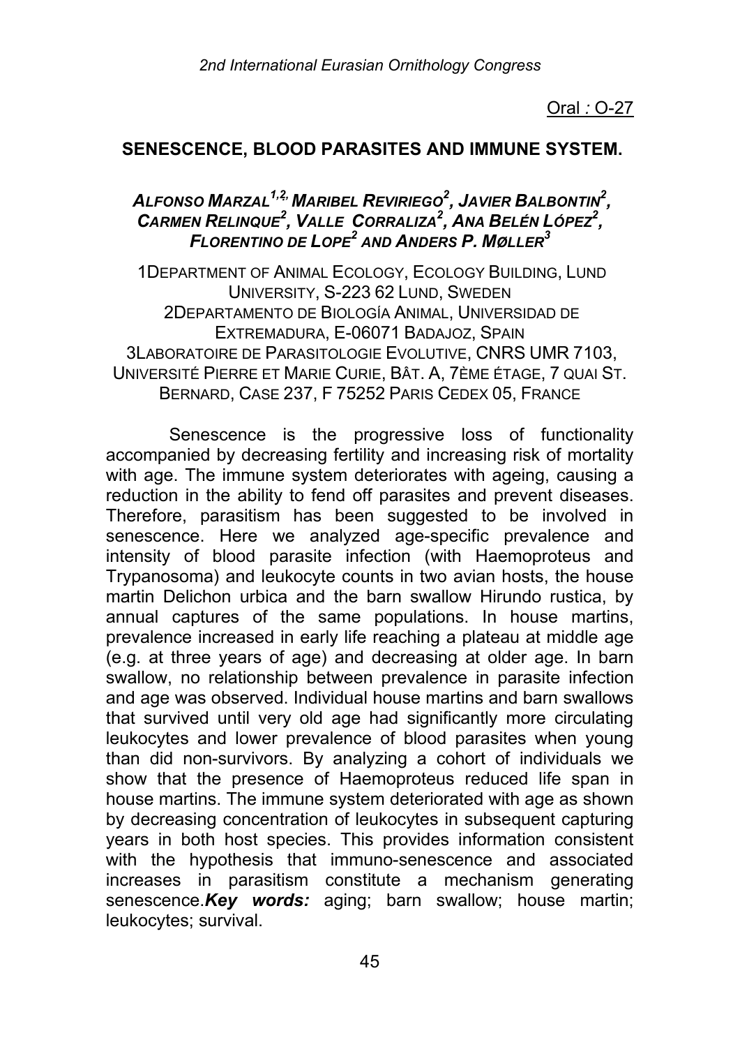Oral : O-27

## SENESCENCE, BLOOD PARASITES AND IMMUNE SYSTEM.

***Alfonso Marzal[1,2], Maribel Reviriego[2], Javier Balbontin[2], Carmen Relinque[2], Valle Corraliza[2], Ana Belén López[2], Florentino de Lope[2] and Anders P. Møller[3]***

1Department of Animal Ecology, Ecology Building, Lund University, S-223 62 Lund, Sweden
2Departamento de Biología Animal, Universidad de Extremadura, E-06071 Badajoz, Spain
3Laboratoire de Parasitologie Evolutive, CNRS UMR 7103, Université Pierre et Marie Curie, Bât. A, 7ème étage, 7 quai St. Bernard, Case 237, F 75252 Paris Cedex 05, France

Senescence is the progressive loss of functionality accompanied by decreasing fertility and increasing risk of mortality with age. The immune system deteriorates with ageing, causing a reduction in the ability to fend off parasites and prevent diseases. Therefore, parasitism has been suggested to be involved in senescence. Here we analyzed age-specific prevalence and intensity of blood parasite infection (with Haemoproteus and Trypanosoma) and leukocyte counts in two avian hosts, the house martin Delichon urbica and the barn swallow Hirundo rustica, by annual captures of the same populations. In house martins, prevalence increased in early life reaching a plateau at middle age (e.g. at three years of age) and decreasing at older age. In barn swallow, no relationship between prevalence in parasite infection and age was observed. Individual house martins and barn swallows that survived until very old age had significantly more circulating leukocytes and lower prevalence of blood parasites when young than did non-survivors. By analyzing a cohort of individuals we show that the presence of Haemoproteus reduced life span in house martins. The immune system deteriorated with age as shown by decreasing concentration of leukocytes in subsequent capturing years in both host species. This provides information consistent with the hypothesis that immuno-senescence and associated increases in parasitism constitute a mechanism generating senescence.***Key words:*** aging; barn swallow; house martin; leukocytes; survival.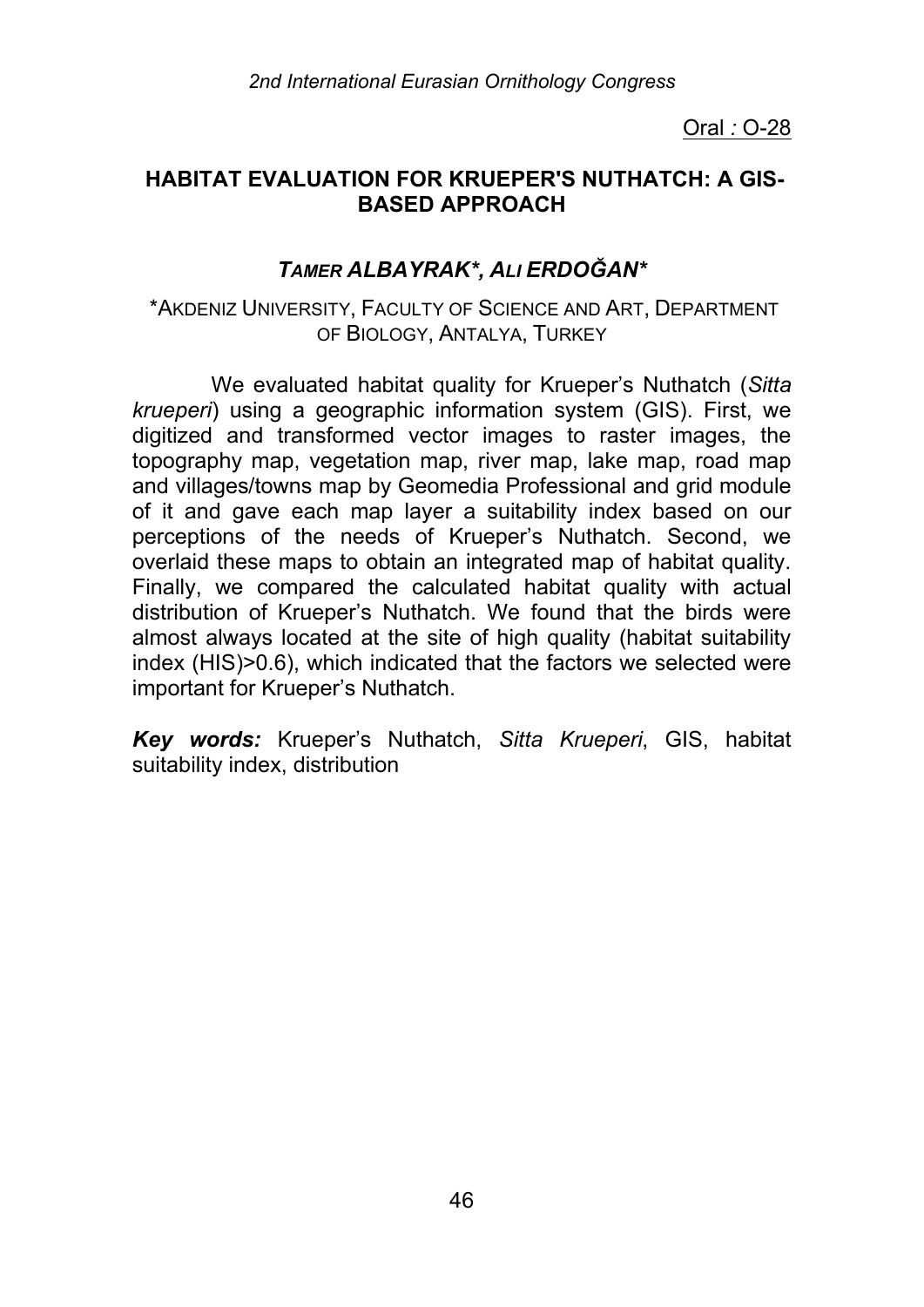Oral *:* O-28

## HABITAT EVALUATION FOR KRUEPER'S NUTHATCH: A GIS-BASED APPROACH

### *TAMER ALBAYRAK\*, ALI ERDOĞAN\**

\*AKDENIZ UNIVERSITY, FACULTY OF SCIENCE AND ART, DEPARTMENT OF BIOLOGY, ANTALYA, TURKEY

We evaluated habitat quality for Krueper's Nuthatch (*Sitta krueperi*) using a geographic information system (GIS). First, we digitized and transformed vector images to raster images, the topography map, vegetation map, river map, lake map, road map and villages/towns map by Geomedia Professional and grid module of it and gave each map layer a suitability index based on our perceptions of the needs of Krueper's Nuthatch. Second, we overlaid these maps to obtain an integrated map of habitat quality. Finally, we compared the calculated habitat quality with actual distribution of Krueper's Nuthatch. We found that the birds were almost always located at the site of high quality (habitat suitability index (HIS)>0.6), which indicated that the factors we selected were important for Krueper's Nuthatch.

***Key words:*** Krueper's Nuthatch, *Sitta Krueperi*, GIS, habitat suitability index, distribution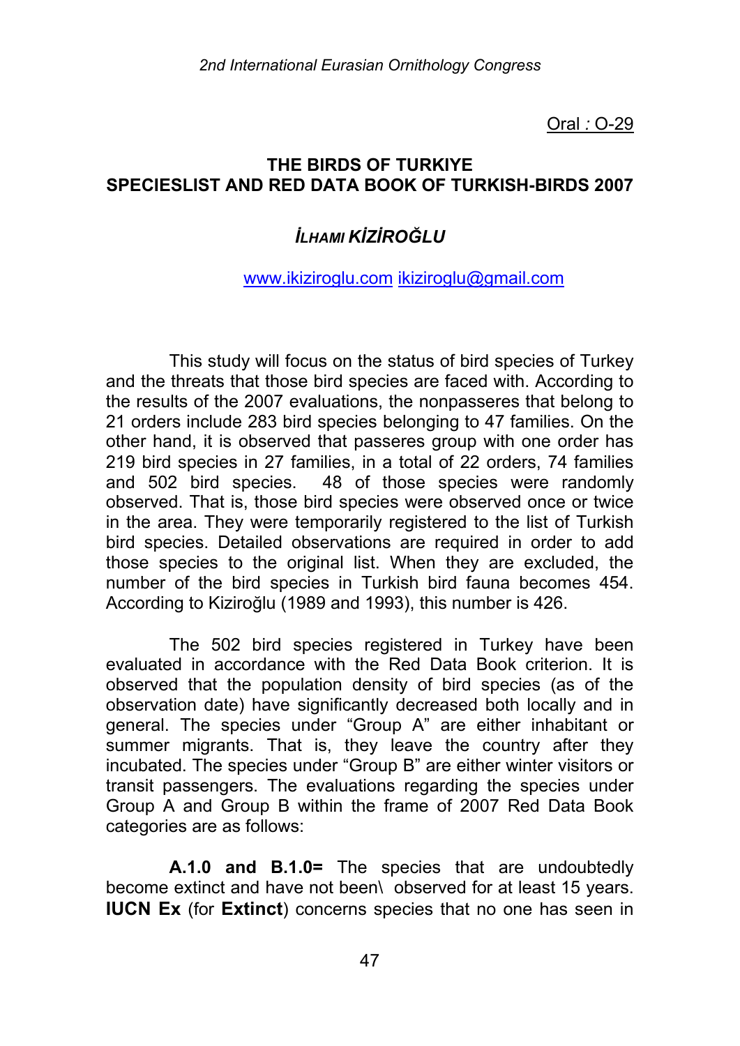Oral : O-29

# THE BIRDS OF TURKIYE
## SPECIESLIST AND RED DATA BOOK OF TURKISH-BIRDS 2007

### *İLHAMI KİZİROĞLU*

www.ikiziroglu.com ikiziroglu@gmail.com

This study will focus on the status of bird species of Turkey and the threats that those bird species are faced with. According to the results of the 2007 evaluations, the nonpasseres that belong to 21 orders include 283 bird species belonging to 47 families. On the other hand, it is observed that passeres group with one order has 219 bird species in 27 families, in a total of 22 orders, 74 families and 502 bird species. 48 of those species were randomly observed. That is, those bird species were observed once or twice in the area. They were temporarily registered to the list of Turkish bird species. Detailed observations are required in order to add those species to the original list. When they are excluded, the number of the bird species in Turkish bird fauna becomes 454. According to Kiziroğlu (1989 and 1993), this number is 426.

The 502 bird species registered in Turkey have been evaluated in accordance with the Red Data Book criterion. It is observed that the population density of bird species (as of the observation date) have significantly decreased both locally and in general. The species under "Group A" are either inhabitant or summer migrants. That is, they leave the country after they incubated. The species under "Group B" are either winter visitors or transit passengers. The evaluations regarding the species under Group A and Group B within the frame of 2007 Red Data Book categories are as follows:

**A.1.0 and B.1.0=** The species that are undoubtedly become extinct and have not been\ observed for at least 15 years. **IUCN Ex** (for **Extinct**) concerns species that no one has seen in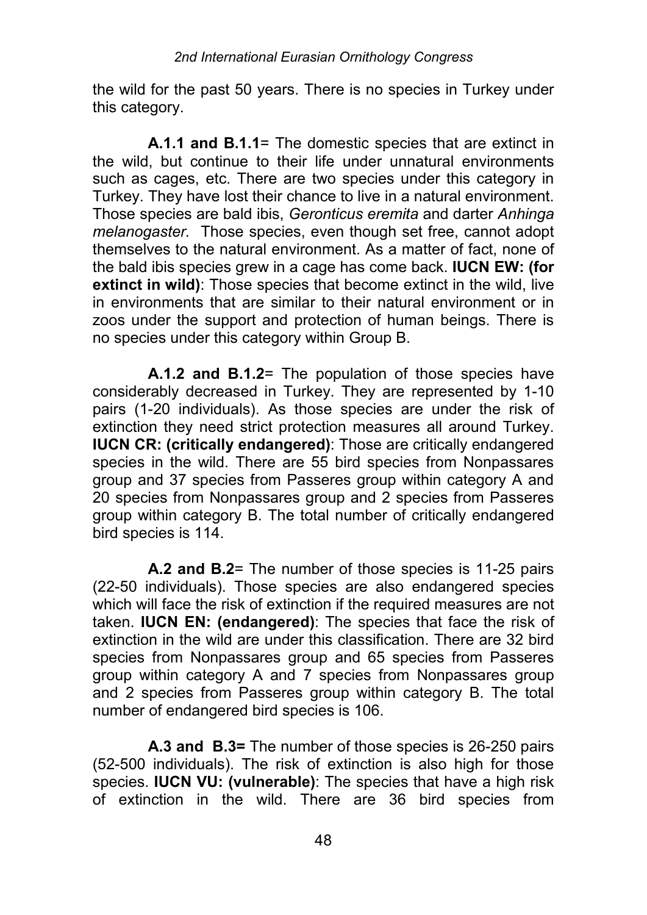the wild for the past 50 years. There is no species in Turkey under this category.

**A.1.1 and B.1.1**= The domestic species that are extinct in the wild, but continue to their life under unnatural environments such as cages, etc. There are two species under this category in Turkey. They have lost their chance to live in a natural environment. Those species are bald ibis, *Geronticus eremita* and darter *Anhinga melanogaster.* Those species, even though set free, cannot adopt themselves to the natural environment. As a matter of fact, none of the bald ibis species grew in a cage has come back. **IUCN EW: (for extinct in wild)**: Those species that become extinct in the wild, live in environments that are similar to their natural environment or in zoos under the support and protection of human beings. There is no species under this category within Group B.

**A.1.2 and B.1.2**= The population of those species have considerably decreased in Turkey. They are represented by 1-10 pairs (1-20 individuals). As those species are under the risk of extinction they need strict protection measures all around Turkey. **IUCN CR: (critically endangered)**: Those are critically endangered species in the wild. There are 55 bird species from Nonpassares group and 37 species from Passeres group within category A and 20 species from Nonpassares group and 2 species from Passeres group within category B. The total number of critically endangered bird species is 114.

**A.2 and B.2**= The number of those species is 11-25 pairs (22-50 individuals). Those species are also endangered species which will face the risk of extinction if the required measures are not taken. **IUCN EN: (endangered)**: The species that face the risk of extinction in the wild are under this classification. There are 32 bird species from Nonpassares group and 65 species from Passeres group within category A and 7 species from Nonpassares group and 2 species from Passeres group within category B. The total number of endangered bird species is 106.

**A.3 and B.3=** The number of those species is 26-250 pairs (52-500 individuals). The risk of extinction is also high for those species. **IUCN VU: (vulnerable)**: The species that have a high risk of extinction in the wild. There are 36 bird species from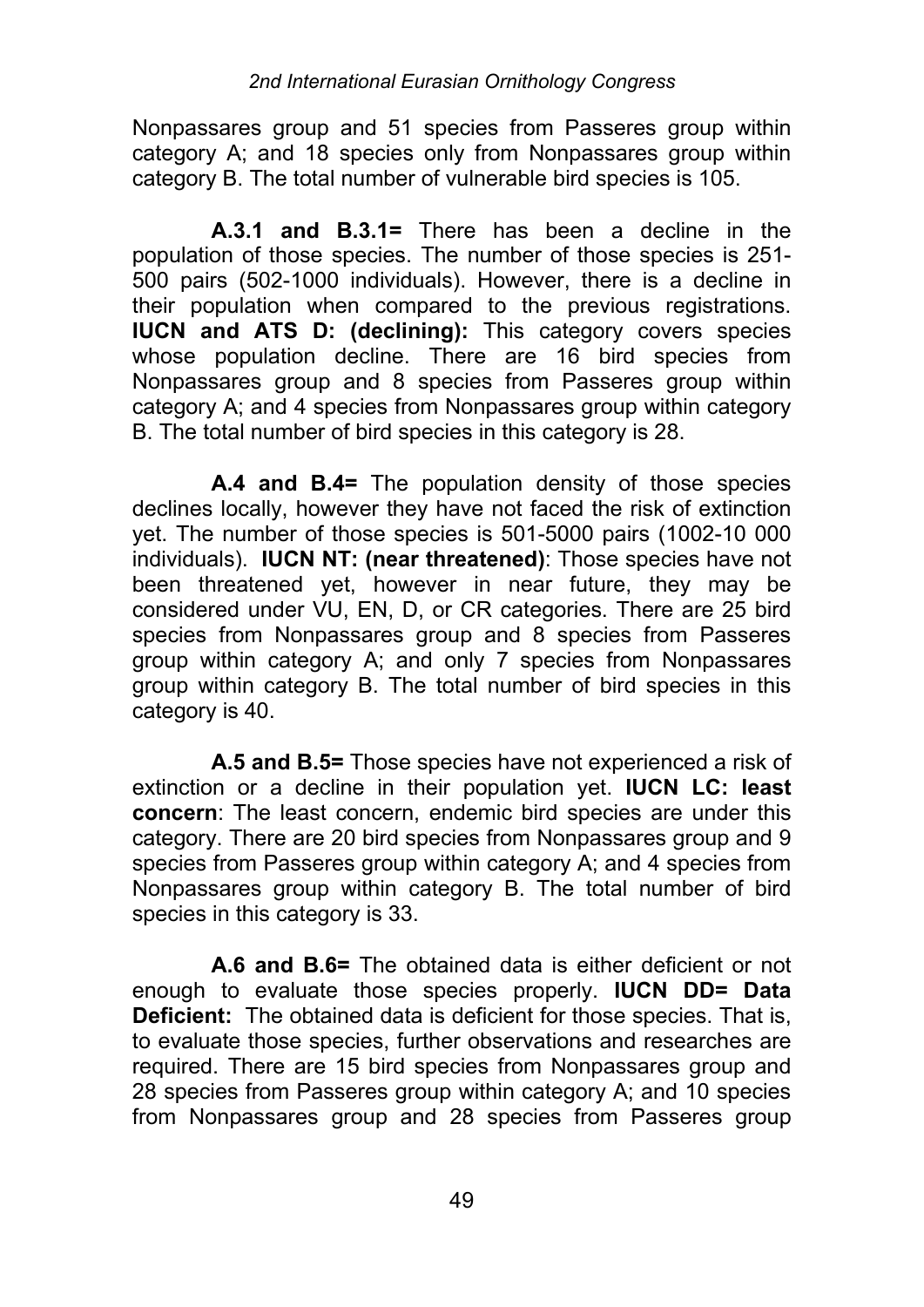Nonpassares group and 51 species from Passeres group within category A; and 18 species only from Nonpassares group within category B. The total number of vulnerable bird species is 105.

**A.3.1 and B.3.1=** There has been a decline in the population of those species. The number of those species is 251-500 pairs (502-1000 individuals). However, there is a decline in their population when compared to the previous registrations. **IUCN and ATS D: (declining):** This category covers species whose population decline. There are 16 bird species from Nonpassares group and 8 species from Passeres group within category A; and 4 species from Nonpassares group within category B. The total number of bird species in this category is 28.

**A.4 and B.4=** The population density of those species declines locally, however they have not faced the risk of extinction yet. The number of those species is 501-5000 pairs (1002-10 000 individuals). **IUCN NT: (near threatened)**: Those species have not been threatened yet, however in near future, they may be considered under VU, EN, D, or CR categories. There are 25 bird species from Nonpassares group and 8 species from Passeres group within category A; and only 7 species from Nonpassares group within category B. The total number of bird species in this category is 40.

**A.5 and B.5=** Those species have not experienced a risk of extinction or a decline in their population yet. **IUCN LC: least concern**: The least concern, endemic bird species are under this category. There are 20 bird species from Nonpassares group and 9 species from Passeres group within category A; and 4 species from Nonpassares group within category B. The total number of bird species in this category is 33.

**A.6 and B.6=** The obtained data is either deficient or not enough to evaluate those species properly. **IUCN DD= Data Deficient:** The obtained data is deficient for those species. That is, to evaluate those species, further observations and researches are required. There are 15 bird species from Nonpassares group and 28 species from Passeres group within category A; and 10 species from Nonpassares group and 28 species from Passeres group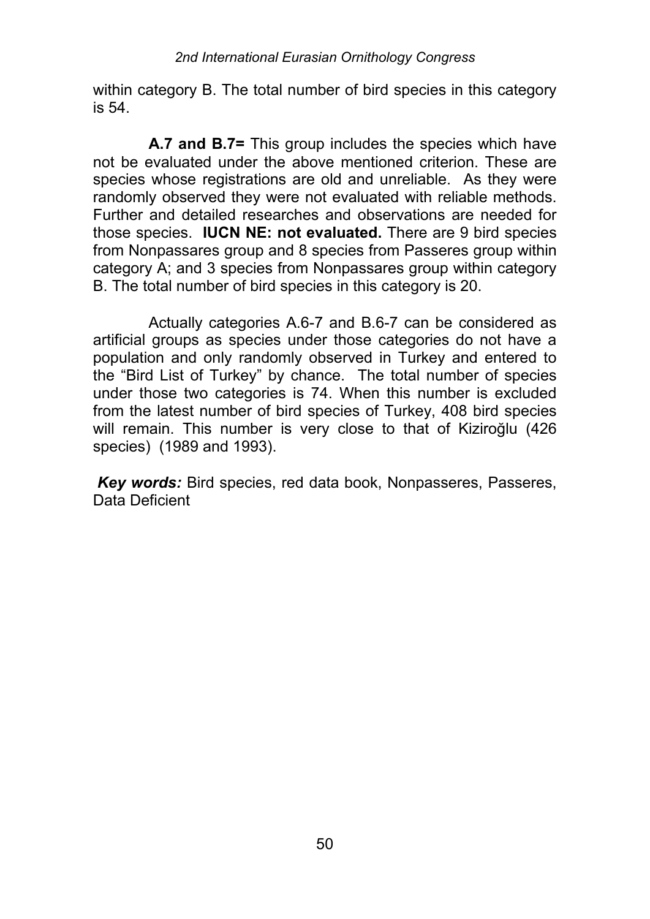within category B. The total number of bird species in this category is 54.

**A.7 and B.7=** This group includes the species which have not be evaluated under the above mentioned criterion. These are species whose registrations are old and unreliable. As they were randomly observed they were not evaluated with reliable methods. Further and detailed researches and observations are needed for those species. **IUCN NE: not evaluated.** There are 9 bird species from Nonpassares group and 8 species from Passeres group within category A; and 3 species from Nonpassares group within category B. The total number of bird species in this category is 20.

Actually categories A.6-7 and B.6-7 can be considered as artificial groups as species under those categories do not have a population and only randomly observed in Turkey and entered to the "Bird List of Turkey" by chance. The total number of species under those two categories is 74. When this number is excluded from the latest number of bird species of Turkey, 408 bird species will remain. This number is very close to that of Kiziroğlu (426 species) (1989 and 1993).

***Key words:*** Bird species, red data book, Nonpasseres, Passeres, Data Deficient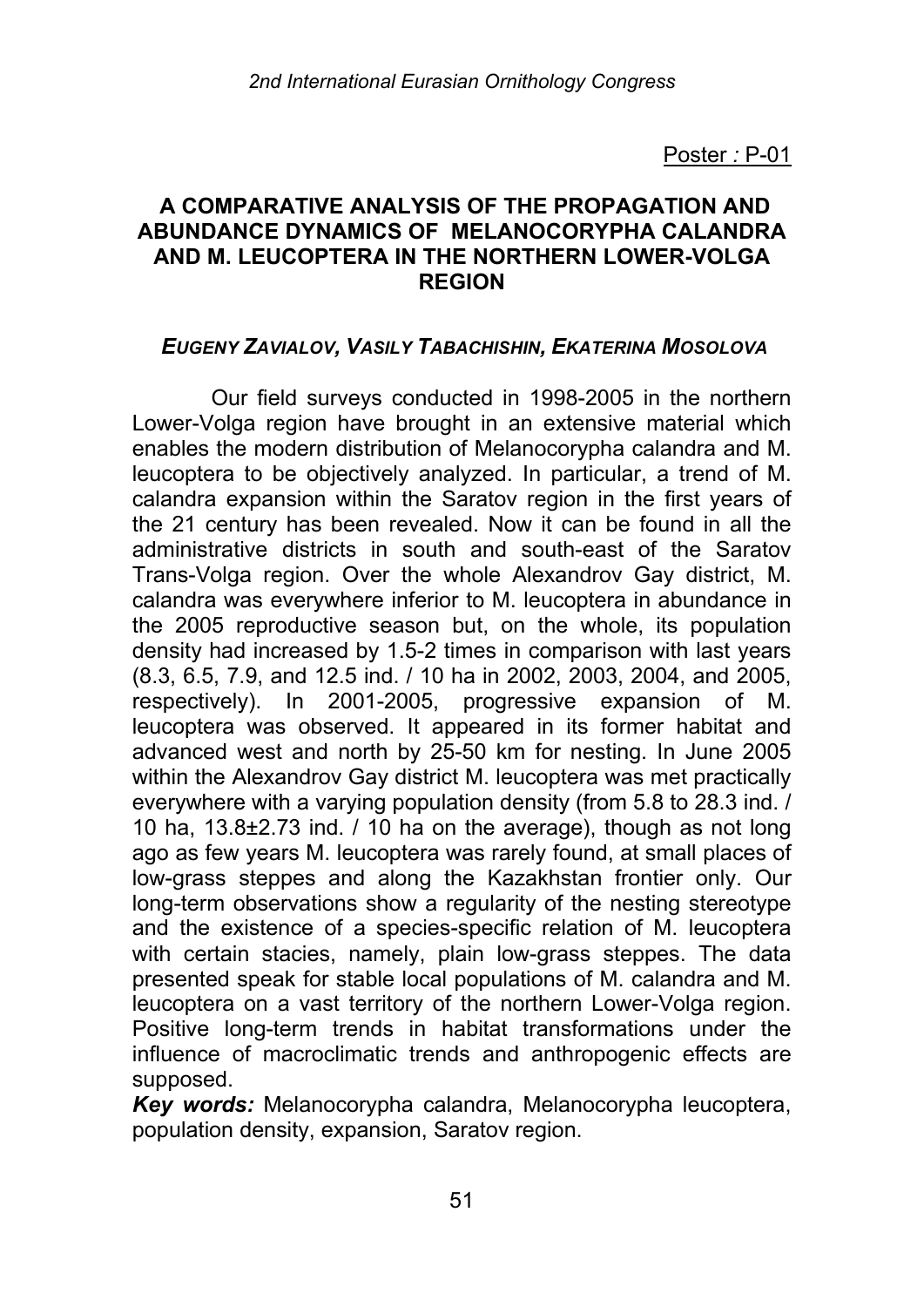Poster : P-01

## A COMPARATIVE ANALYSIS OF THE PROPAGATION AND ABUNDANCE DYNAMICS OF MELANOCORYPHA CALANDRA AND M. LEUCOPTERA IN THE NORTHERN LOWER-VOLGA REGION

***Eugeny Zavialov, Vasily Tabachishin, Ekaterina Mosolova***

Our field surveys conducted in 1998-2005 in the northern Lower-Volga region have brought in an extensive material which enables the modern distribution of Melanocorypha calandra and M. leucoptera to be objectively analyzed. In particular, a trend of M. calandra expansion within the Saratov region in the first years of the 21 century has been revealed. Now it can be found in all the administrative districts in south and south-east of the Saratov Trans-Volga region. Over the whole Alexandrov Gay district, M. calandra was everywhere inferior to M. leucoptera in abundance in the 2005 reproductive season but, on the whole, its population density had increased by 1.5-2 times in comparison with last years (8.3, 6.5, 7.9, and 12.5 ind. / 10 ha in 2002, 2003, 2004, and 2005, respectively). In 2001-2005, progressive expansion of M. leucoptera was observed. It appeared in its former habitat and advanced west and north by 25-50 km for nesting. In June 2005 within the Alexandrov Gay district M. leucoptera was met practically everywhere with a varying population density (from 5.8 to 28.3 ind. / 10 ha, 13.8±2.73 ind. / 10 ha on the average), though as not long ago as few years M. leucoptera was rarely found, at small places of low-grass steppes and along the Kazakhstan frontier only. Our long-term observations show a regularity of the nesting stereotype and the existence of a species-specific relation of M. leucoptera with certain stacies, namely, plain low-grass steppes. The data presented speak for stable local populations of M. calandra and M. leucoptera on a vast territory of the northern Lower-Volga region. Positive long-term trends in habitat transformations under the influence of macroclimatic trends and anthropogenic effects are supposed.

***Key words:*** Melanocorypha calandra, Melanocorypha leucoptera, population density, expansion, Saratov region.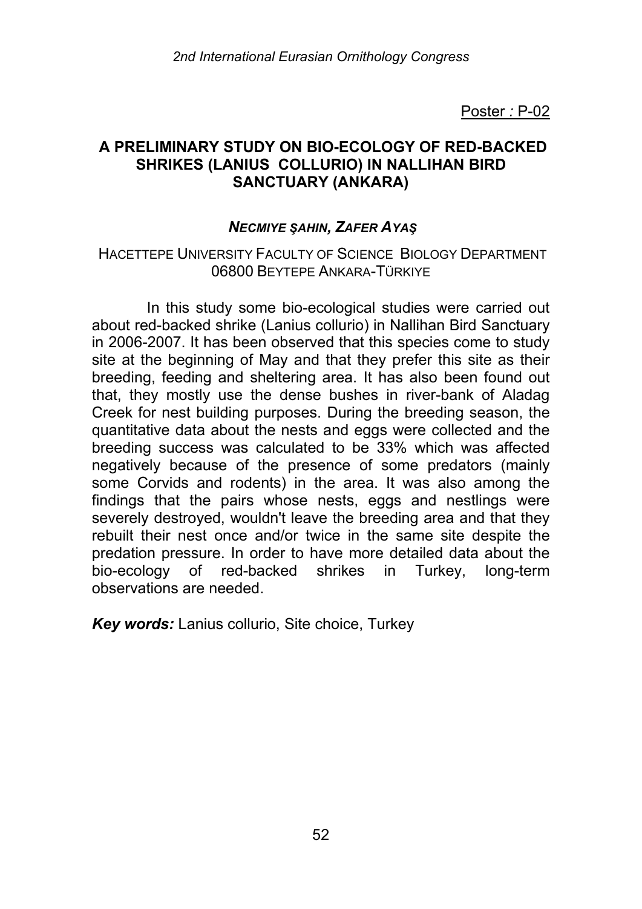Poster : P-02

## A PRELIMINARY STUDY ON BIO-ECOLOGY OF RED-BACKED SHRIKES (LANIUS COLLURIO) IN NALLIHAN BIRD SANCTUARY (ANKARA)

***NECMIYE ŞAHIN, ZAFER AYAŞ***

HACETTEPE UNIVERSITY FACULTY OF SCIENCE BIOLOGY DEPARTMENT 06800 BEYTEPE ANKARA-TÜRKIYE

In this study some bio-ecological studies were carried out about red-backed shrike (Lanius collurio) in Nallihan Bird Sanctuary in 2006-2007. It has been observed that this species come to study site at the beginning of May and that they prefer this site as their breeding, feeding and sheltering area. It has also been found out that, they mostly use the dense bushes in river-bank of Aladag Creek for nest building purposes. During the breeding season, the quantitative data about the nests and eggs were collected and the breeding success was calculated to be 33% which was affected negatively because of the presence of some predators (mainly some Corvids and rodents) in the area. It was also among the findings that the pairs whose nests, eggs and nestlings were severely destroyed, wouldn't leave the breeding area and that they rebuilt their nest once and/or twice in the same site despite the predation pressure. In order to have more detailed data about the bio-ecology of red-backed shrikes in Turkey, long-term observations are needed.

***Key words:*** Lanius collurio, Site choice, Turkey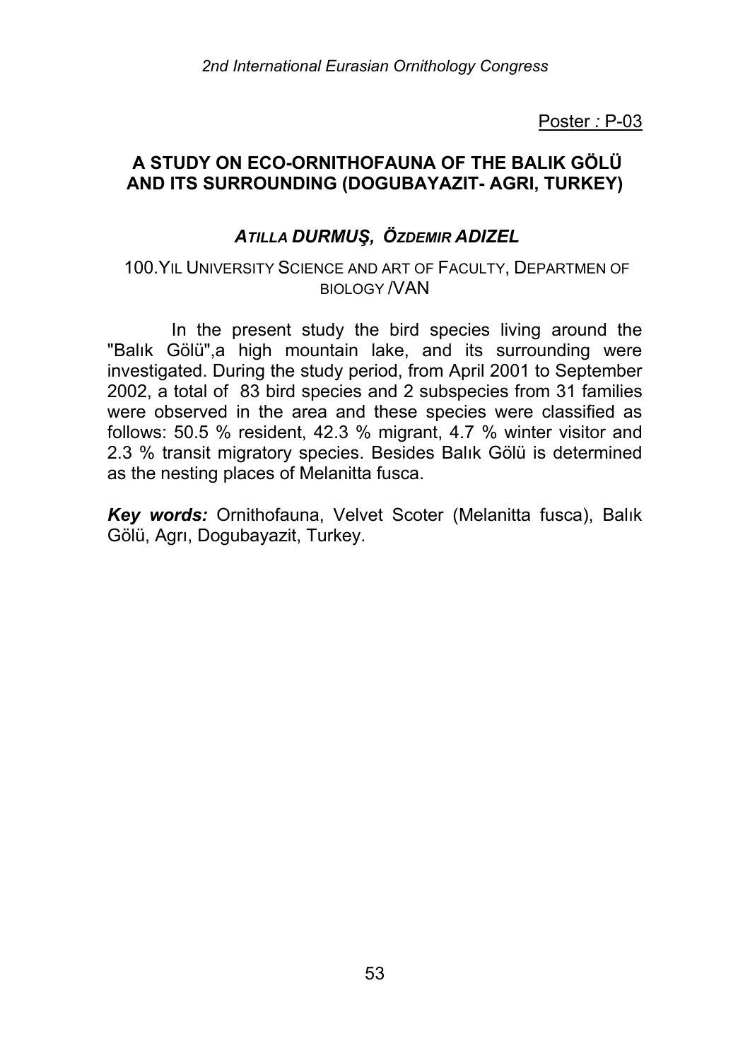Poster : P-03

## A STUDY ON ECO-ORNITHOFAUNA OF THE BALIK GÖLÜ AND ITS SURROUNDING (DOGUBAYAZIT- AGRI, TURKEY)

***ATILLA DURMUŞ, ÖZDEMIR ADIZEL***

100.YIL UNIVERSITY SCIENCE AND ART OF FACULTY, DEPARTMEN OF BIOLOGY /VAN

In the present study the bird species living around the "Balık Gölü",a high mountain lake, and its surrounding were investigated. During the study period, from April 2001 to September 2002, a total of 83 bird species and 2 subspecies from 31 families were observed in the area and these species were classified as follows: 50.5 % resident, 42.3 % migrant, 4.7 % winter visitor and 2.3 % transit migratory species. Besides Balık Gölü is determined as the nesting places of Melanitta fusca.

***Key words:*** Ornithofauna, Velvet Scoter (Melanitta fusca), Balık Gölü, Agrı, Dogubayazit, Turkey.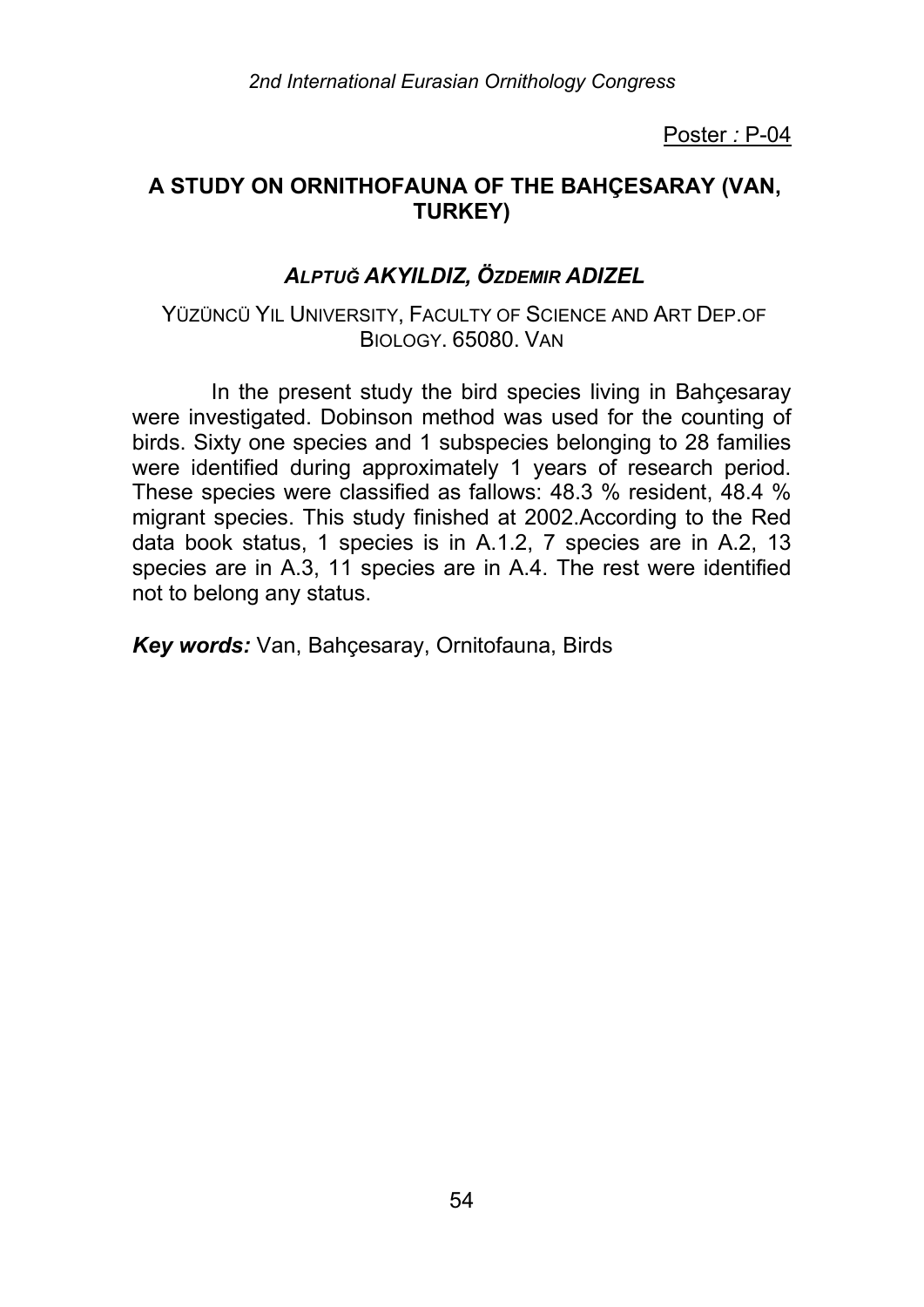Poster : P-04

## A STUDY ON ORNITHOFAUNA OF THE BAHÇESARAY (VAN, TURKEY)

***ALPTUĞ AKYILDIZ, ÖZDEMIR ADIZEL***

YÜZÜNCÜ YIL UNIVERSITY, FACULTY OF SCIENCE AND ART DEP.OF BIOLOGY. 65080. VAN

In the present study the bird species living in Bahçesaray were investigated. Dobinson method was used for the counting of birds. Sixty one species and 1 subspecies belonging to 28 families were identified during approximately 1 years of research period. These species were classified as fallows: 48.3 % resident, 48.4 % migrant species. This study finished at 2002.According to the Red data book status, 1 species is in A.1.2, 7 species are in A.2, 13 species are in A.3, 11 species are in A.4. The rest were identified not to belong any status.

***Key words:*** Van, Bahçesaray, Ornitofauna, Birds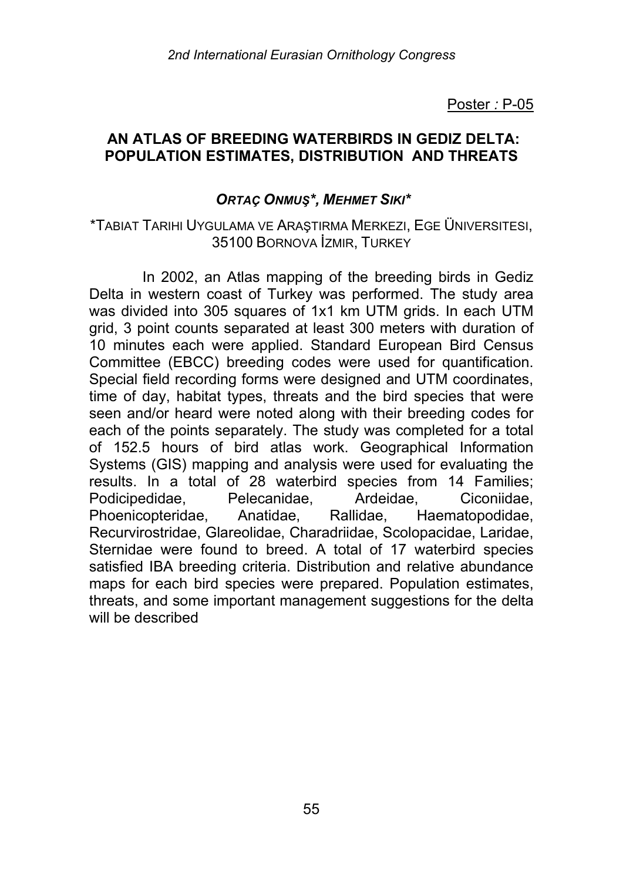Poster : P-05

## AN ATLAS OF BREEDING WATERBIRDS IN GEDIZ DELTA: POPULATION ESTIMATES, DISTRIBUTION AND THREATS

***ORTAÇ ONMUŞ\*, MEHMET SIKI\****

\*TABIAT TARIHI UYGULAMA VE ARAŞTIRMA MERKEZI, EGE ÜNIVERSITESI, 35100 BORNOVA İZMIR, TURKEY

In 2002, an Atlas mapping of the breeding birds in Gediz Delta in western coast of Turkey was performed. The study area was divided into 305 squares of 1x1 km UTM grids. In each UTM grid, 3 point counts separated at least 300 meters with duration of 10 minutes each were applied. Standard European Bird Census Committee (EBCC) breeding codes were used for quantification. Special field recording forms were designed and UTM coordinates, time of day, habitat types, threats and the bird species that were seen and/or heard were noted along with their breeding codes for each of the points separately. The study was completed for a total of 152.5 hours of bird atlas work. Geographical Information Systems (GIS) mapping and analysis were used for evaluating the results. In a total of 28 waterbird species from 14 Families; Podicipedidae, Pelecanidae, Ardeidae, Ciconiidae, Phoenicopteridae, Anatidae, Rallidae, Haematopodidae, Recurvirostridae, Glareolidae, Charadriidae, Scolopacidae, Laridae, Sternidae were found to breed. A total of 17 waterbird species satisfied IBA breeding criteria. Distribution and relative abundance maps for each bird species were prepared. Population estimates, threats, and some important management suggestions for the delta will be described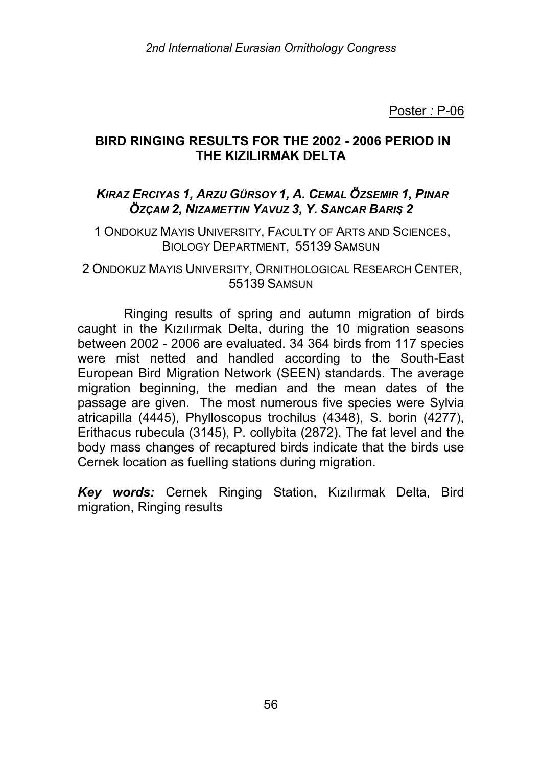Poster : P-06

## BIRD RINGING RESULTS FOR THE 2002 - 2006 PERIOD IN THE KIZILIRMAK DELTA

***Kiraz Erciyas 1, Arzu Gürsoy 1, A. Cemal Özsemir 1, Pinar Özçam 2, Nizamettin Yavuz 3, Y. Sancar Bariş 2***

1 Ondokuz Mayis University, Faculty of Arts and Sciences, Biology Department, 55139 Samsun

2 Ondokuz Mayis University, Ornithological Research Center, 55139 Samsun

Ringing results of spring and autumn migration of birds caught in the Kızılırmak Delta, during the 10 migration seasons between 2002 - 2006 are evaluated. 34 364 birds from 117 species were mist netted and handled according to the South-East European Bird Migration Network (SEEN) standards. The average migration beginning, the median and the mean dates of the passage are given. The most numerous five species were Sylvia atricapilla (4445), Phylloscopus trochilus (4348), S. borin (4277), Erithacus rubecula (3145), P. collybita (2872). The fat level and the body mass changes of recaptured birds indicate that the birds use Cernek location as fuelling stations during migration.

***Key words:*** Cernek Ringing Station, Kızılırmak Delta, Bird migration, Ringing results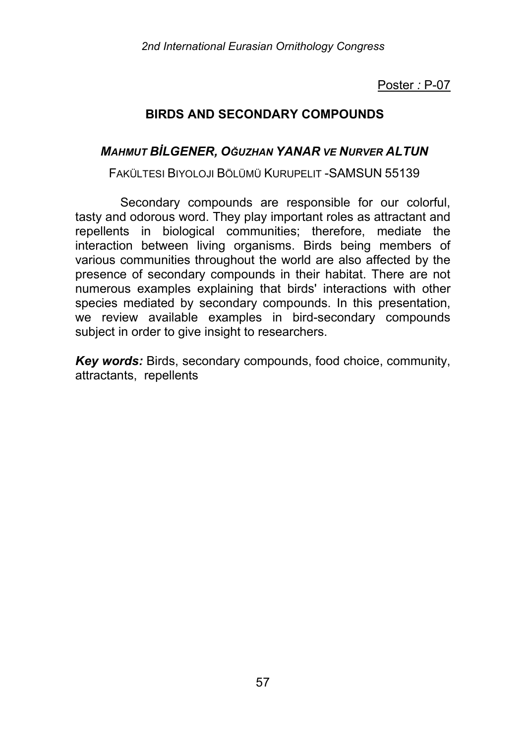Poster : P-07

## BIRDS AND SECONDARY COMPOUNDS

***MAHMUT BİLGENER, OĞUZHAN YANAR VE NURVER ALTUN***

FAKÜLTESI BIYOLOJI BÖLÜMÜ KURUPELIT -SAMSUN 55139

Secondary compounds are responsible for our colorful, tasty and odorous word. They play important roles as attractant and repellents in biological communities; therefore, mediate the interaction between living organisms. Birds being members of various communities throughout the world are also affected by the presence of secondary compounds in their habitat. There are not numerous examples explaining that birds' interactions with other species mediated by secondary compounds. In this presentation, we review available examples in bird-secondary compounds subject in order to give insight to researchers.

***Key words:*** Birds, secondary compounds, food choice, community, attractants, repellents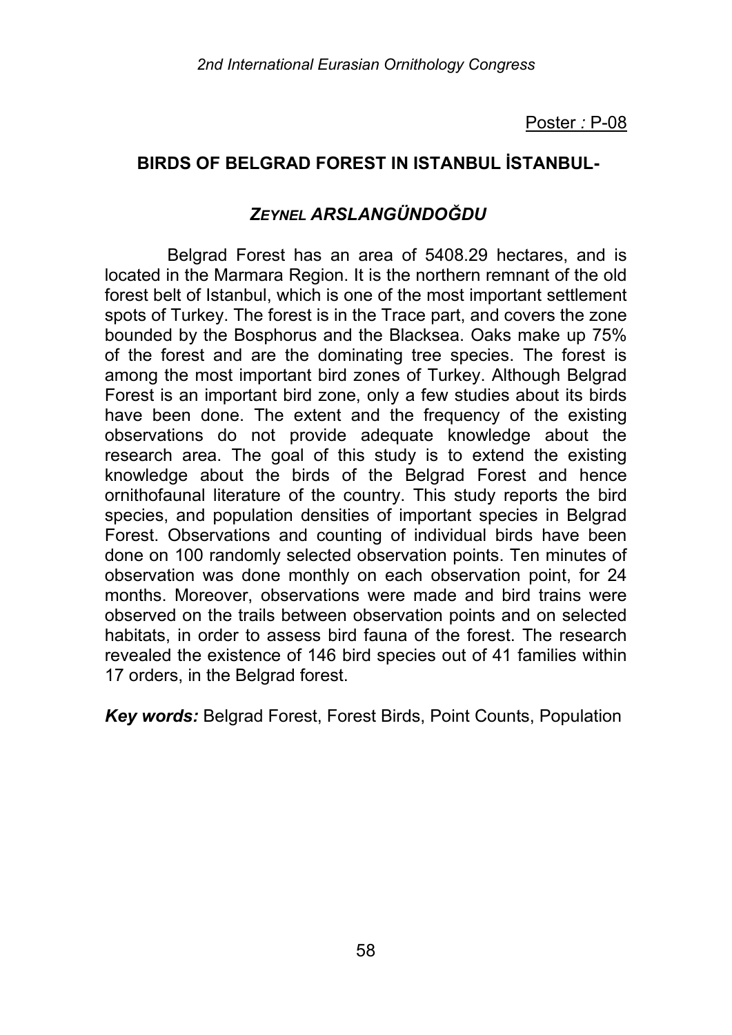Poster *:* P-08

## BIRDS OF BELGRAD FOREST IN ISTANBUL İSTANBUL-

### *ZEYNEL ARSLANGÜNDOĞDU*

Belgrad Forest has an area of 5408.29 hectares, and is located in the Marmara Region. It is the northern remnant of the old forest belt of Istanbul, which is one of the most important settlement spots of Turkey. The forest is in the Trace part, and covers the zone bounded by the Bosphorus and the Blacksea. Oaks make up 75% of the forest and are the dominating tree species. The forest is among the most important bird zones of Turkey. Although Belgrad Forest is an important bird zone, only a few studies about its birds have been done. The extent and the frequency of the existing observations do not provide adequate knowledge about the research area. The goal of this study is to extend the existing knowledge about the birds of the Belgrad Forest and hence ornithofaunal literature of the country. This study reports the bird species, and population densities of important species in Belgrad Forest. Observations and counting of individual birds have been done on 100 randomly selected observation points. Ten minutes of observation was done monthly on each observation point, for 24 months. Moreover, observations were made and bird trains were observed on the trails between observation points and on selected habitats, in order to assess bird fauna of the forest. The research revealed the existence of 146 bird species out of 41 families within 17 orders, in the Belgrad forest.

***Key words:*** Belgrad Forest, Forest Birds, Point Counts, Population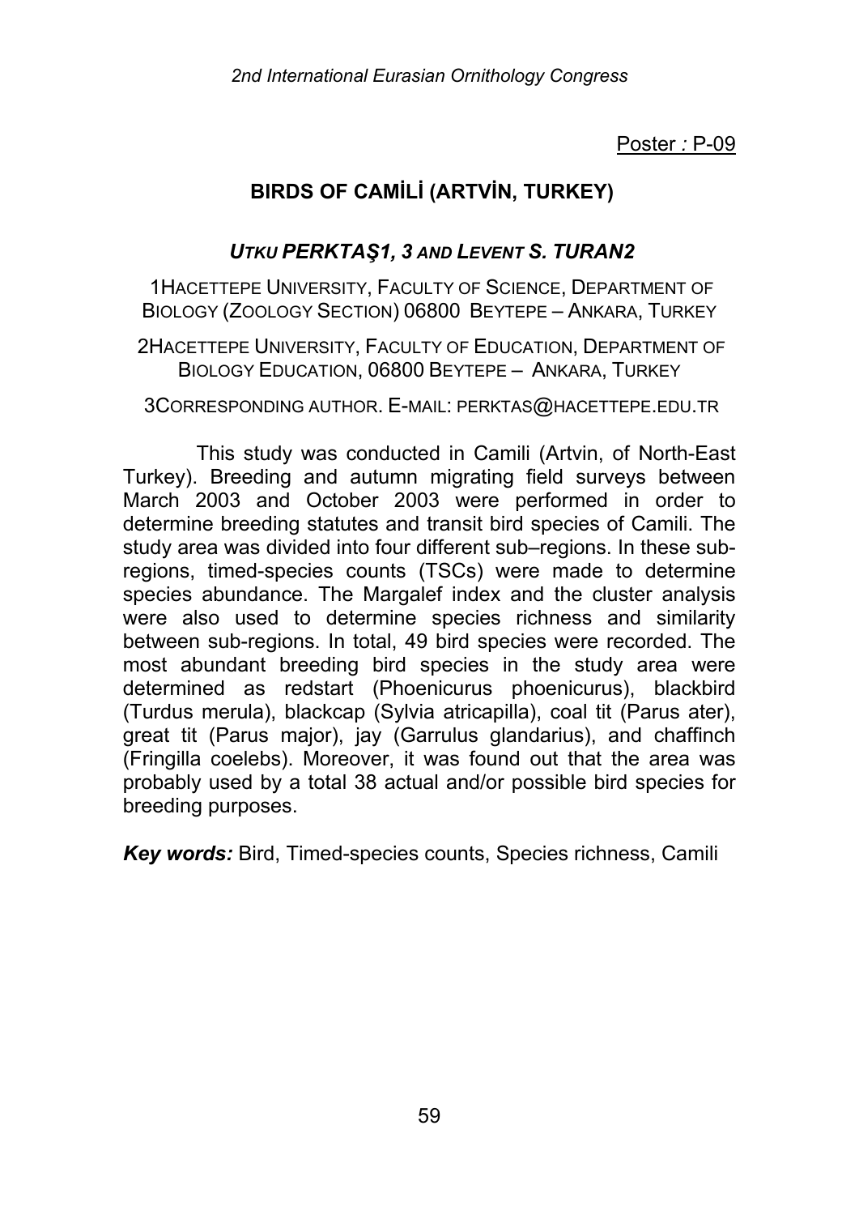Poster : P-09

## BIRDS OF CAMİLİ (ARTVİN, TURKEY)

***UTKU PERKTAŞ1, 3 AND LEVENT S. TURAN2***

1HACETTEPE UNIVERSITY, FACULTY OF SCIENCE, DEPARTMENT OF BIOLOGY (ZOOLOGY SECTION) 06800 BEYTEPE – ANKARA, TURKEY

2HACETTEPE UNIVERSITY, FACULTY OF EDUCATION, DEPARTMENT OF BIOLOGY EDUCATION, 06800 BEYTEPE – ANKARA, TURKEY

3CORRESPONDING AUTHOR. E-MAIL: PERKTAS@HACETTEPE.EDU.TR

This study was conducted in Camili (Artvin, of North-East Turkey). Breeding and autumn migrating field surveys between March 2003 and October 2003 were performed in order to determine breeding statutes and transit bird species of Camili. The study area was divided into four different sub–regions. In these sub-regions, timed-species counts (TSCs) were made to determine species abundance. The Margalef index and the cluster analysis were also used to determine species richness and similarity between sub-regions. In total, 49 bird species were recorded. The most abundant breeding bird species in the study area were determined as redstart (Phoenicurus phoenicurus), blackbird (Turdus merula), blackcap (Sylvia atricapilla), coal tit (Parus ater), great tit (Parus major), jay (Garrulus glandarius), and chaffinch (Fringilla coelebs). Moreover, it was found out that the area was probably used by a total 38 actual and/or possible bird species for breeding purposes.

***Key words:*** Bird, Timed-species counts, Species richness, Camili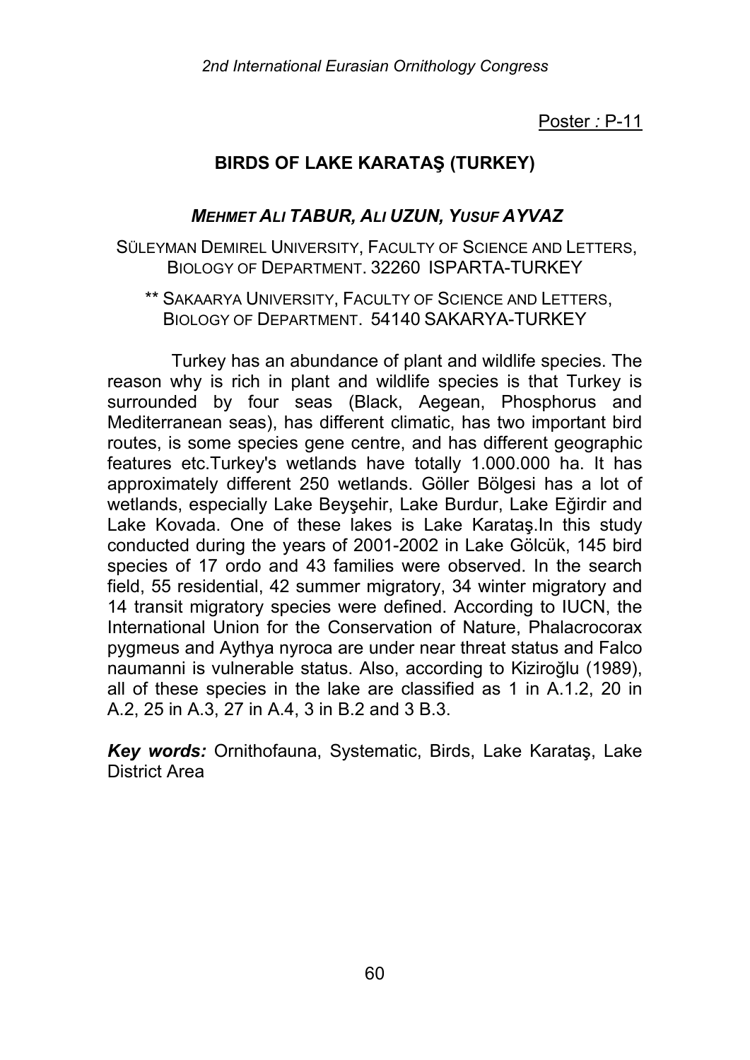Poster *:* P-11

## BIRDS OF LAKE KARATAŞ (TURKEY)

### *MEHMET ALI TABUR, ALI UZUN, YUSUF AYVAZ*

SÜLEYMAN DEMIREL UNIVERSITY, FACULTY OF SCIENCE AND LETTERS, BIOLOGY OF DEPARTMENT. 32260 ISPARTA-TURKEY

** SAKAARYA UNIVERSITY, FACULTY OF SCIENCE AND LETTERS, BIOLOGY OF DEPARTMENT. 54140 SAKARYA-TURKEY

Turkey has an abundance of plant and wildlife species. The reason why is rich in plant and wildlife species is that Turkey is surrounded by four seas (Black, Aegean, Phosphorus and Mediterranean seas), has different climatic, has two important bird routes, is some species gene centre, and has different geographic features etc.Turkey's wetlands have totally 1.000.000 ha. It has approximately different 250 wetlands. Göller Bölgesi has a lot of wetlands, especially Lake Beyşehir, Lake Burdur, Lake Eğirdir and Lake Kovada. One of these lakes is Lake Karataş.In this study conducted during the years of 2001-2002 in Lake Gölcük, 145 bird species of 17 ordo and 43 families were observed. In the search field, 55 residential, 42 summer migratory, 34 winter migratory and 14 transit migratory species were defined. According to IUCN, the International Union for the Conservation of Nature, Phalacrocorax pygmeus and Aythya nyroca are under near threat status and Falco naumanni is vulnerable status. Also, according to Kiziroğlu (1989), all of these species in the lake are classified as 1 in A.1.2, 20 in A.2, 25 in A.3, 27 in A.4, 3 in B.2 and 3 B.3.

***Key words:*** Ornithofauna, Systematic, Birds, Lake Karataş, Lake District Area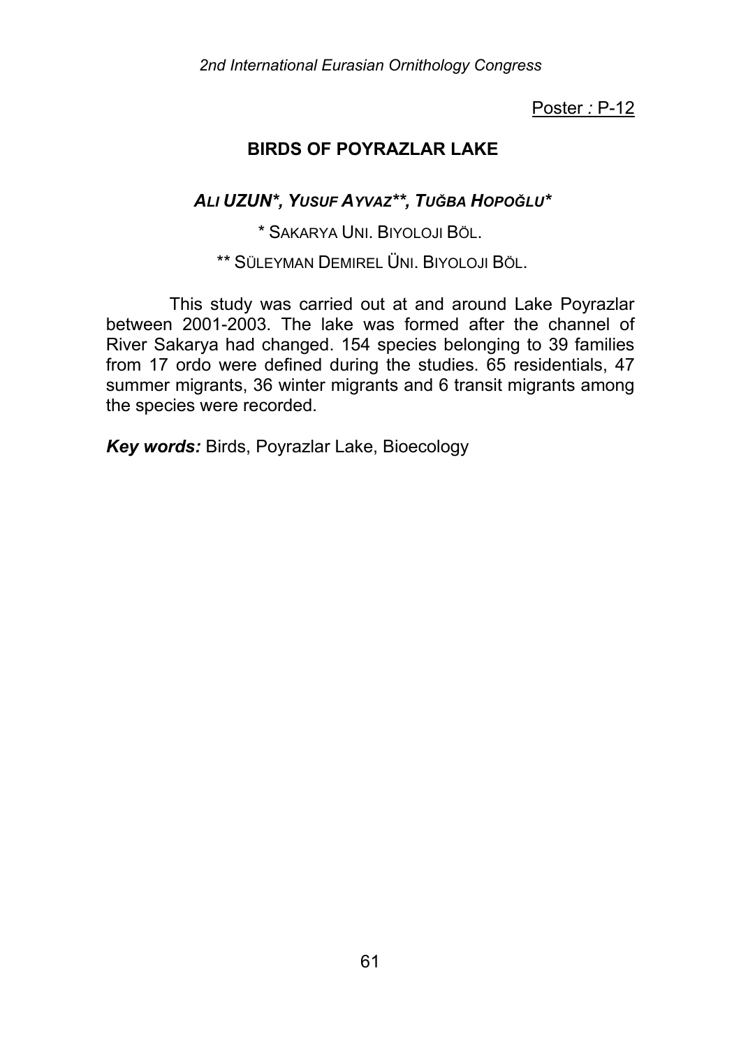Poster : P-12

## BIRDS OF POYRAZLAR LAKE

***ALI UZUN*, YUSUF AYVAZ**, TUĞBA HOPOĞLU****

* SAKARYA UNI. BIYOLOJI BÖL.

** SÜLEYMAN DEMIREL ÜNI. BIYOLOJI BÖL.

This study was carried out at and around Lake Poyrazlar between 2001-2003. The lake was formed after the channel of River Sakarya had changed. 154 species belonging to 39 families from 17 ordo were defined during the studies. 65 residentials, 47 summer migrants, 36 winter migrants and 6 transit migrants among the species were recorded.

***Key words:*** Birds, Poyrazlar Lake, Bioecology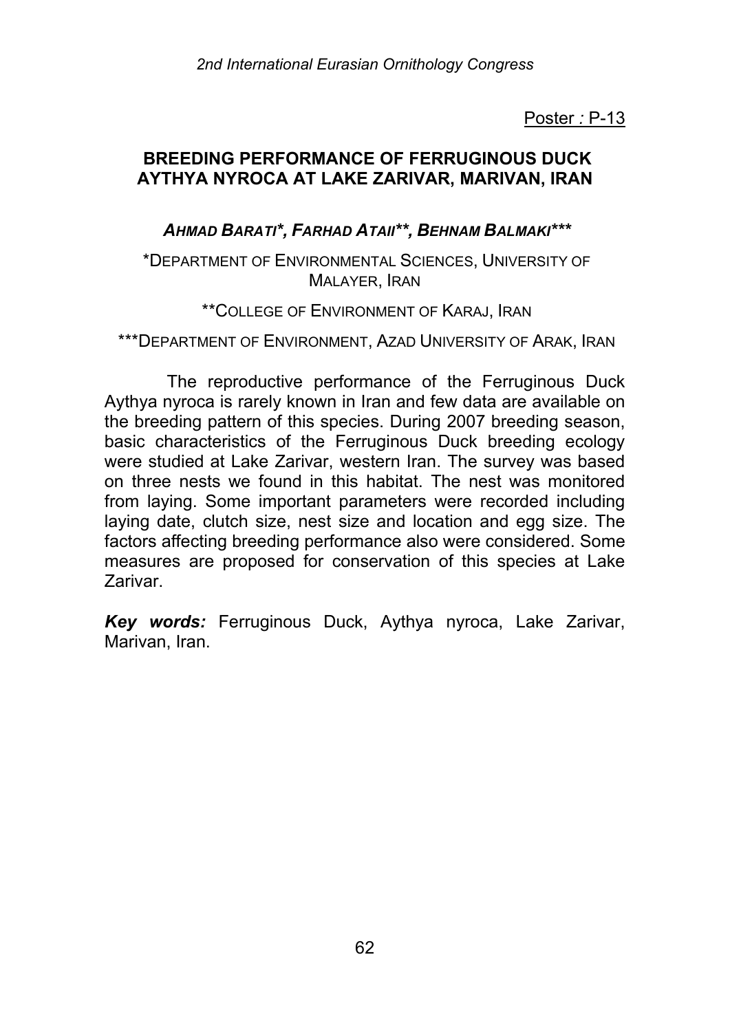Poster : P-13

## BREEDING PERFORMANCE OF FERRUGINOUS DUCK AYTHYA NYROCA AT LAKE ZARIVAR, MARIVAN, IRAN

***AHMAD BARATI*, FARHAD ATAII**, BEHNAM BALMAKI****

*DEPARTMENT OF ENVIRONMENTAL SCIENCES, UNIVERSITY OF MALAYER, IRAN

**COLLEGE OF ENVIRONMENT OF KARAJ, IRAN

***DEPARTMENT OF ENVIRONMENT, AZAD UNIVERSITY OF ARAK, IRAN

The reproductive performance of the Ferruginous Duck Aythya nyroca is rarely known in Iran and few data are available on the breeding pattern of this species. During 2007 breeding season, basic characteristics of the Ferruginous Duck breeding ecology were studied at Lake Zarivar, western Iran. The survey was based on three nests we found in this habitat. The nest was monitored from laying. Some important parameters were recorded including laying date, clutch size, nest size and location and egg size. The factors affecting breeding performance also were considered. Some measures are proposed for conservation of this species at Lake Zarivar.

***Key words:*** Ferruginous Duck, Aythya nyroca, Lake Zarivar, Marivan, Iran.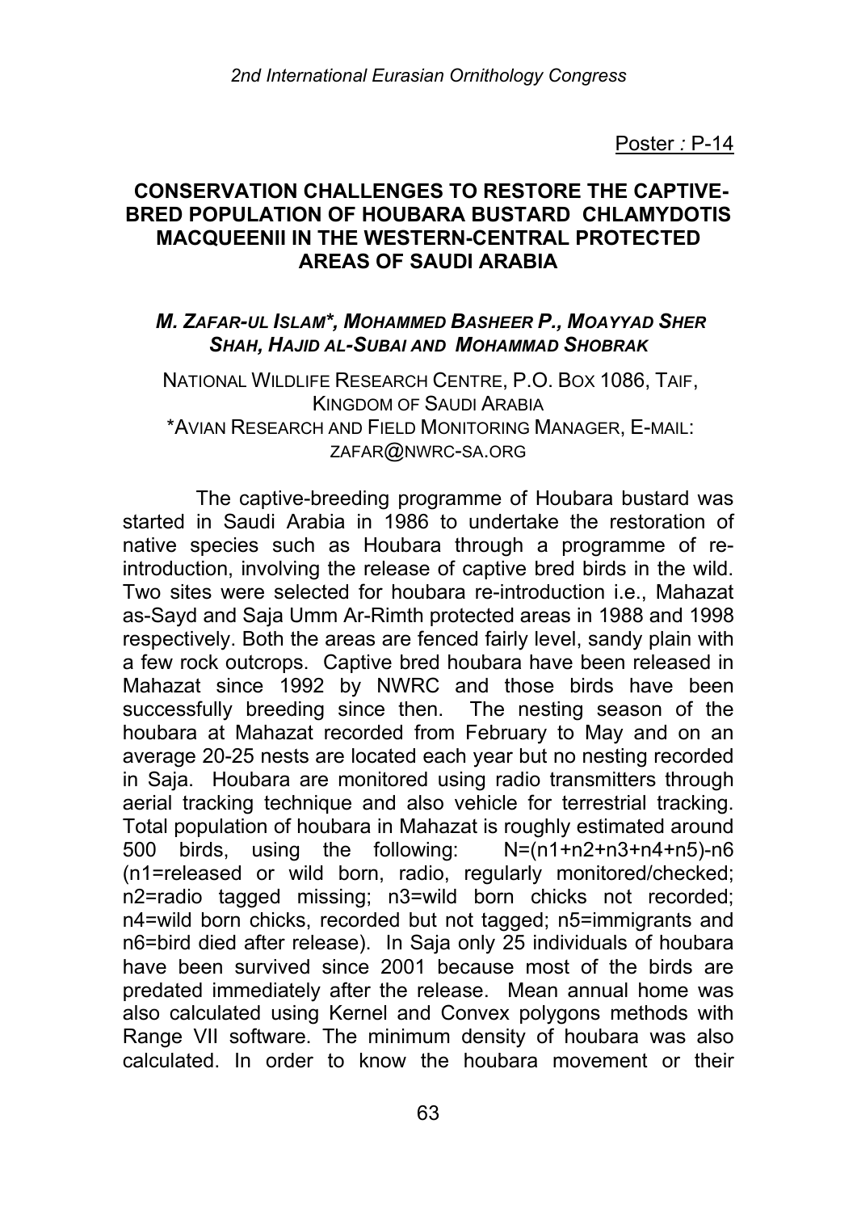Poster : P-14

## CONSERVATION CHALLENGES TO RESTORE THE CAPTIVE-BRED POPULATION OF HOUBARA BUSTARD CHLAMYDOTIS MACQUEENII IN THE WESTERN-CENTRAL PROTECTED AREAS OF SAUDI ARABIA

***M. Zafar-ul Islam\*, Mohammed Basheer P., Moayyad Sher Shah, Hajid al-Subai and Mohammad Shobrak***

National Wildlife Research Centre, P.O. Box 1086, Taif, Kingdom of Saudi Arabia
\*Avian Research and Field Monitoring Manager, E-mail: zafar@nwrc-sa.org

The captive-breeding programme of Houbara bustard was started in Saudi Arabia in 1986 to undertake the restoration of native species such as Houbara through a programme of re-introduction, involving the release of captive bred birds in the wild. Two sites were selected for houbara re-introduction i.e., Mahazat as-Sayd and Saja Umm Ar-Rimth protected areas in 1988 and 1998 respectively. Both the areas are fenced fairly level, sandy plain with a few rock outcrops. Captive bred houbara have been released in Mahazat since 1992 by NWRC and those birds have been successfully breeding since then. The nesting season of the houbara at Mahazat recorded from February to May and on an average 20-25 nests are located each year but no nesting recorded in Saja. Houbara are monitored using radio transmitters through aerial tracking technique and also vehicle for terrestrial tracking. Total population of houbara in Mahazat is roughly estimated around 500 birds, using the following: $N=(n1+n2+n3+n4+n5)-n6$ (n1=released or wild born, radio, regularly monitored/checked; n2=radio tagged missing; n3=wild born chicks not recorded; n4=wild born chicks, recorded but not tagged; n5=immigrants and n6=bird died after release). In Saja only 25 individuals of houbara have been survived since 2001 because most of the birds are predated immediately after the release. Mean annual home was also calculated using Kernel and Convex polygons methods with Range VII software. The minimum density of houbara was also calculated. In order to know the houbara movement or their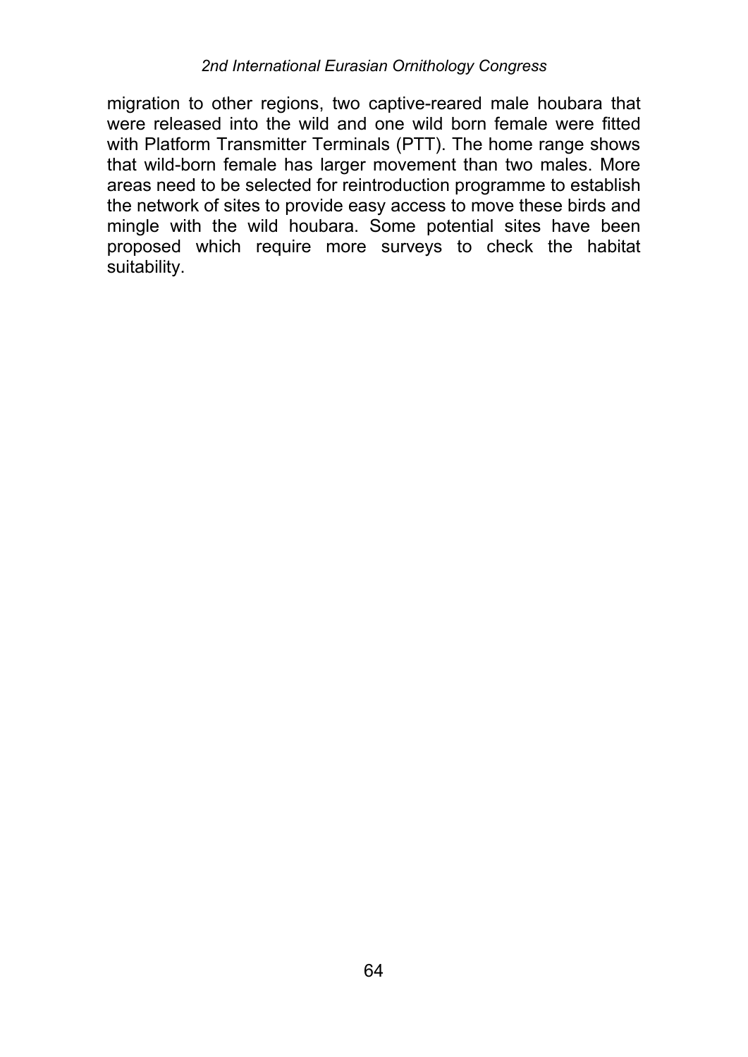migration to other regions, two captive-reared male houbara that were released into the wild and one wild born female were fitted with Platform Transmitter Terminals (PTT). The home range shows that wild-born female has larger movement than two males. More areas need to be selected for reintroduction programme to establish the network of sites to provide easy access to move these birds and mingle with the wild houbara. Some potential sites have been proposed which require more surveys to check the habitat suitability.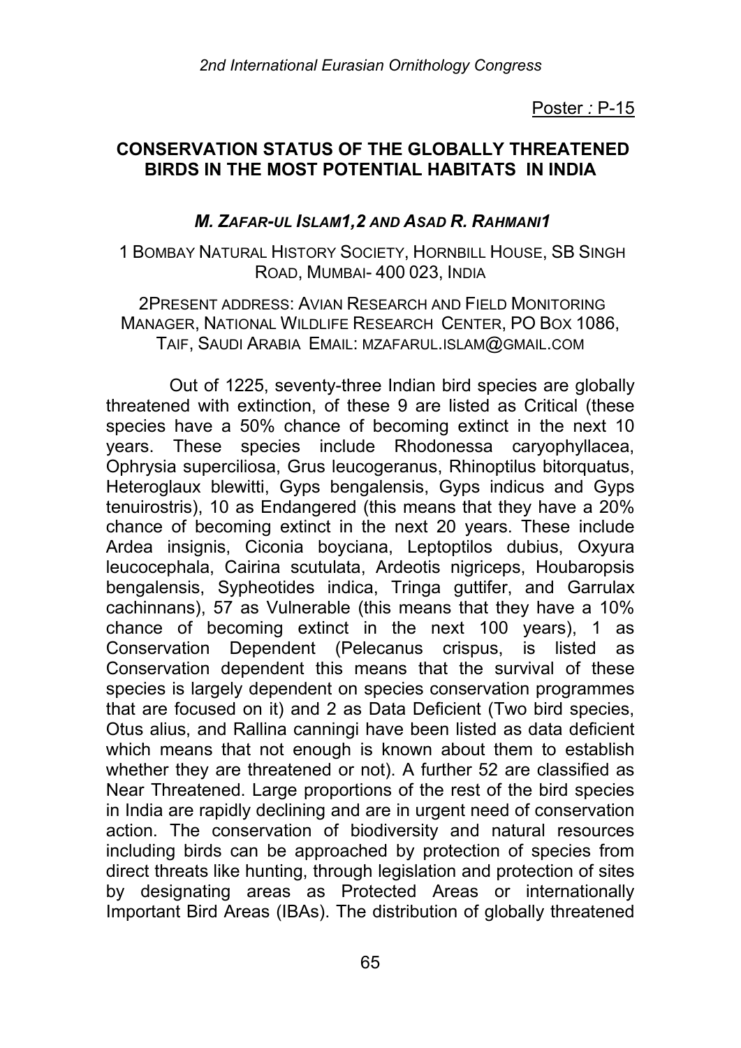Poster : P-15

## CONSERVATION STATUS OF THE GLOBALLY THREATENED BIRDS IN THE MOST POTENTIAL HABITATS IN INDIA

***M. ZAFAR-UL ISLAM[1,2] AND ASAD R. RAHMANI[1]***

[1] BOMBAY NATURAL HISTORY SOCIETY, HORNBILL HOUSE, SB SINGH ROAD, MUMBAI- 400 023, INDIA

[2] PRESENT ADDRESS: AVIAN RESEARCH AND FIELD MONITORING MANAGER, NATIONAL WILDLIFE RESEARCH CENTER, PO BOX 1086, TAIF, SAUDI ARABIA EMAIL: MZAFARUL.ISLAM@GMAIL.COM

Out of 1225, seventy-three Indian bird species are globally threatened with extinction, of these 9 are listed as Critical (these species have a 50% chance of becoming extinct in the next 10 years. These species include Rhodonessa caryophyllacea, Ophrysia superciliosa, Grus leucogeranus, Rhinoptilus bitorquatus, Heteroglaux blewitti, Gyps bengalensis, Gyps indicus and Gyps tenuirostris), 10 as Endangered (this means that they have a 20% chance of becoming extinct in the next 20 years. These include Ardea insignis, Ciconia boyciana, Leptoptilos dubius, Oxyura leucocephala, Cairina scutulata, Ardeotis nigriceps, Houbaropsis bengalensis, Sypheotides indica, Tringa guttifer, and Garrulax cachinnans), 57 as Vulnerable (this means that they have a 10% chance of becoming extinct in the next 100 years), 1 as Conservation Dependent (Pelecanus crispus, is listed as Conservation dependent this means that the survival of these species is largely dependent on species conservation programmes that are focused on it) and 2 as Data Deficient (Two bird species, Otus alius, and Rallina canningi have been listed as data deficient which means that not enough is known about them to establish whether they are threatened or not). A further 52 are classified as Near Threatened. Large proportions of the rest of the bird species in India are rapidly declining and are in urgent need of conservation action. The conservation of biodiversity and natural resources including birds can be approached by protection of species from direct threats like hunting, through legislation and protection of sites by designating areas as Protected Areas or internationally Important Bird Areas (IBAs). The distribution of globally threatened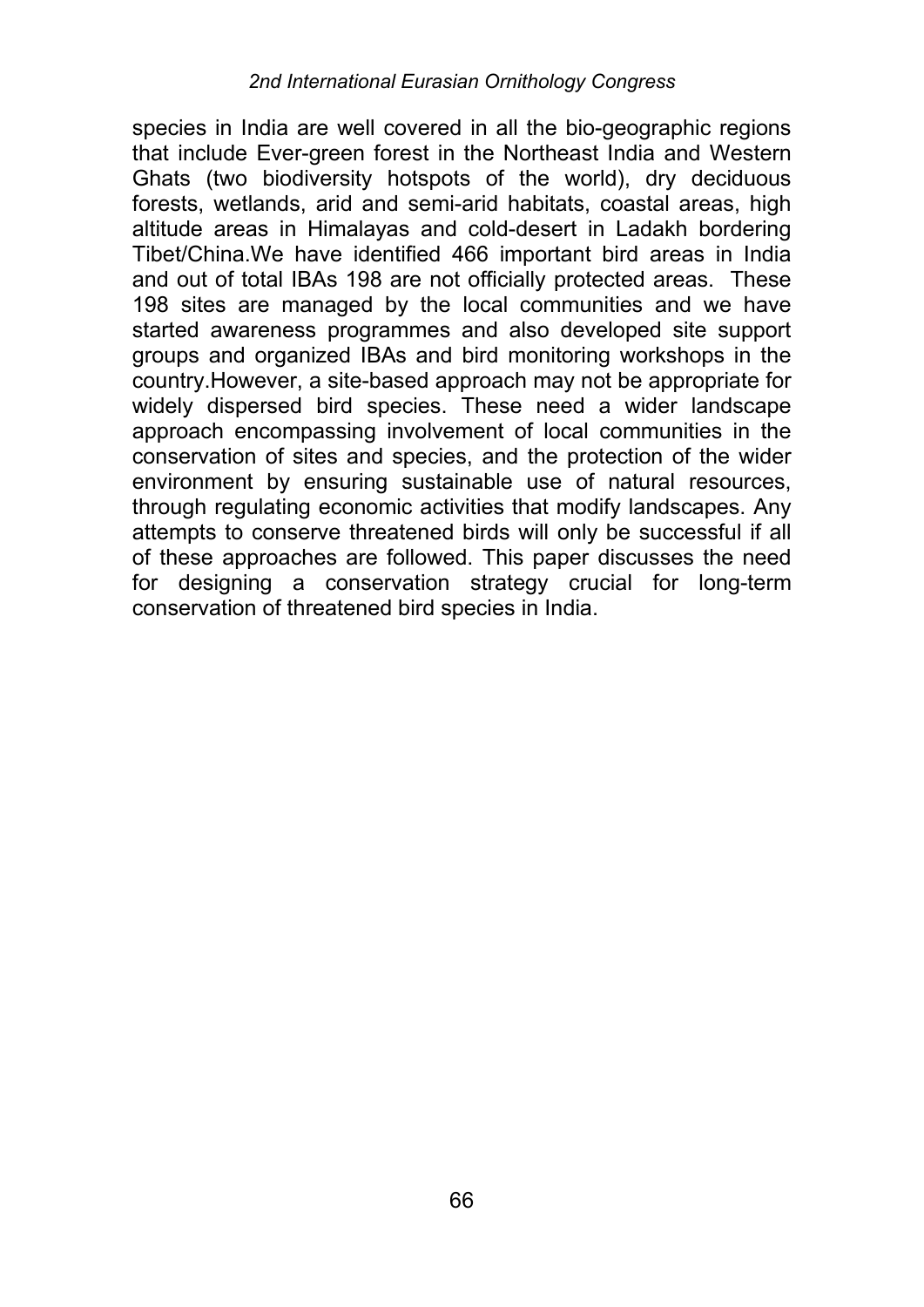species in India are well covered in all the bio-geographic regions that include Ever-green forest in the Northeast India and Western Ghats (two biodiversity hotspots of the world), dry deciduous forests, wetlands, arid and semi-arid habitats, coastal areas, high altitude areas in Himalayas and cold-desert in Ladakh bordering Tibet/China.We have identified 466 important bird areas in India and out of total IBAs 198 are not officially protected areas. These 198 sites are managed by the local communities and we have started awareness programmes and also developed site support groups and organized IBAs and bird monitoring workshops in the country.However, a site-based approach may not be appropriate for widely dispersed bird species. These need a wider landscape approach encompassing involvement of local communities in the conservation of sites and species, and the protection of the wider environment by ensuring sustainable use of natural resources, through regulating economic activities that modify landscapes. Any attempts to conserve threatened birds will only be successful if all of these approaches are followed. This paper discusses the need for designing a conservation strategy crucial for long-term conservation of threatened bird species in India.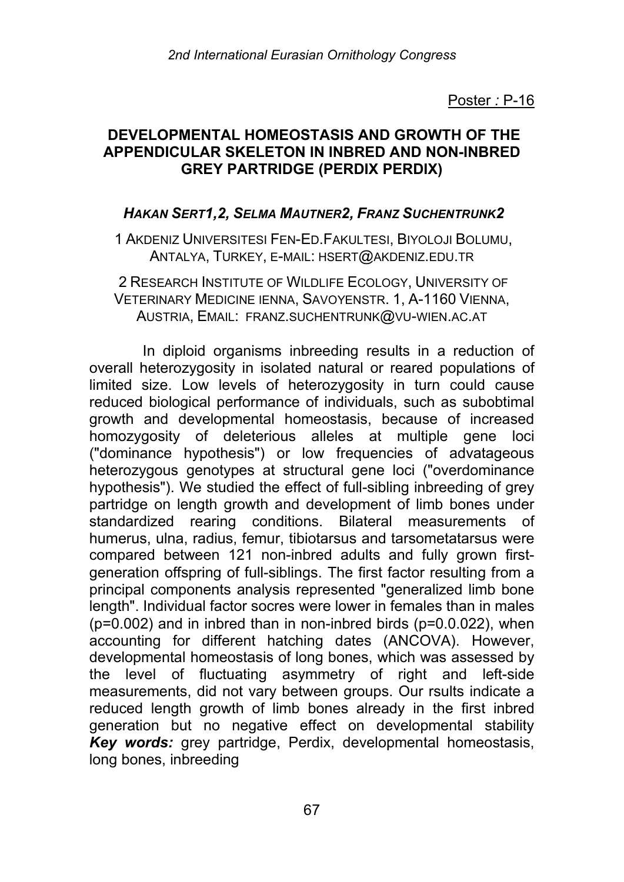Poster *:* P-16

## DEVELOPMENTAL HOMEOSTASIS AND GROWTH OF THE APPENDICULAR SKELETON IN INBRED AND NON-INBRED GREY PARTRIDGE (PERDIX PERDIX)

***HAKAN SERT1,2, SELMA MAUTNER2, FRANZ SUCHENTRUNK2***

1 AKDENIZ UNIVERSITESI FEN-ED.FAKULTESI, BIYOLOJI BOLUMU, ANTALYA, TURKEY, E-MAIL: HSERT@AKDENIZ.EDU.TR

2 RESEARCH INSTITUTE OF WILDLIFE ECOLOGY, UNIVERSITY OF VETERINARY MEDICINE IENNA, SAVOYENSTR. 1, A-1160 VIENNA, AUSTRIA, EMAIL: FRANZ.SUCHENTRUNK@VU-WIEN.AC.AT

In diploid organisms inbreeding results in a reduction of overall heterozygosity in isolated natural or reared populations of limited size. Low levels of heterozygosity in turn could cause reduced biological performance of individuals, such as subobtimal growth and developmental homeostasis, because of increased homozygosity of deleterious alleles at multiple gene loci ("dominance hypothesis") or low frequencies of advatageous heterozygous genotypes at structural gene loci ("overdominance hypothesis"). We studied the effect of full-sibling inbreeding of grey partridge on length growth and development of limb bones under standardized rearing conditions. Bilateral measurements of humerus, ulna, radius, femur, tibiotarsus and tarsometatarsus were compared between 121 non-inbred adults and fully grown first-generation offspring of full-siblings. The first factor resulting from a principal components analysis represented "generalized limb bone length". Individual factor socres were lower in females than in males (p=0.002) and in inbred than in non-inbred birds (p=0.0.022), when accounting for different hatching dates (ANCOVA). However, developmental homeostasis of long bones, which was assessed by the level of fluctuating asymmetry of right and left-side measurements, did not vary between groups. Our rsults indicate a reduced length growth of limb bones already in the first inbred generation but no negative effect on developmental stability

***Key words:*** grey partridge, Perdix, developmental homeostasis, long bones, inbreeding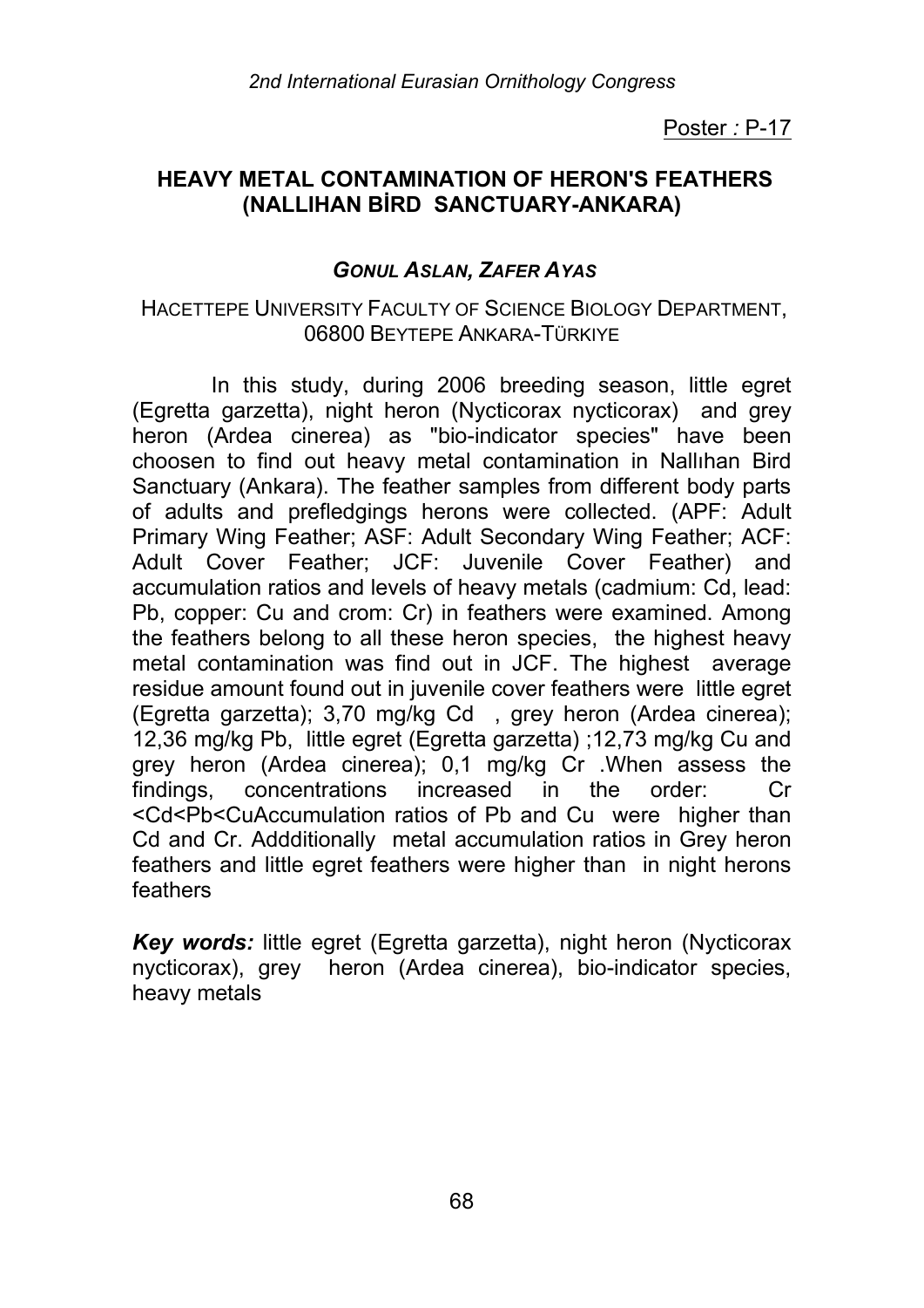Poster : P-17

## HEAVY METAL CONTAMINATION OF HERON'S FEATHERS (NALLIHAN BİRD SANCTUARY-ANKARA)

***GONUL ASLAN, ZAFER AYAS***

HACETTEPE UNIVERSITY FACULTY OF SCIENCE BIOLOGY DEPARTMENT, 06800 BEYTEPE ANKARA-TÜRKIYE

In this study, during 2006 breeding season, little egret (Egretta garzetta), night heron (Nycticorax nycticorax) and grey heron (Ardea cinerea) as "bio-indicator species" have been choosen to find out heavy metal contamination in Nallıhan Bird Sanctuary (Ankara). The feather samples from different body parts of adults and prefledgings herons were collected. (APF: Adult Primary Wing Feather; ASF: Adult Secondary Wing Feather; ACF: Adult Cover Feather; JCF: Juvenile Cover Feather) and accumulation ratios and levels of heavy metals (cadmium: Cd, lead: Pb, copper: Cu and crom: Cr) in feathers were examined. Among the feathers belong to all these heron species, the highest heavy metal contamination was find out in JCF. The highest average residue amount found out in juvenile cover feathers were little egret (Egretta garzetta); 3,70 mg/kg Cd , grey heron (Ardea cinerea); 12,36 mg/kg Pb, little egret (Egretta garzetta) ;12,73 mg/kg Cu and grey heron (Ardea cinerea); 0,1 mg/kg Cr .When assess the findings, concentrations increased in the order: Cr <Cd<Pb<CuAccumulation ratios of Pb and Cu were higher than Cd and Cr. Addditionally metal accumulation ratios in Grey heron feathers and little egret feathers were higher than in night herons feathers

***Key words:*** little egret (Egretta garzetta), night heron (Nycticorax nycticorax), grey heron (Ardea cinerea), bio-indicator species, heavy metals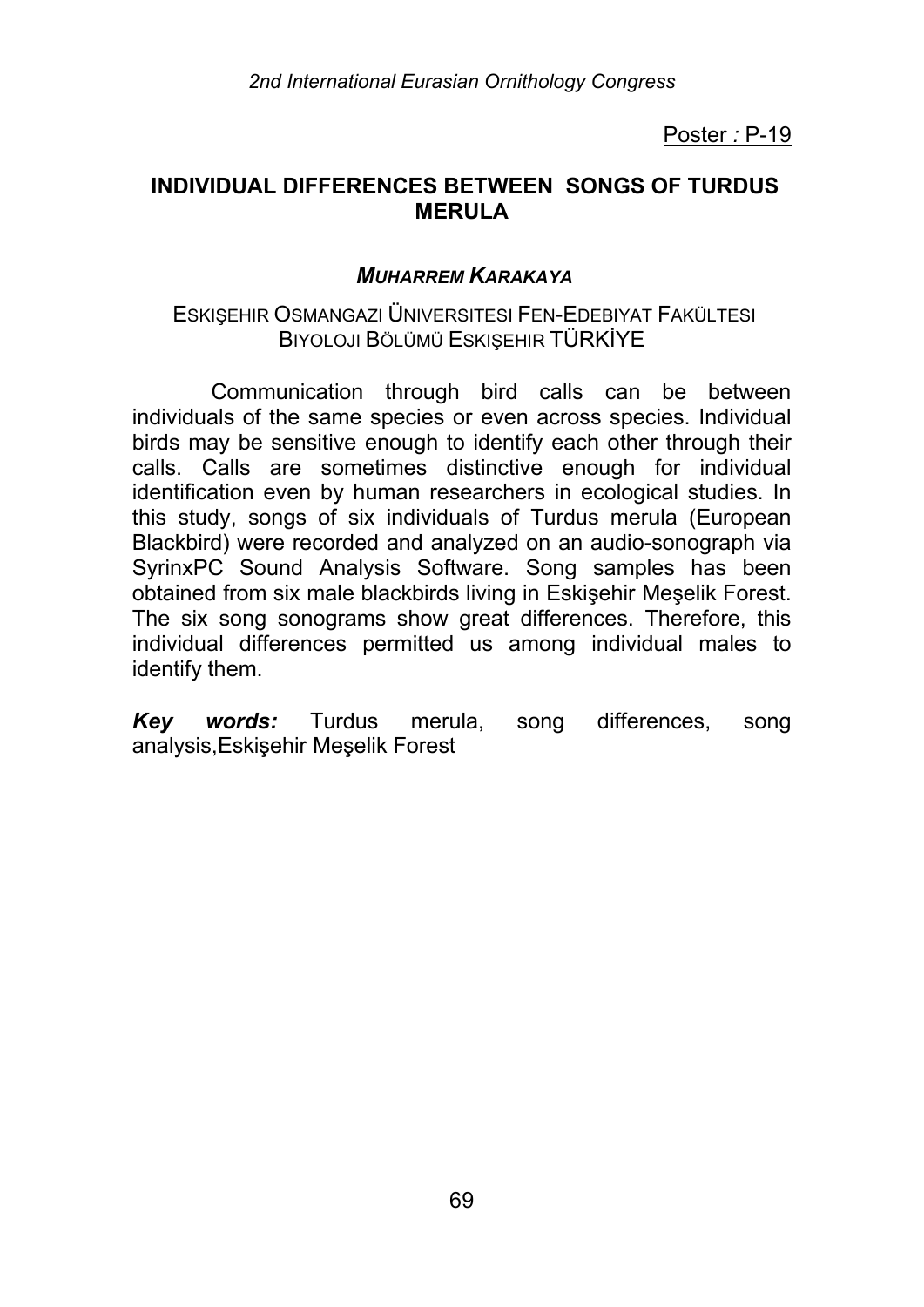Poster : P-19

## INDIVIDUAL DIFFERENCES BETWEEN SONGS OF TURDUS MERULA

***MUHARREM KARAKAYA***

ESKIŞEHIR OSMANGAZI ÜNIVERSITESI FEN-EDEBIYAT FAKÜLTESI BIYOLOJI BÖLÜMÜ ESKIŞEHIR TÜRKİYE

Communication through bird calls can be between individuals of the same species or even across species. Individual birds may be sensitive enough to identify each other through their calls. Calls are sometimes distinctive enough for individual identification even by human researchers in ecological studies. In this study, songs of six individuals of Turdus merula (European Blackbird) were recorded and analyzed on an audio-sonograph via SyrinxPC Sound Analysis Software. Song samples has been obtained from six male blackbirds living in Eskişehir Meşelik Forest. The six song sonograms show great differences. Therefore, this individual differences permitted us among individual males to identify them.

***Key words:*** Turdus merula, song differences, song analysis,Eskişehir Meşelik Forest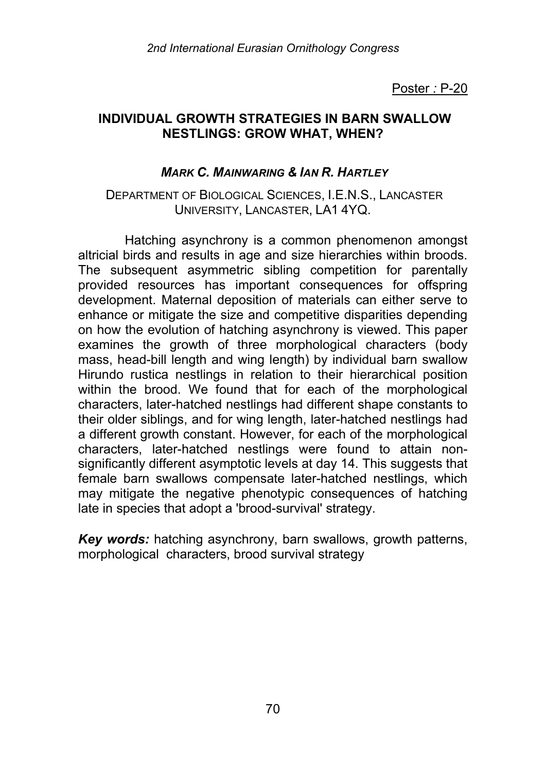Poster : P-20

## INDIVIDUAL GROWTH STRATEGIES IN BARN SWALLOW NESTLINGS: GROW WHAT, WHEN?

***MARK C. MAINWARING & IAN R. HARTLEY***

DEPARTMENT OF BIOLOGICAL SCIENCES, I.E.N.S., LANCASTER UNIVERSITY, LANCASTER, LA1 4YQ.

Hatching asynchrony is a common phenomenon amongst altricial birds and results in age and size hierarchies within broods. The subsequent asymmetric sibling competition for parentally provided resources has important consequences for offspring development. Maternal deposition of materials can either serve to enhance or mitigate the size and competitive disparities depending on how the evolution of hatching asynchrony is viewed. This paper examines the growth of three morphological characters (body mass, head-bill length and wing length) by individual barn swallow Hirundo rustica nestlings in relation to their hierarchical position within the brood. We found that for each of the morphological characters, later-hatched nestlings had different shape constants to their older siblings, and for wing length, later-hatched nestlings had a different growth constant. However, for each of the morphological characters, later-hatched nestlings were found to attain non-significantly different asymptotic levels at day 14. This suggests that female barn swallows compensate later-hatched nestlings, which may mitigate the negative phenotypic consequences of hatching late in species that adopt a 'brood-survival' strategy.

***Key words:*** hatching asynchrony, barn swallows, growth patterns, morphological characters, brood survival strategy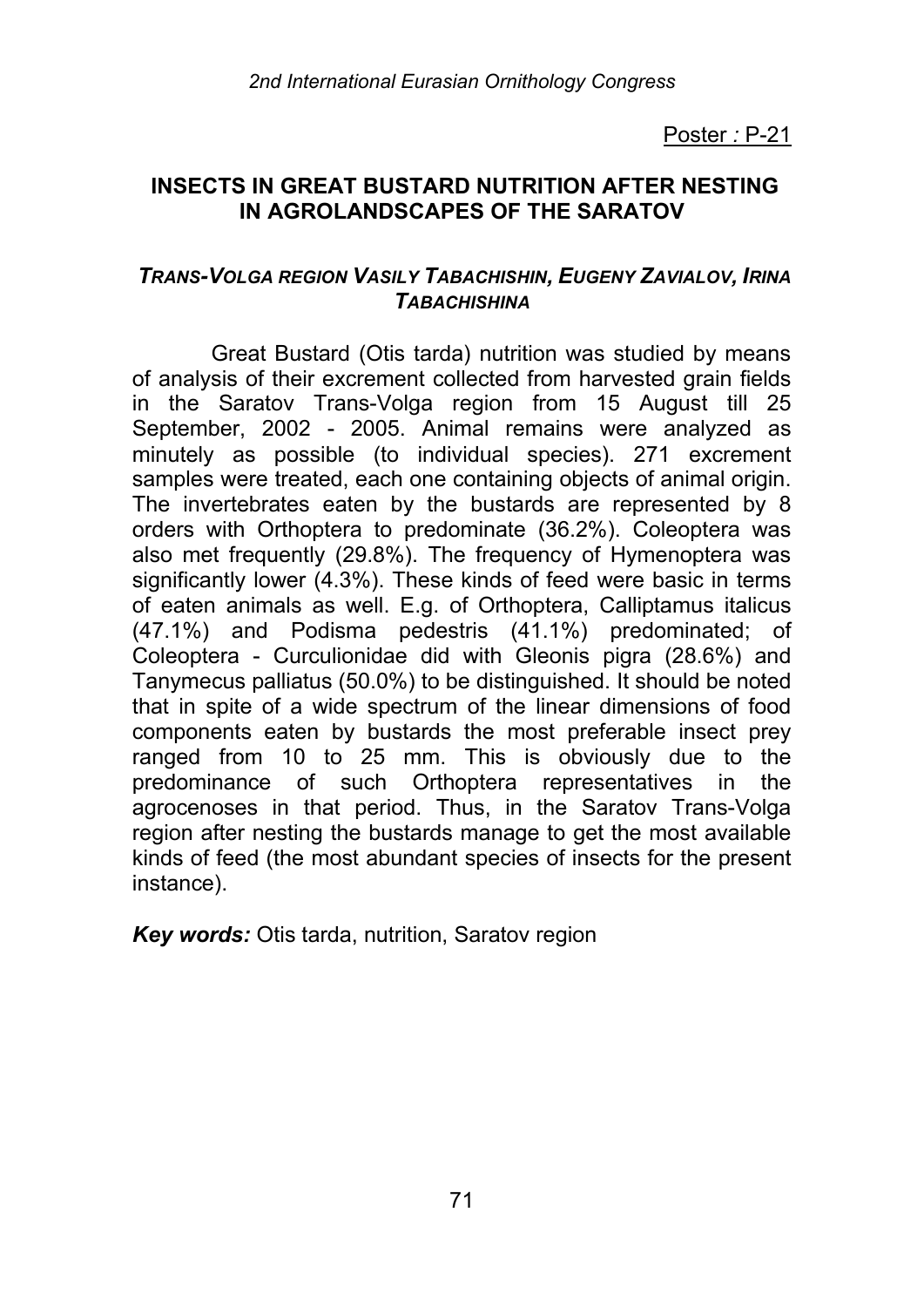Poster : P-21

## INSECTS IN GREAT BUSTARD NUTRITION AFTER NESTING IN AGROLANDSCAPES OF THE SARATOV

### *TRANS-VOLGA REGION VASILY TABACHISHIN, EUGENY ZAVIALOV, IRINA TABACHISHINA*

Great Bustard (Otis tarda) nutrition was studied by means of analysis of their excrement collected from harvested grain fields in the Saratov Trans-Volga region from 15 August till 25 September, 2002 - 2005. Animal remains were analyzed as minutely as possible (to individual species). 271 excrement samples were treated, each one containing objects of animal origin. The invertebrates eaten by the bustards are represented by 8 orders with Orthoptera to predominate (36.2%). Coleoptera was also met frequently (29.8%). The frequency of Hymenoptera was significantly lower (4.3%). These kinds of feed were basic in terms of eaten animals as well. E.g. of Orthoptera, Calliptamus italicus (47.1%) and Podisma pedestris (41.1%) predominated; of Coleoptera - Curculionidae did with Gleonis pigra (28.6%) and Tanymecus palliatus (50.0%) to be distinguished. It should be noted that in spite of a wide spectrum of the linear dimensions of food components eaten by bustards the most preferable insect prey ranged from 10 to 25 mm. This is obviously due to the predominance of such Orthoptera representatives in the agrocenoses in that period. Thus, in the Saratov Trans-Volga region after nesting the bustards manage to get the most available kinds of feed (the most abundant species of insects for the present instance).

***Key words:*** Otis tarda, nutrition, Saratov region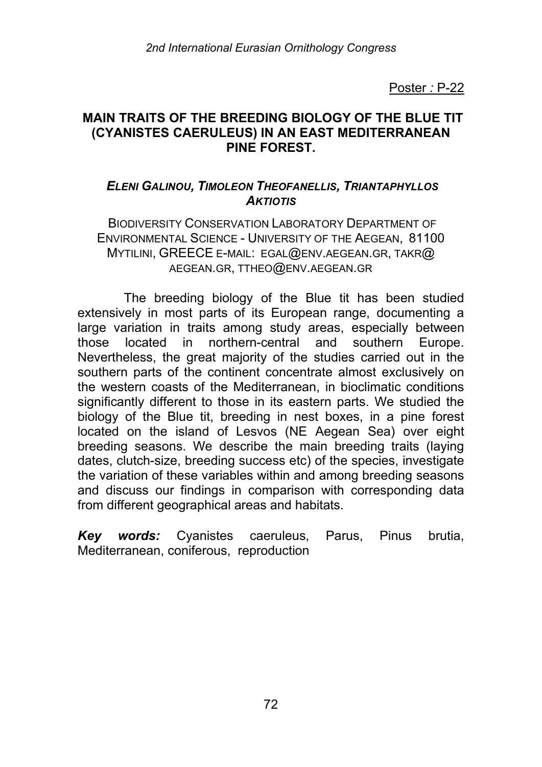Poster : P-22

## MAIN TRAITS OF THE BREEDING BIOLOGY OF THE BLUE TIT (CYANISTES CAERULEUS) IN AN EAST MEDITERRANEAN PINE FOREST.

***ELENI GALINOU, TIMOLEON THEOFANELLIS, TRIANTAPHYLLOS AKTIOTIS***

BIODIVERSITY CONSERVATION LABORATORY DEPARTMENT OF ENVIRONMENTAL SCIENCE - UNIVERSITY OF THE AEGEAN, 81100 MYTILINI, GREECE E-MAIL: EGAL@ENV.AEGEAN.GR, TAKR@AEGEAN.GR, TTHEO@ENV.AEGEAN.GR

The breeding biology of the Blue tit has been studied extensively in most parts of its European range, documenting a large variation in traits among study areas, especially between those located in northern-central and southern Europe. Nevertheless, the great majority of the studies carried out in the southern parts of the continent concentrate almost exclusively on the western coasts of the Mediterranean, in bioclimatic conditions significantly different to those in its eastern parts. We studied the biology of the Blue tit, breeding in nest boxes, in a pine forest located on the island of Lesvos (NE Aegean Sea) over eight breeding seasons. We describe the main breeding traits (laying dates, clutch-size, breeding success etc) of the species, investigate the variation of these variables within and among breeding seasons and discuss our findings in comparison with corresponding data from different geographical areas and habitats.

***Key words:*** Cyanistes caeruleus, Parus, Pinus brutia, Mediterranean, coniferous, reproduction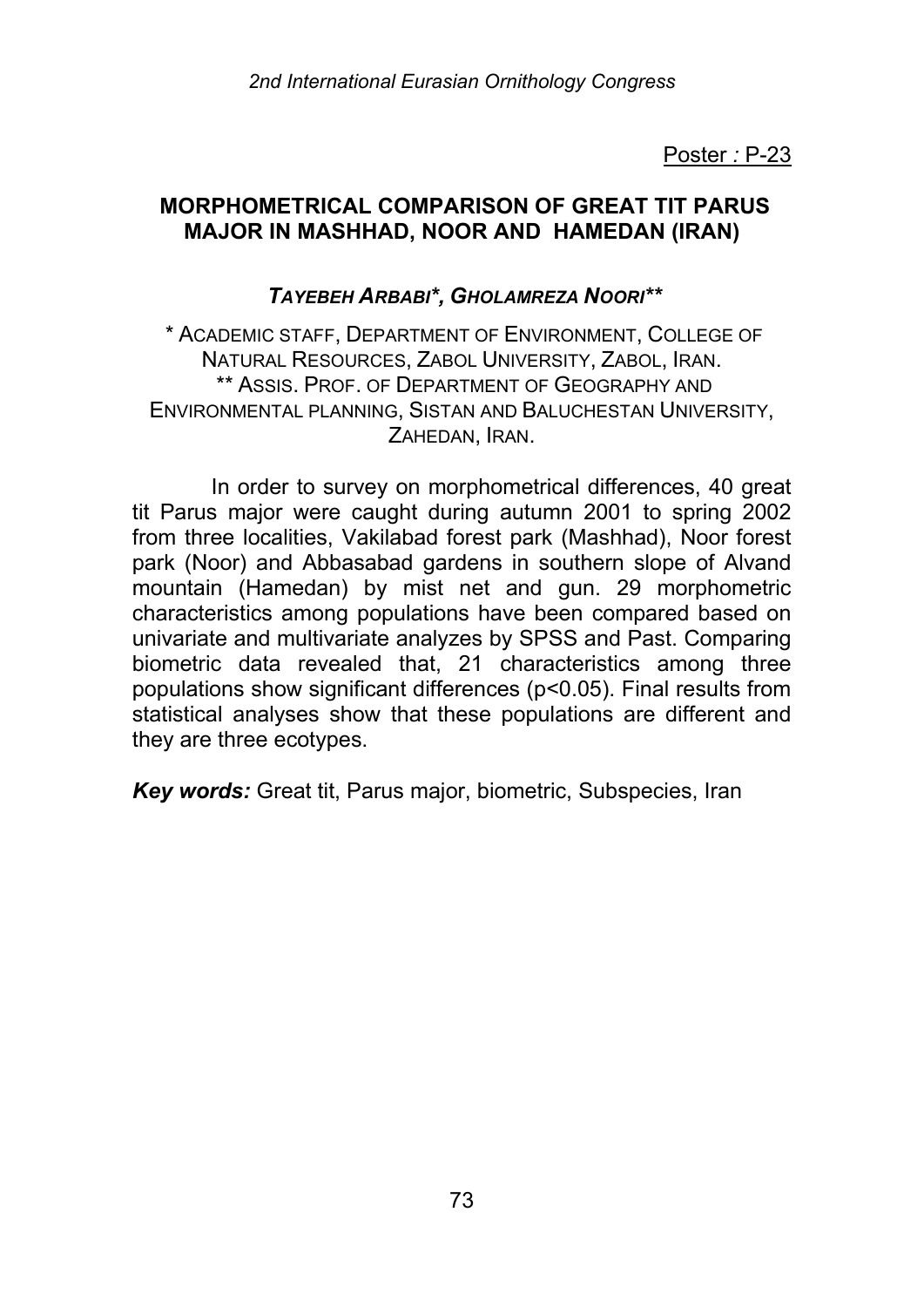Poster : P-23

## MORPHOMETRICAL COMPARISON OF GREAT TIT PARUS MAJOR IN MASHHAD, NOOR AND HAMEDAN (IRAN)

***TAYEBEH ARBABI\*, GHOLAMREZA NOORI\*\****

\* ACADEMIC STAFF, DEPARTMENT OF ENVIRONMENT, COLLEGE OF NATURAL RESOURCES, ZABOL UNIVERSITY, ZABOL, IRAN.
\*\* ASSIS. PROF. OF DEPARTMENT OF GEOGRAPHY AND ENVIRONMENTAL PLANNING, SISTAN AND BALUCHESTAN UNIVERSITY, ZAHEDAN, IRAN.

In order to survey on morphometrical differences, 40 great tit Parus major were caught during autumn 2001 to spring 2002 from three localities, Vakilabad forest park (Mashhad), Noor forest park (Noor) and Abbasabad gardens in southern slope of Alvand mountain (Hamedan) by mist net and gun. 29 morphometric characteristics among populations have been compared based on univariate and multivariate analyzes by SPSS and Past. Comparing biometric data revealed that, 21 characteristics among three populations show significant differences ($p<0.05$). Final results from statistical analyses show that these populations are different and they are three ecotypes.

***Key words:*** Great tit, Parus major, biometric, Subspecies, Iran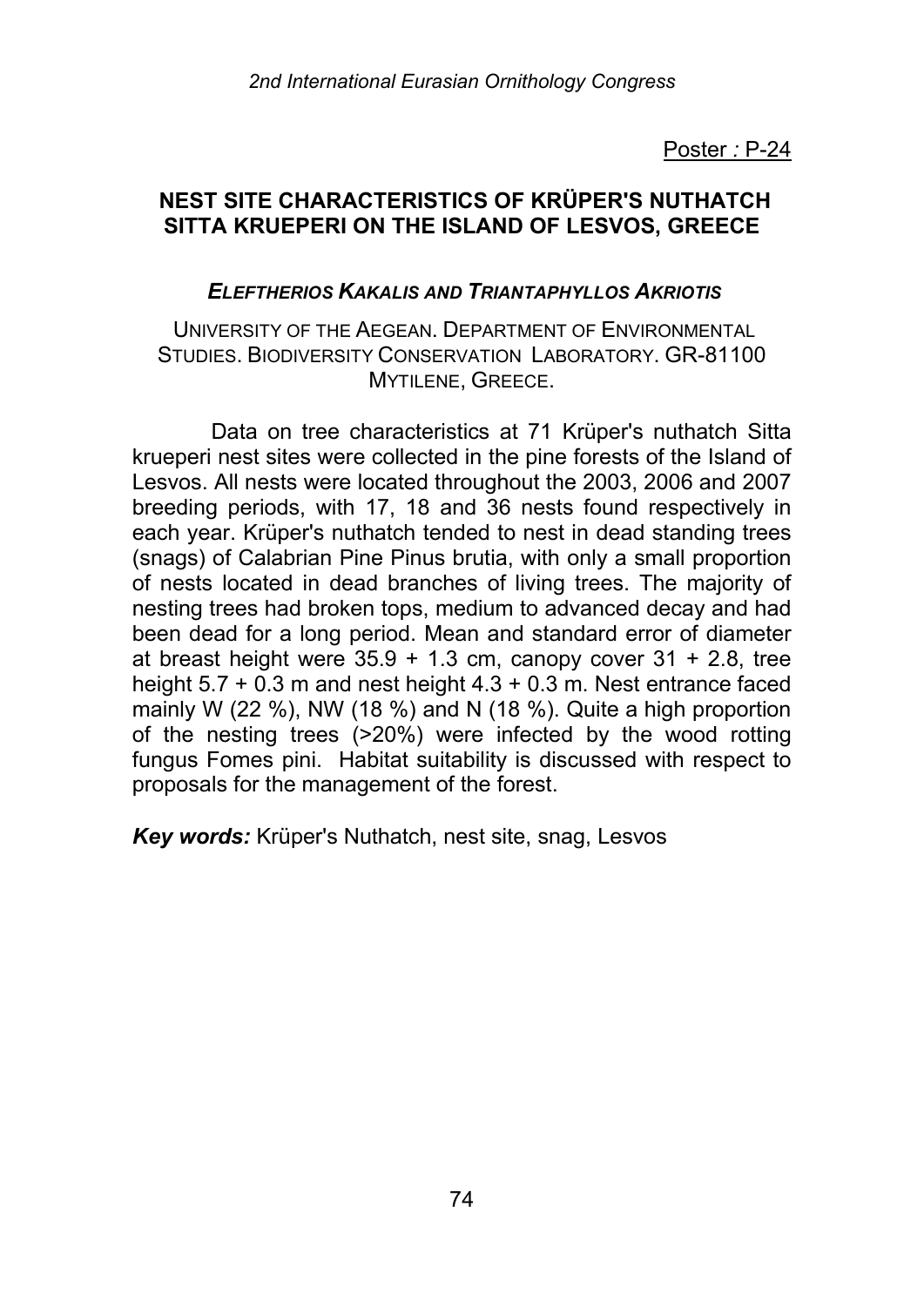Poster : P-24

## NEST SITE CHARACTERISTICS OF KRÜPER'S NUTHATCH SITTA KRUEPERI ON THE ISLAND OF LESVOS, GREECE

***ELEFTHERIOS KAKALIS AND TRIANTAPHYLLOS AKRIOTIS***

UNIVERSITY OF THE AEGEAN. DEPARTMENT OF ENVIRONMENTAL STUDIES. BIODIVERSITY CONSERVATION LABORATORY. GR-81100 MYTILENE, GREECE.

Data on tree characteristics at 71 Krüper's nuthatch Sitta krueperi nest sites were collected in the pine forests of the Island of Lesvos. All nests were located throughout the 2003, 2006 and 2007 breeding periods, with 17, 18 and 36 nests found respectively in each year. Krüper's nuthatch tended to nest in dead standing trees (snags) of Calabrian Pine Pinus brutia, with only a small proportion of nests located in dead branches of living trees. The majority of nesting trees had broken tops, medium to advanced decay and had been dead for a long period. Mean and standard error of diameter at breast height were 35.9 + 1.3 cm, canopy cover 31 + 2.8, tree height 5.7 + 0.3 m and nest height 4.3 + 0.3 m. Nest entrance faced mainly W (22 %), NW (18 %) and N (18 %). Quite a high proportion of the nesting trees (>20%) were infected by the wood rotting fungus Fomes pini. Habitat suitability is discussed with respect to proposals for the management of the forest.

***Key words:*** Krüper's Nuthatch, nest site, snag, Lesvos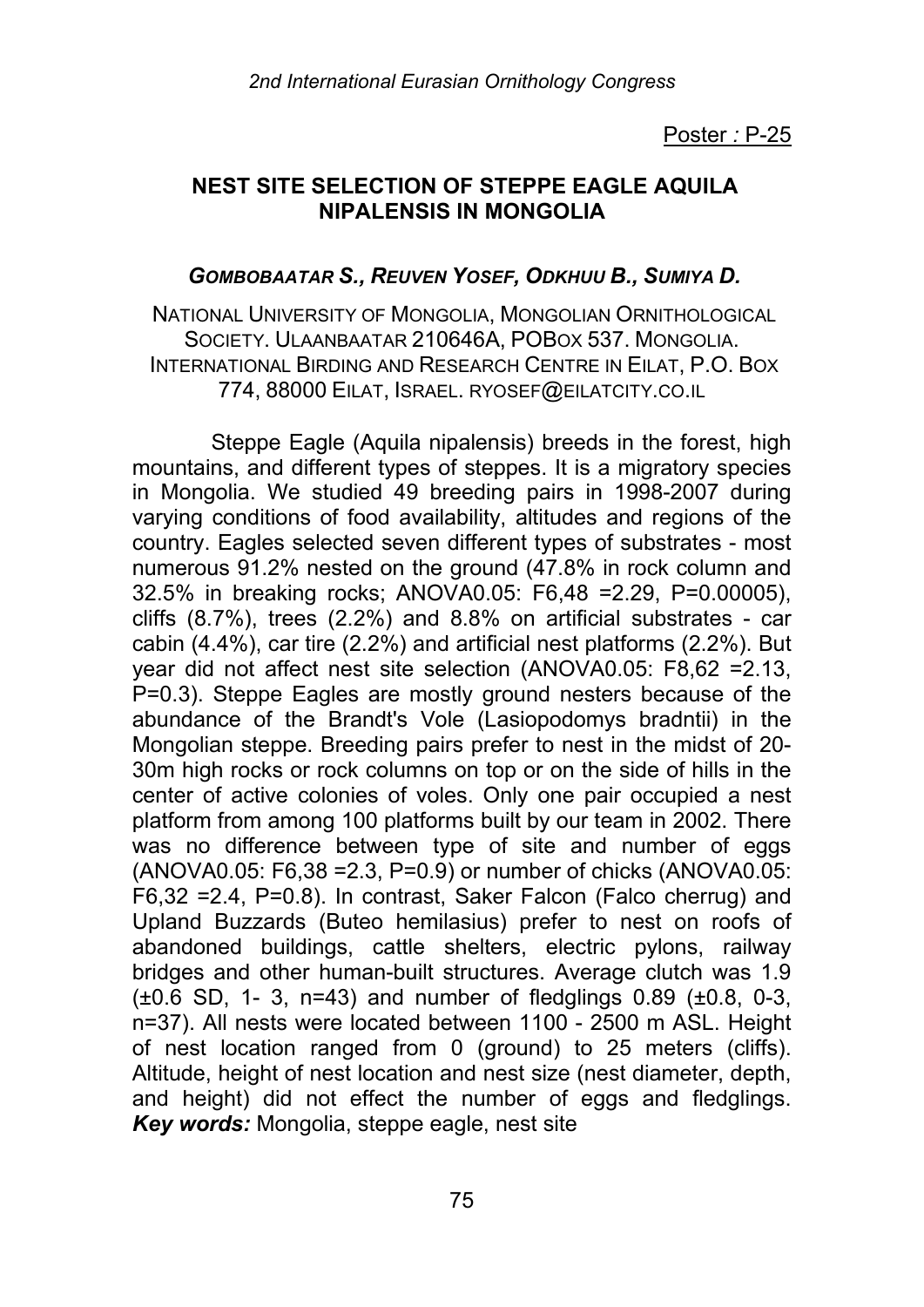Poster : P-25

## NEST SITE SELECTION OF STEPPE EAGLE AQUILA NIPALENSIS IN MONGOLIA

***GOMBOBAATAR S., REUVEN YOSEF, ODKHUU B., SUMIYA D.***

NATIONAL UNIVERSITY OF MONGOLIA, MONGOLIAN ORNITHOLOGICAL SOCIETY. ULAANBAATAR 210646A, POBOX 537. MONGOLIA. INTERNATIONAL BIRDING AND RESEARCH CENTRE IN EILAT, P.O. BOX 774, 88000 EILAT, ISRAEL. RYOSEF@EILATCITY.CO.IL

Steppe Eagle (Aquila nipalensis) breeds in the forest, high mountains, and different types of steppes. It is a migratory species in Mongolia. We studied 49 breeding pairs in 1998-2007 during varying conditions of food availability, altitudes and regions of the country. Eagles selected seven different types of substrates - most numerous 91.2% nested on the ground (47.8% in rock column and 32.5% in breaking rocks; ANOVA0.05: $F_{6,48}$ =2.29, P=0.00005), cliffs (8.7%), trees (2.2%) and 8.8% on artificial substrates - car cabin (4.4%), car tire (2.2%) and artificial nest platforms (2.2%). But year did not affect nest site selection (ANOVA0.05: $F_{8,62}$ =2.13, P=0.3). Steppe Eagles are mostly ground nesters because of the abundance of the Brandt's Vole (Lasiopodomys bradntii) in the Mongolian steppe. Breeding pairs prefer to nest in the midst of 20-30m high rocks or rock columns on top or on the side of hills in the center of active colonies of voles. Only one pair occupied a nest platform from among 100 platforms built by our team in 2002. There was no difference between type of site and number of eggs (ANOVA0.05: $F_{6,38}$ =2.3, P=0.9) or number of chicks (ANOVA0.05: $F_{6,32}$ =2.4, P=0.8). In contrast, Saker Falcon (Falco cherrug) and Upland Buzzards (Buteo hemilasius) prefer to nest on roofs of abandoned buildings, cattle shelters, electric pylons, railway bridges and other human-built structures. Average clutch was 1.9 (±0.6 SD, 1- 3, n=43) and number of fledglings 0.89 (±0.8, 0-3, n=37). All nests were located between 1100 - 2500 m ASL. Height of nest location ranged from 0 (ground) to 25 meters (cliffs). Altitude, height of nest location and nest size (nest diameter, depth, and height) did not effect the number of eggs and fledglings. ***Key words:*** Mongolia, steppe eagle, nest site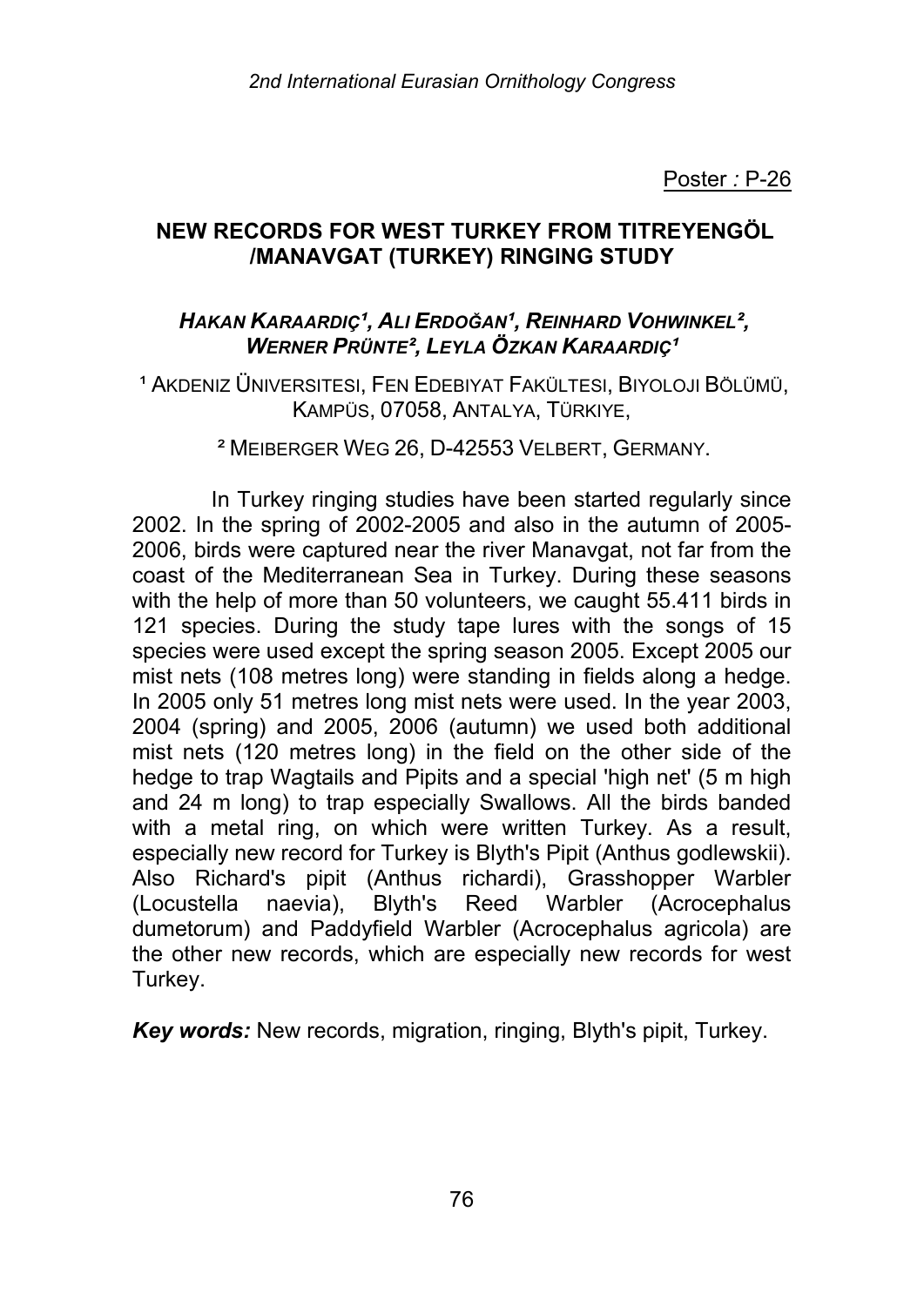Poster : P-26

## NEW RECORDS FOR WEST TURKEY FROM TITREYENGÖL /MANAVGAT (TURKEY) RINGING STUDY

***Hakan Karaardiç[1], Ali Erdoğan[1], Reinhard Vohwinkel[2], Werner Prünte[2], Leyla Özkan Karaardiç[1]***

[1] Akdeniz Üniversitesi, Fen Edebiyat Fakültesi, Biyoloji Bölümü, Kampüs, 07058, Antalya, Türkiye,

[2] Meiberger Weg 26, D-42553 Velbert, Germany.

In Turkey ringing studies have been started regularly since 2002. In the spring of 2002-2005 and also in the autumn of 2005-2006, birds were captured near the river Manavgat, not far from the coast of the Mediterranean Sea in Turkey. During these seasons with the help of more than 50 volunteers, we caught 55.411 birds in 121 species. During the study tape lures with the songs of 15 species were used except the spring season 2005. Except 2005 our mist nets (108 metres long) were standing in fields along a hedge. In 2005 only 51 metres long mist nets were used. In the year 2003, 2004 (spring) and 2005, 2006 (autumn) we used both additional mist nets (120 metres long) in the field on the other side of the hedge to trap Wagtails and Pipits and a special 'high net' (5 m high and 24 m long) to trap especially Swallows. All the birds banded with a metal ring, on which were written Turkey. As a result, especially new record for Turkey is Blyth's Pipit (Anthus godlewskii). Also Richard's pipit (Anthus richardi), Grasshopper Warbler (Locustella naevia), Blyth's Reed Warbler (Acrocephalus dumetorum) and Paddyfield Warbler (Acrocephalus agricola) are the other new records, which are especially new records for west Turkey.

***Key words:*** New records, migration, ringing, Blyth's pipit, Turkey.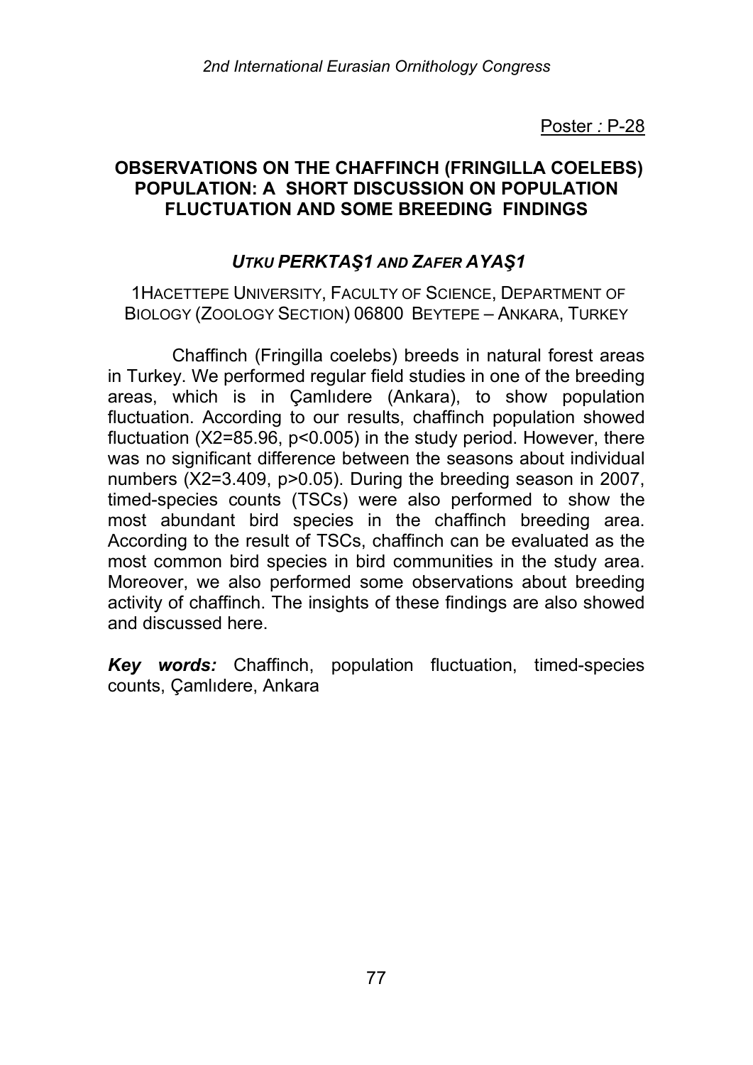Poster : P-28

# OBSERVATIONS ON THE CHAFFINCH (FRINGILLA COELEBS) POPULATION: A SHORT DISCUSSION ON POPULATION FLUCTUATION AND SOME BREEDING FINDINGS

***UTKU PERKTAŞ[1] AND ZAFER AYAŞ[1]***

[1]HACETTEPE UNIVERSITY, FACULTY OF SCIENCE, DEPARTMENT OF BIOLOGY (ZOOLOGY SECTION) 06800 BEYTEPE – ANKARA, TURKEY

Chaffinch (Fringilla coelebs) breeds in natural forest areas in Turkey. We performed regular field studies in one of the breeding areas, which is in Çamlıdere (Ankara), to show population fluctuation. According to our results, chaffinch population showed fluctuation ($X2=85.96$, $p<0.005$) in the study period. However, there was no significant difference between the seasons about individual numbers ($X2=3.409$, $p>0.05$). During the breeding season in 2007, timed-species counts (TSCs) were also performed to show the most abundant bird species in the chaffinch breeding area. According to the result of TSCs, chaffinch can be evaluated as the most common bird species in bird communities in the study area. Moreover, we also performed some observations about breeding activity of chaffinch. The insights of these findings are also showed and discussed here.

***Key words:*** Chaffinch, population fluctuation, timed-species counts, Çamlıdere, Ankara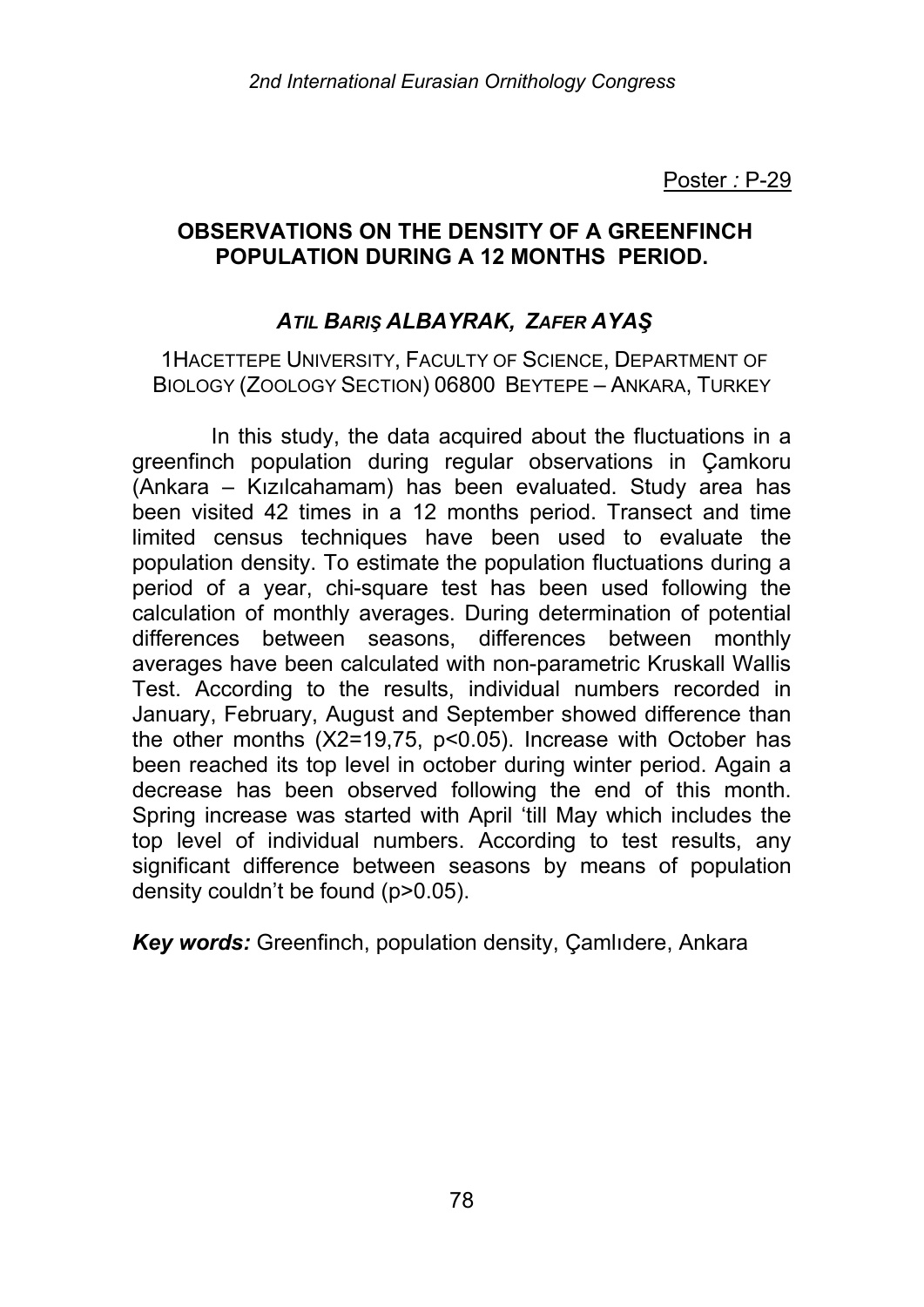Poster : P-29

# OBSERVATIONS ON THE DENSITY OF A GREENFINCH POPULATION DURING A 12 MONTHS PERIOD.

***ATIL BARIŞ ALBAYRAK, ZAFER AYAŞ***

1HACETTEPE UNIVERSITY, FACULTY OF SCIENCE, DEPARTMENT OF BIOLOGY (ZOOLOGY SECTION) 06800 BEYTEPE – ANKARA, TURKEY

In this study, the data acquired about the fluctuations in a greenfinch population during regular observations in Çamkoru (Ankara – Kızılcahamam) has been evaluated. Study area has been visited 42 times in a 12 months period. Transect and time limited census techniques have been used to evaluate the population density. To estimate the population fluctuations during a period of a year, chi-square test has been used following the calculation of monthly averages. During determination of potential differences between seasons, differences between monthly averages have been calculated with non-parametric Kruskall Wallis Test. According to the results, individual numbers recorded in January, February, August and September showed difference than the other months ($X2=19,75$, $p<0.05$). Increase with October has been reached its top level in october during winter period. Again a decrease has been observed following the end of this month. Spring increase was started with April 'till May which includes the top level of individual numbers. According to test results, any significant difference between seasons by means of population density couldn't be found ($p>0.05$).

***Key words:*** Greenfinch, population density, Çamlıdere, Ankara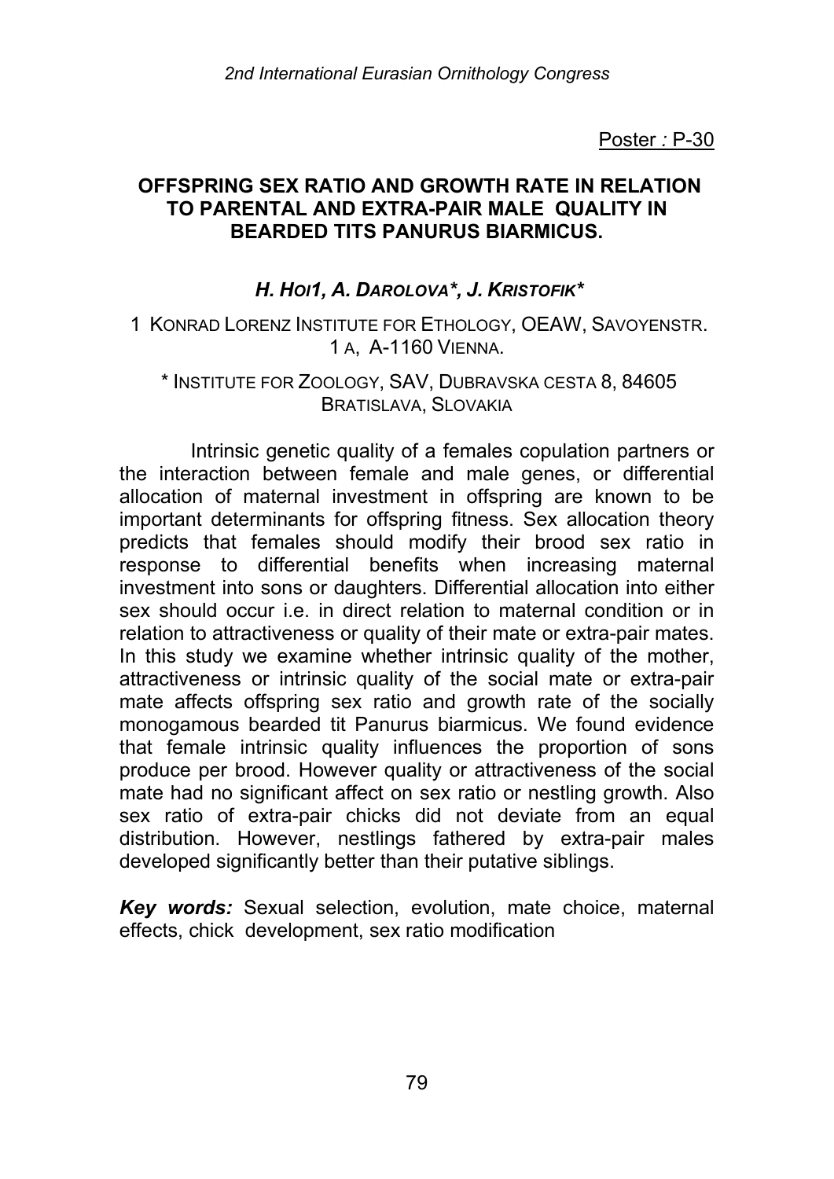Poster : P-30

## OFFSPRING SEX RATIO AND GROWTH RATE IN RELATION TO PARENTAL AND EXTRA-PAIR MALE QUALITY IN BEARDED TITS PANURUS BIARMICUS.

***H. Hoi1, A. Darolova*, J. Kristofik****

1 Konrad Lorenz Institute for Ethology, OEAW, Savoyenstr. 1 a, A-1160 Vienna.

\* Institute for Zoology, SAV, Dubravska cesta 8, 84605 Bratislava, Slovakia

Intrinsic genetic quality of a females copulation partners or the interaction between female and male genes, or differential allocation of maternal investment in offspring are known to be important determinants for offspring fitness. Sex allocation theory predicts that females should modify their brood sex ratio in response to differential benefits when increasing maternal investment into sons or daughters. Differential allocation into either sex should occur i.e. in direct relation to maternal condition or in relation to attractiveness or quality of their mate or extra-pair mates. In this study we examine whether intrinsic quality of the mother, attractiveness or intrinsic quality of the social mate or extra-pair mate affects offspring sex ratio and growth rate of the socially monogamous bearded tit Panurus biarmicus. We found evidence that female intrinsic quality influences the proportion of sons produce per brood. However quality or attractiveness of the social mate had no significant affect on sex ratio or nestling growth. Also sex ratio of extra-pair chicks did not deviate from an equal distribution. However, nestlings fathered by extra-pair males developed significantly better than their putative siblings.

***Key words:*** Sexual selection, evolution, mate choice, maternal effects, chick development, sex ratio modification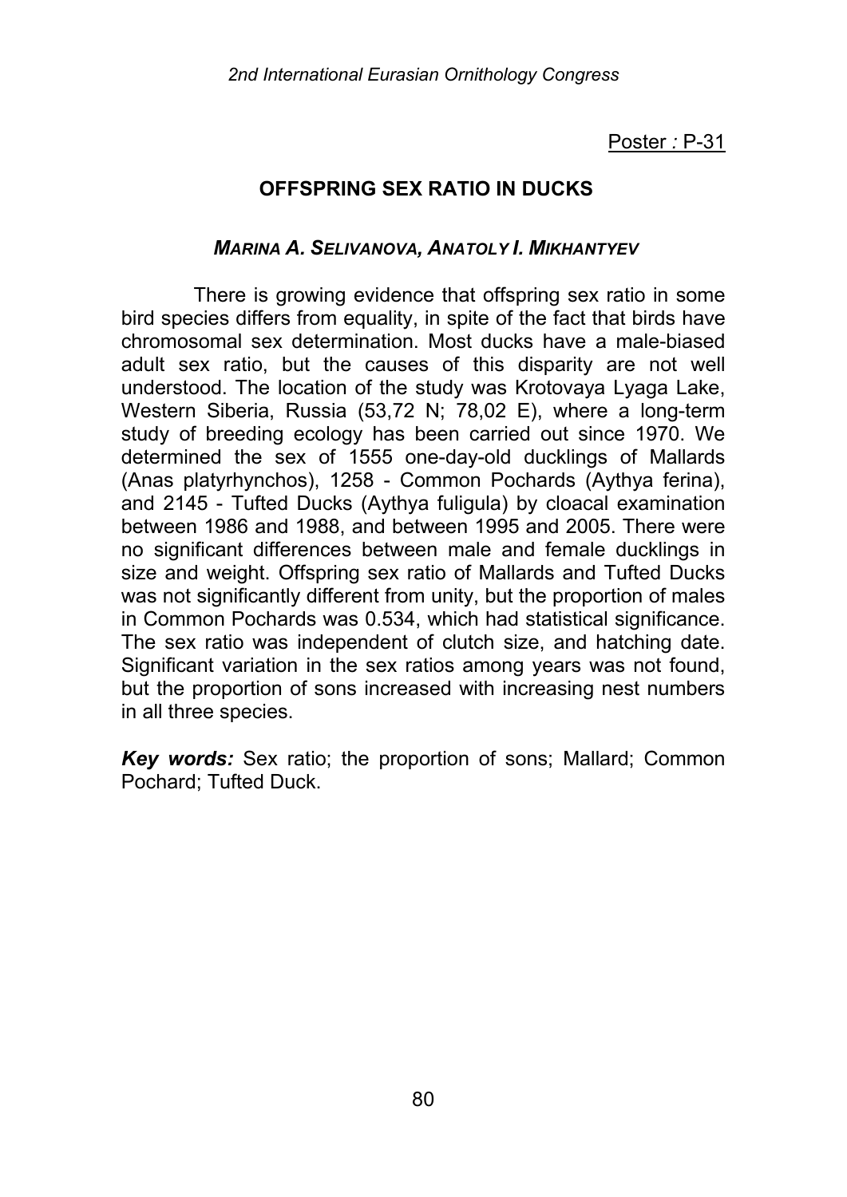Poster : P-31

## OFFSPRING SEX RATIO IN DUCKS

***MARINA A. SELIVANOVA, ANATOLY I. MIKHANTYEV***

There is growing evidence that offspring sex ratio in some bird species differs from equality, in spite of the fact that birds have chromosomal sex determination. Most ducks have a male-biased adult sex ratio, but the causes of this disparity are not well understood. The location of the study was Krotovaya Lyaga Lake, Western Siberia, Russia (53,72 N; 78,02 E), where a long-term study of breeding ecology has been carried out since 1970. We determined the sex of 1555 one-day-old ducklings of Mallards (Anas platyrhynchos), 1258 - Common Pochards (Aythya ferina), and 2145 - Tufted Ducks (Aythya fuligula) by cloacal examination between 1986 and 1988, and between 1995 and 2005. There were no significant differences between male and female ducklings in size and weight. Offspring sex ratio of Mallards and Tufted Ducks was not significantly different from unity, but the proportion of males in Common Pochards was 0.534, which had statistical significance. The sex ratio was independent of clutch size, and hatching date. Significant variation in the sex ratios among years was not found, but the proportion of sons increased with increasing nest numbers in all three species.

***Key words:*** Sex ratio; the proportion of sons; Mallard; Common Pochard; Tufted Duck.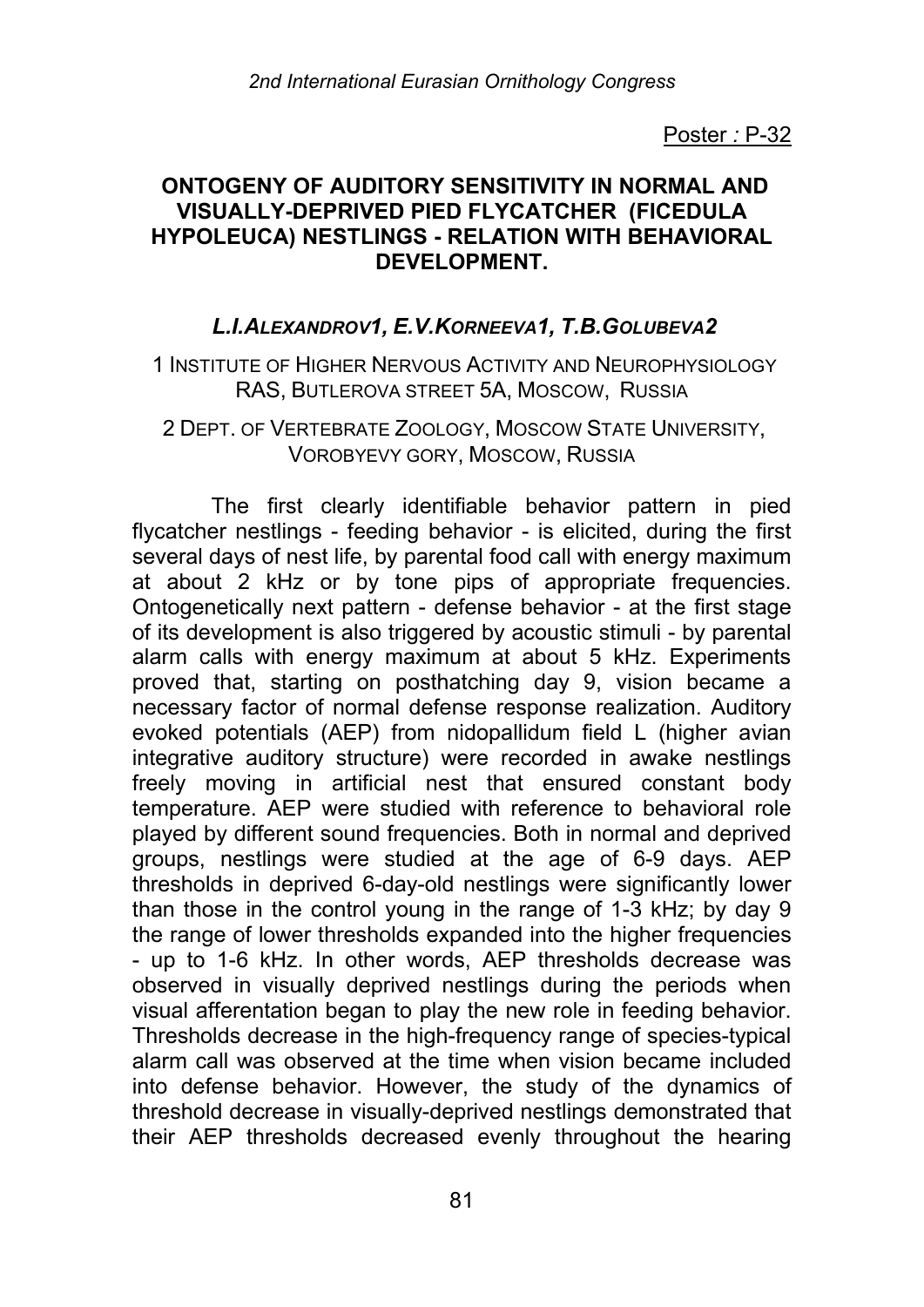Poster : P-32

## ONTOGENY OF AUDITORY SENSITIVITY IN NORMAL AND VISUALLY-DEPRIVED PIED FLYCATCHER (FICEDULA HYPOLEUCA) NESTLINGS - RELATION WITH BEHAVIORAL DEVELOPMENT.

***L.I.ALEXANDROV1, E.V.KORNEEVA1, T.B.GOLUBEVA2***

1 INSTITUTE OF HIGHER NERVOUS ACTIVITY AND NEUROPHYSIOLOGY RAS, BUTLEROVA STREET 5A, MOSCOW, RUSSIA

2 DEPT. OF VERTEBRATE ZOOLOGY, MOSCOW STATE UNIVERSITY, VOROBYEVY GORY, MOSCOW, RUSSIA

The first clearly identifiable behavior pattern in pied flycatcher nestlings - feeding behavior - is elicited, during the first several days of nest life, by parental food call with energy maximum at about 2 kHz or by tone pips of appropriate frequencies. Ontogenetically next pattern - defense behavior - at the first stage of its development is also triggered by acoustic stimuli - by parental alarm calls with energy maximum at about 5 kHz. Experiments proved that, starting on posthatching day 9, vision became a necessary factor of normal defense response realization. Auditory evoked potentials (AEP) from nidopallidum field L (higher avian integrative auditory structure) were recorded in awake nestlings freely moving in artificial nest that ensured constant body temperature. AEP were studied with reference to behavioral role played by different sound frequencies. Both in normal and deprived groups, nestlings were studied at the age of 6-9 days. AEP thresholds in deprived 6-day-old nestlings were significantly lower than those in the control young in the range of 1-3 kHz; by day 9 the range of lower thresholds expanded into the higher frequencies - up to 1-6 kHz. In other words, AEP thresholds decrease was observed in visually deprived nestlings during the periods when visual afferentation began to play the new role in feeding behavior. Thresholds decrease in the high-frequency range of species-typical alarm call was observed at the time when vision became included into defense behavior. However, the study of the dynamics of threshold decrease in visually-deprived nestlings demonstrated that their AEP thresholds decreased evenly throughout the hearing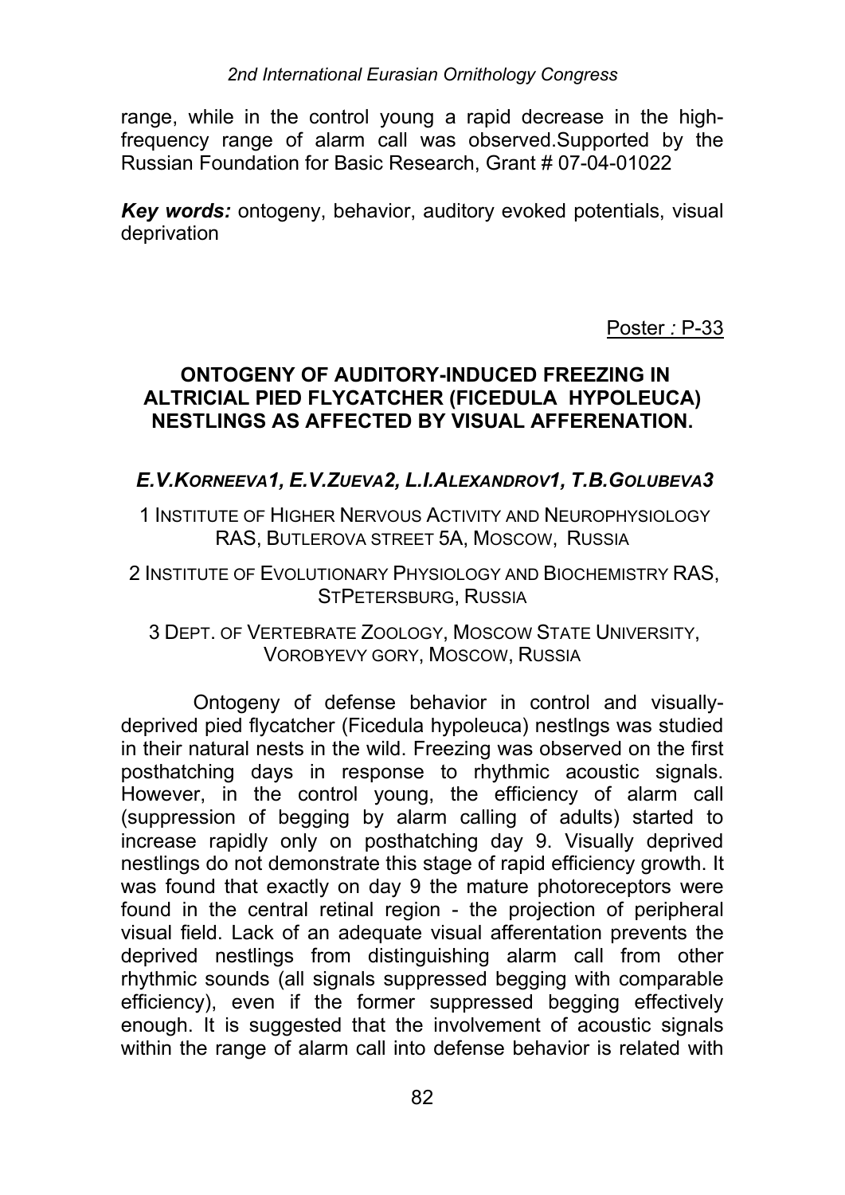range, while in the control young a rapid decrease in the high-frequency range of alarm call was observed.Supported by the Russian Foundation for Basic Research, Grant # 07-04-01022

***Key words:*** ontogeny, behavior, auditory evoked potentials, visual deprivation

Poster *:* P-33

## ONTOGENY OF AUDITORY-INDUCED FREEZING IN ALTRICIAL PIED FLYCATCHER (FICEDULA HYPOLEUCA) NESTLINGS AS AFFECTED BY VISUAL AFFERENATION.

***E.V.Korneeva1, E.V.Zueva2, L.I.Alexandrov1, T.B.Golubeva3***

1 Institute of Higher Nervous Activity and Neurophysiology RAS, Butlerova street 5A, Moscow, Russia

2 Institute of Evolutionary Physiology and Biochemistry RAS, StPetersburg, Russia

3 Dept. of Vertebrate Zoology, Moscow State University, Vorobyevy gory, Moscow, Russia

Ontogeny of defense behavior in control and visually-deprived pied flycatcher (Ficedula hypoleuca) nestlngs was studied in their natural nests in the wild. Freezing was observed on the first posthatching days in response to rhythmic acoustic signals. However, in the control young, the efficiency of alarm call (suppression of begging by alarm calling of adults) started to increase rapidly only on posthatching day 9. Visually deprived nestlings do not demonstrate this stage of rapid efficiency growth. It was found that exactly on day 9 the mature photoreceptors were found in the central retinal region - the projection of peripheral visual field. Lack of an adequate visual afferentation prevents the deprived nestlings from distinguishing alarm call from other rhythmic sounds (all signals suppressed begging with comparable efficiency), even if the former suppressed begging effectively enough. It is suggested that the involvement of acoustic signals within the range of alarm call into defense behavior is related with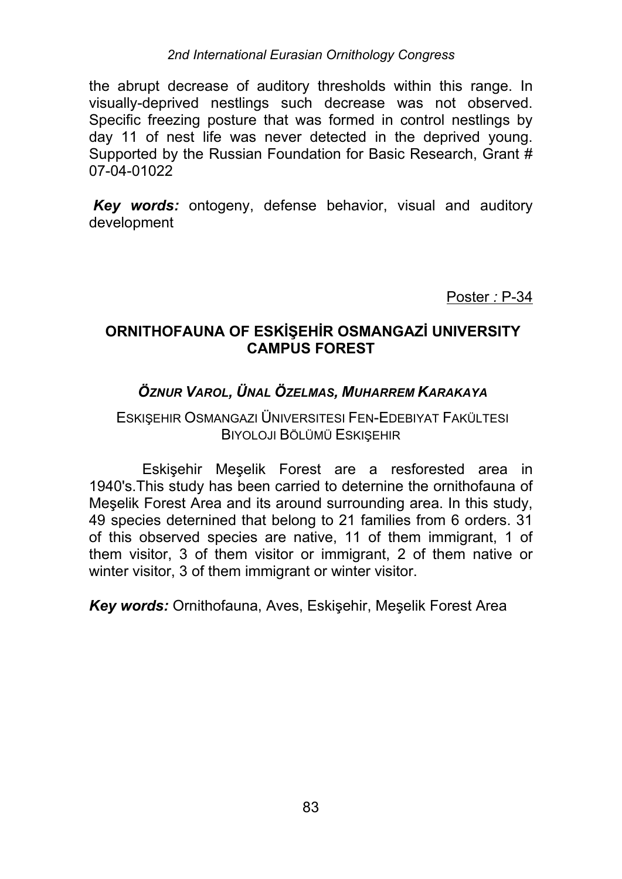the abrupt decrease of auditory thresholds within this range. In visually-deprived nestlings such decrease was not observed. Specific freezing posture that was formed in control nestlings by day 11 of nest life was never detected in the deprived young. Supported by the Russian Foundation for Basic Research, Grant # 07-04-01022

***Key words:*** ontogeny, defense behavior, visual and auditory development

Poster *:* P-34

## ORNITHOFAUNA OF ESKİŞEHİR OSMANGAZİ UNIVERSITY CAMPUS FOREST

***ÖZNUR VAROL, ÜNAL ÖZELMAS, MUHARREM KARAKAYA***

ESKIŞEHIR OSMANGAZI ÜNIVERSITESI FEN-EDEBIYAT FAKÜLTESI BIYOLOJI BÖLÜMÜ ESKIŞEHIR

Eskişehir Meşelik Forest are a resforested area in 1940's.This study has been carried to deternine the ornithofauna of Meşelik Forest Area and its around surrounding area. In this study, 49 species deternined that belong to 21 families from 6 orders. 31 of this observed species are native, 11 of them immigrant, 1 of them visitor, 3 of them visitor or immigrant, 2 of them native or winter visitor, 3 of them immigrant or winter visitor.

***Key words:*** Ornithofauna, Aves, Eskişehir, Meşelik Forest Area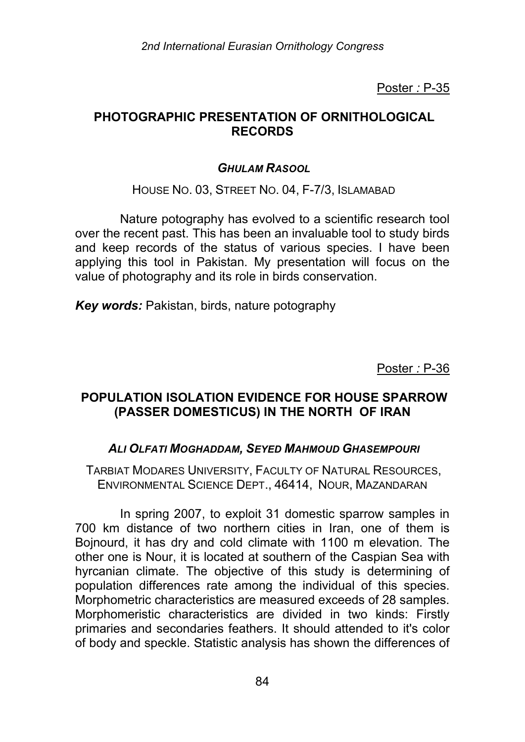Poster *:* P-35

## PHOTOGRAPHIC PRESENTATION OF ORNITHOLOGICAL RECORDS

***GHULAM RASOOL***

HOUSE NO. 03, STREET NO. 04, F-7/3, ISLAMABAD

Nature potography has evolved to a scientific research tool over the recent past. This has been an invaluable tool to study birds and keep records of the status of various species. I have been applying this tool in Pakistan. My presentation will focus on the value of photography and its role in birds conservation.

***Key words:*** Pakistan, birds, nature potography

Poster *:* P-36

## POPULATION ISOLATION EVIDENCE FOR HOUSE SPARROW (PASSER DOMESTICUS) IN THE NORTH OF IRAN

***ALI OLFATI MOGHADDAM, SEYED MAHMOUD GHASEMPOURI***

TARBIAT MODARES UNIVERSITY, FACULTY OF NATURAL RESOURCES, ENVIRONMENTAL SCIENCE DEPT., 46414, NOUR, MAZANDARAN

In spring 2007, to exploit 31 domestic sparrow samples in 700 km distance of two northern cities in Iran, one of them is Bojnourd, it has dry and cold climate with 1100 m elevation. The other one is Nour, it is located at southern of the Caspian Sea with hyrcanian climate. The objective of this study is determining of population differences rate among the individual of this species. Morphometric characteristics are measured exceeds of 28 samples. Morphomeristic characteristics are divided in two kinds: Firstly primaries and secondaries feathers. It should attended to it's color of body and speckle. Statistic analysis has shown the differences of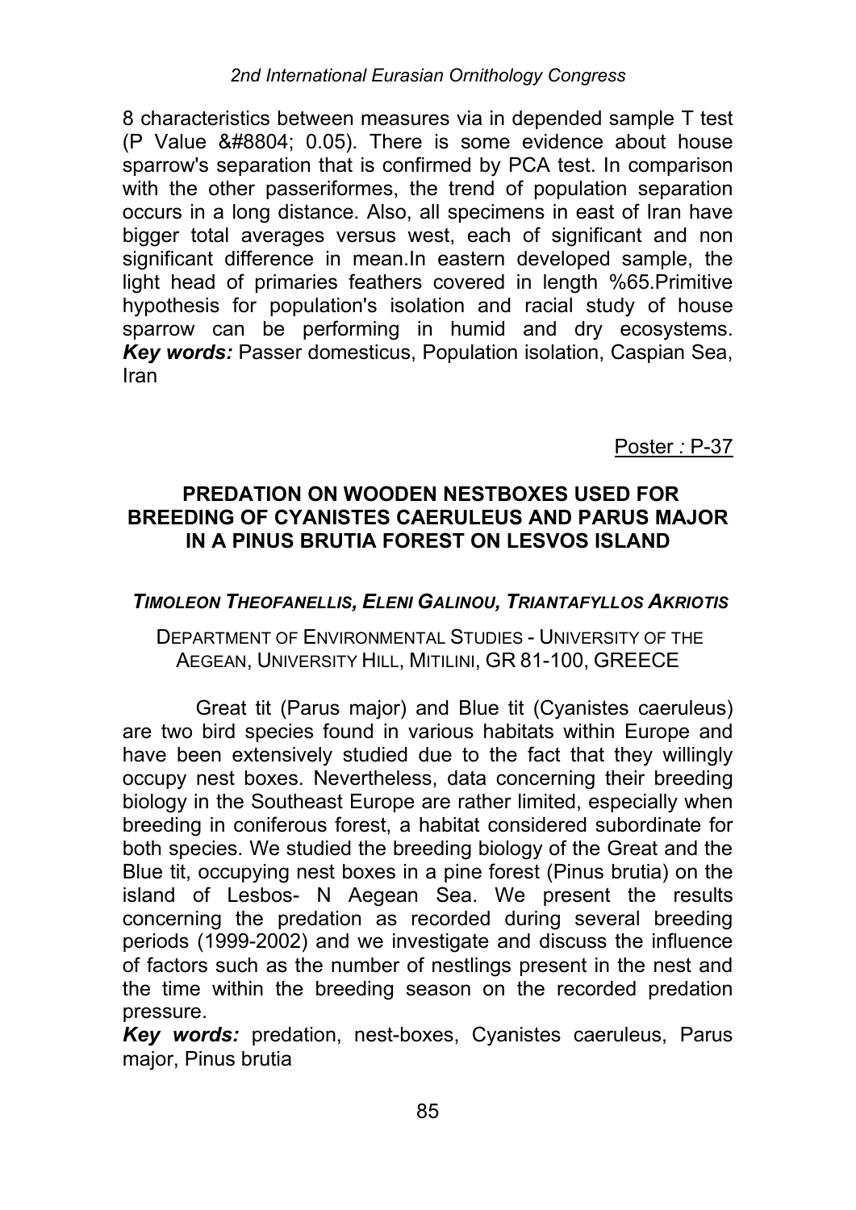8 characteristics between measures via in depended sample T test (P Value &#8804; 0.05). There is some evidence about house sparrow's separation that is confirmed by PCA test. In comparison with the other passeriformes, the trend of population separation occurs in a long distance. Also, all specimens in east of Iran have bigger total averages versus west, each of significant and non significant difference in mean.In eastern developed sample, the light head of primaries feathers covered in length %65.Primitive hypothesis for population's isolation and racial study of house sparrow can be performing in humid and dry ecosystems. ***Key words:*** Passer domesticus, Population isolation, Caspian Sea, Iran

Poster *:* P-37

## PREDATION ON WOODEN NESTBOXES USED FOR BREEDING OF CYANISTES CAERULEUS AND PARUS MAJOR IN A PINUS BRUTIA FOREST ON LESVOS ISLAND

***TIMOLEON THEOFANELLIS, ELENI GALINOU, TRIANTAFYLLOS AKRIOTIS***

DEPARTMENT OF ENVIRONMENTAL STUDIES - UNIVERSITY OF THE AEGEAN, UNIVERSITY HILL, MITILINI, GR 81-100, GREECE

Great tit (Parus major) and Blue tit (Cyanistes caeruleus) are two bird species found in various habitats within Europe and have been extensively studied due to the fact that they willingly occupy nest boxes. Nevertheless, data concerning their breeding biology in the Southeast Europe are rather limited, especially when breeding in coniferous forest, a habitat considered subordinate for both species. We studied the breeding biology of the Great and the Blue tit, occupying nest boxes in a pine forest (Pinus brutia) on the island of Lesbos- N Aegean Sea. We present the results concerning the predation as recorded during several breeding periods (1999-2002) and we investigate and discuss the influence of factors such as the number of nestlings present in the nest and the time within the breeding season on the recorded predation pressure.

***Key words:*** predation, nest-boxes, Cyanistes caeruleus, Parus major, Pinus brutia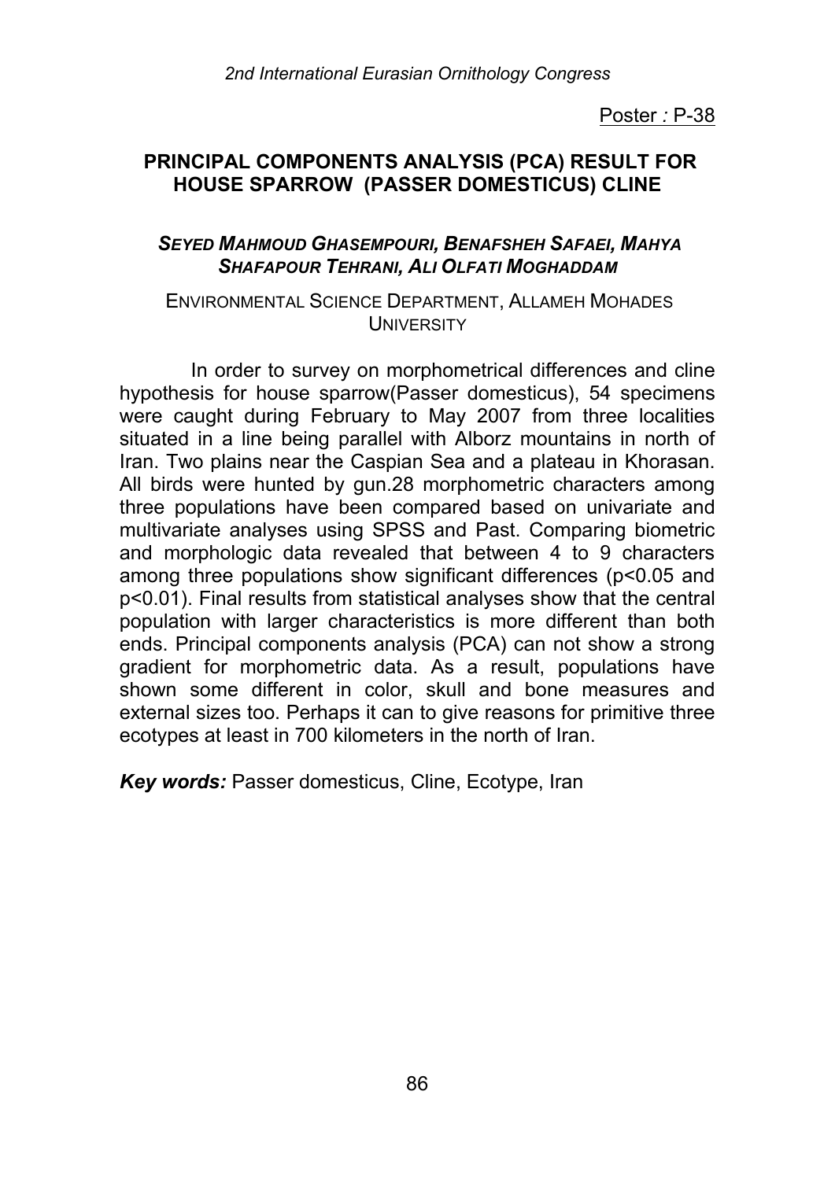Poster : P-38

## PRINCIPAL COMPONENTS ANALYSIS (PCA) RESULT FOR HOUSE SPARROW (PASSER DOMESTICUS) CLINE

***SEYED MAHMOUD GHASEMPOURI, BENAFSHEH SAFAEI, MAHYA SHAFAPOUR TEHRANI, ALI OLFATI MOGHADDAM***

ENVIRONMENTAL SCIENCE DEPARTMENT, ALLAMEH MOHADES UNIVERSITY

In order to survey on morphometrical differences and cline hypothesis for house sparrow(Passer domesticus), 54 specimens were caught during February to May 2007 from three localities situated in a line being parallel with Alborz mountains in north of Iran. Two plains near the Caspian Sea and a plateau in Khorasan. All birds were hunted by gun.28 morphometric characters among three populations have been compared based on univariate and multivariate analyses using SPSS and Past. Comparing biometric and morphologic data revealed that between 4 to 9 characters among three populations show significant differences ($p<0.05$ and $p<0.01$). Final results from statistical analyses show that the central population with larger characteristics is more different than both ends. Principal components analysis (PCA) can not show a strong gradient for morphometric data. As a result, populations have shown some different in color, skull and bone measures and external sizes too. Perhaps it can to give reasons for primitive three ecotypes at least in 700 kilometers in the north of Iran.

***Key words:*** Passer domesticus, Cline, Ecotype, Iran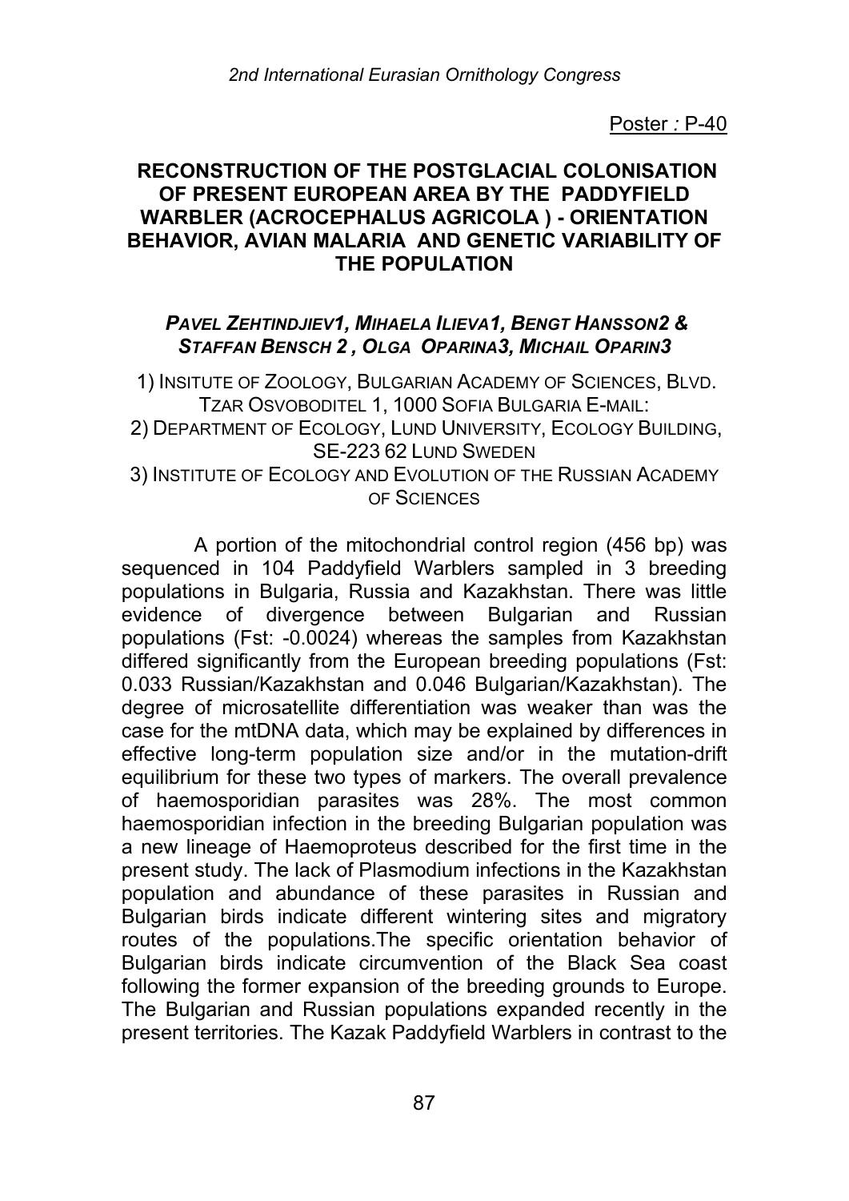Poster : P-40

## RECONSTRUCTION OF THE POSTGLACIAL COLONISATION OF PRESENT EUROPEAN AREA BY THE PADDYFIELD WARBLER (ACROCEPHALUS AGRICOLA ) - ORIENTATION BEHAVIOR, AVIAN MALARIA AND GENETIC VARIABILITY OF THE POPULATION

***PAVEL ZEHTINDJIEV1, MIHAELA ILIEVA1, BENGT HANSSON2 & STAFFAN BENSCH 2 , OLGA OPARINA3, MICHAIL OPARIN3***

1) INSITUTE OF ZOOLOGY, BULGARIAN ACADEMY OF SCIENCES, BLVD. TZAR OSVOBODITEL 1, 1000 SOFIA BULGARIA E-MAIL:
2) DEPARTMENT OF ECOLOGY, LUND UNIVERSITY, ECOLOGY BUILDING, SE-223 62 LUND SWEDEN
3) INSTITUTE OF ECOLOGY AND EVOLUTION OF THE RUSSIAN ACADEMY OF SCIENCES

A portion of the mitochondrial control region (456 bp) was sequenced in 104 Paddyfield Warblers sampled in 3 breeding populations in Bulgaria, Russia and Kazakhstan. There was little evidence of divergence between Bulgarian and Russian populations (Fst: -0.0024) whereas the samples from Kazakhstan differed significantly from the European breeding populations (Fst: 0.033 Russian/Kazakhstan and 0.046 Bulgarian/Kazakhstan). The degree of microsatellite differentiation was weaker than was the case for the mtDNA data, which may be explained by differences in effective long-term population size and/or in the mutation-drift equilibrium for these two types of markers. The overall prevalence of haemosporidian parasites was 28%. The most common haemosporidian infection in the breeding Bulgarian population was a new lineage of Haemoproteus described for the first time in the present study. The lack of Plasmodium infections in the Kazakhstan population and abundance of these parasites in Russian and Bulgarian birds indicate different wintering sites and migratory routes of the populations.The specific orientation behavior of Bulgarian birds indicate circumvention of the Black Sea coast following the former expansion of the breeding grounds to Europe. The Bulgarian and Russian populations expanded recently in the present territories. The Kazak Paddyfield Warblers in contrast to the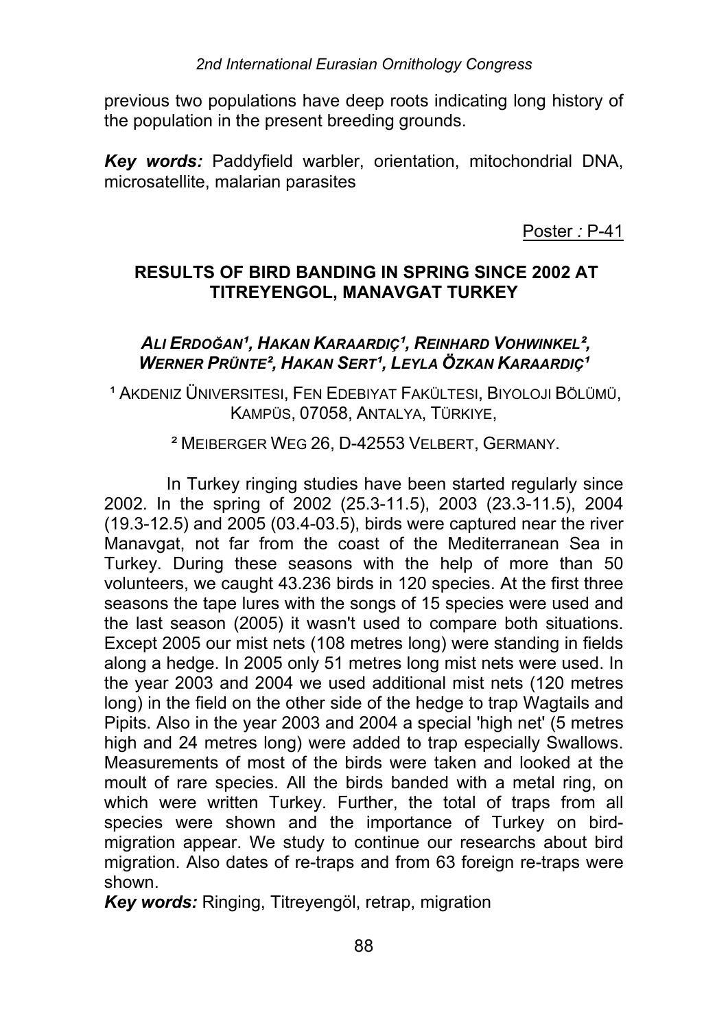previous two populations have deep roots indicating long history of the population in the present breeding grounds.

***Key words:*** Paddyfield warbler, orientation, mitochondrial DNA, microsatellite, malarian parasites

Poster *:* P-41

## RESULTS OF BIRD BANDING IN SPRING SINCE 2002 AT TITREYENGOL, MANAVGAT TURKEY

***ALI ERDOĞAN[1], HAKAN KARAARDIÇ[1], REINHARD VOHWINKEL[2], WERNER PRÜNTE[2], HAKAN SERT[1], LEYLA ÖZKAN KARAARDIÇ[1]***

[1] AKDENIZ ÜNIVERSITESI, FEN EDEBIYAT FAKÜLTESI, BIYOLOJI BÖLÜMÜ, KAMPÜS, 07058, ANTALYA, TÜRKIYE,

[2] MEIBERGER WEG 26, D-42553 VELBERT, GERMANY.

In Turkey ringing studies have been started regularly since 2002. In the spring of 2002 (25.3-11.5), 2003 (23.3-11.5), 2004 (19.3-12.5) and 2005 (03.4-03.5), birds were captured near the river Manavgat, not far from the coast of the Mediterranean Sea in Turkey. During these seasons with the help of more than 50 volunteers, we caught 43.236 birds in 120 species. At the first three seasons the tape lures with the songs of 15 species were used and the last season (2005) it wasn't used to compare both situations. Except 2005 our mist nets (108 metres long) were standing in fields along a hedge. In 2005 only 51 metres long mist nets were used. In the year 2003 and 2004 we used additional mist nets (120 metres long) in the field on the other side of the hedge to trap Wagtails and Pipits. Also in the year 2003 and 2004 a special 'high net' (5 metres high and 24 metres long) were added to trap especially Swallows. Measurements of most of the birds were taken and looked at the moult of rare species. All the birds banded with a metal ring, on which were written Turkey. Further, the total of traps from all species were shown and the importance of Turkey on bird-migration appear. We study to continue our researchs about bird migration. Also dates of re-traps and from 63 foreign re-traps were shown.

***Key words:*** Ringing, Titreyengöl, retrap, migration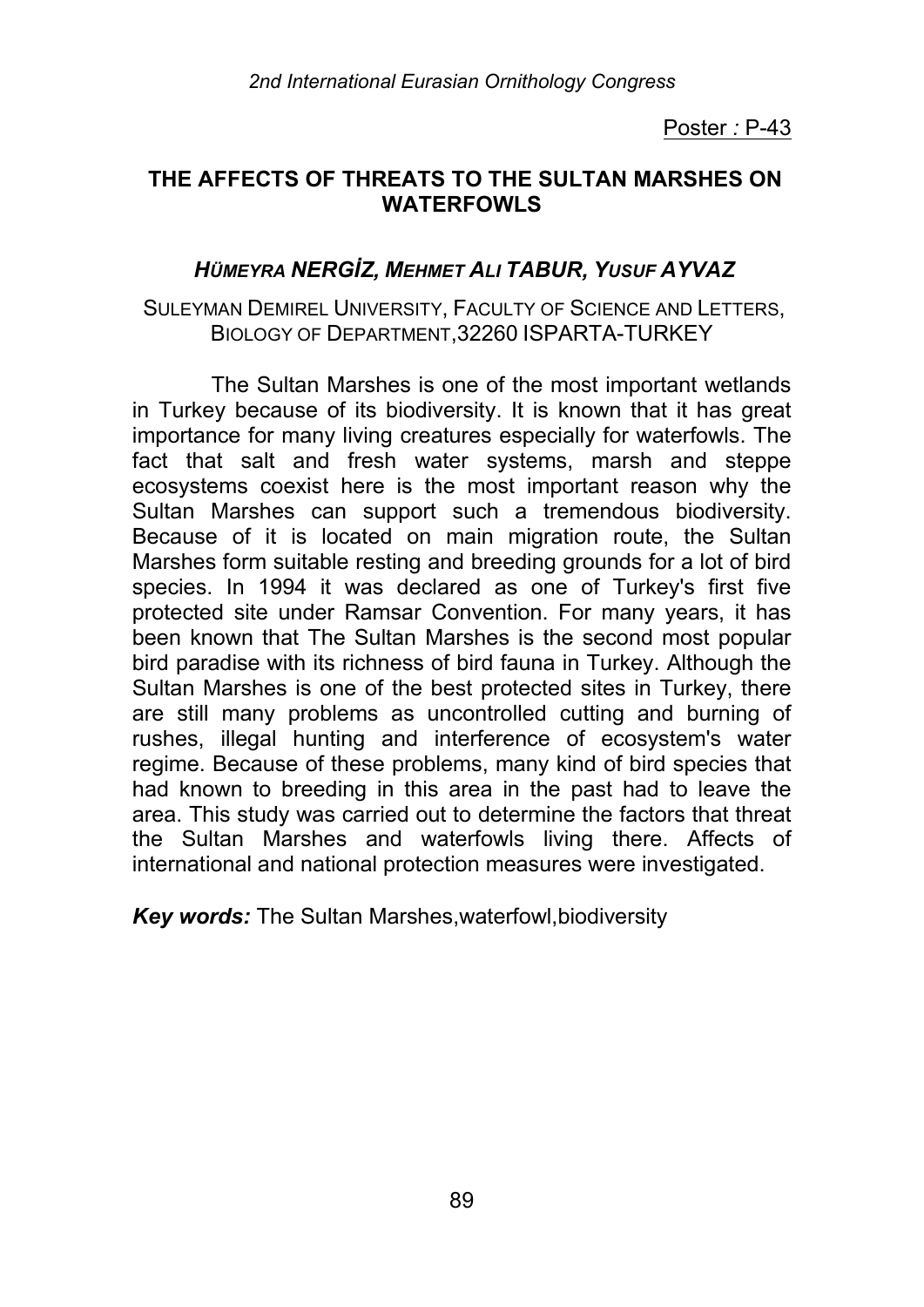Poster : P-43

# THE AFFECTS OF THREATS TO THE SULTAN MARSHES ON WATERFOWLS

***HÜMEYRA NERGİZ, MEHMET ALI TABUR, YUSUF AYVAZ***

SULEYMAN DEMIREL UNIVERSITY, FACULTY OF SCIENCE AND LETTERS, BIOLOGY OF DEPARTMENT,32260 ISPARTA-TURKEY

The Sultan Marshes is one of the most important wetlands in Turkey because of its biodiversity. It is known that it has great importance for many living creatures especially for waterfowls. The fact that salt and fresh water systems, marsh and steppe ecosystems coexist here is the most important reason why the Sultan Marshes can support such a tremendous biodiversity. Because of it is located on main migration route, the Sultan Marshes form suitable resting and breeding grounds for a lot of bird species. In 1994 it was declared as one of Turkey's first five protected site under Ramsar Convention. For many years, it has been known that The Sultan Marshes is the second most popular bird paradise with its richness of bird fauna in Turkey. Although the Sultan Marshes is one of the best protected sites in Turkey, there are still many problems as uncontrolled cutting and burning of rushes, illegal hunting and interference of ecosystem's water regime. Because of these problems, many kind of bird species that had known to breeding in this area in the past had to leave the area. This study was carried out to determine the factors that threat the Sultan Marshes and waterfowls living there. Affects of international and national protection measures were investigated.

***Key words:*** The Sultan Marshes,waterfowl,biodiversity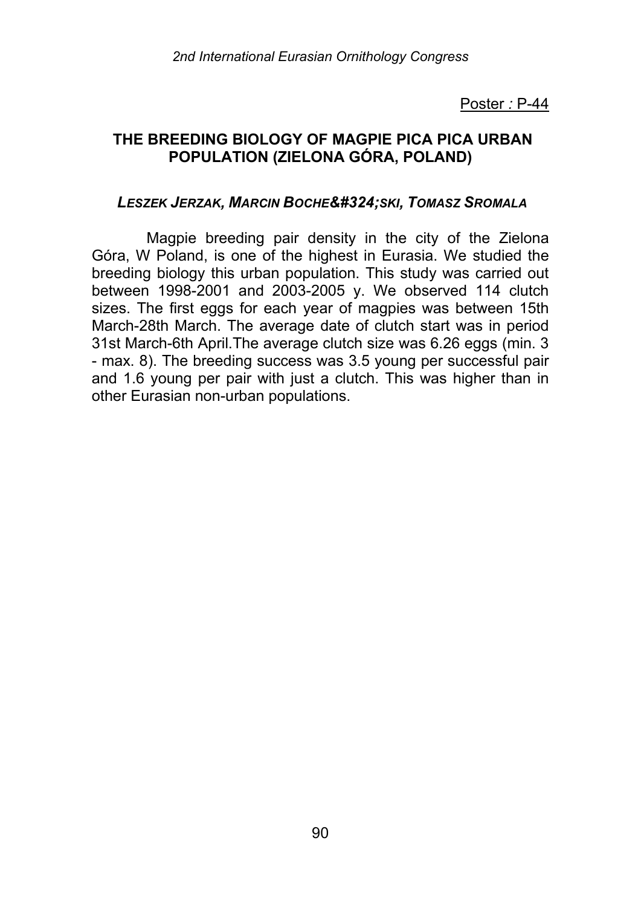Poster : P-44

## THE BREEDING BIOLOGY OF MAGPIE PICA PICA URBAN POPULATION (ZIELONA GÓRA, POLAND)

***LESZEK JERZAK, MARCIN BOCHE&#324;SKI, TOMASZ SROMALA***

Magpie breeding pair density in the city of the Zielona Góra, W Poland, is one of the highest in Eurasia. We studied the breeding biology this urban population. This study was carried out between 1998-2001 and 2003-2005 y. We observed 114 clutch sizes. The first eggs for each year of magpies was between 15th March-28th March. The average date of clutch start was in period 31st March-6th April.The average clutch size was 6.26 eggs (min. 3 - max. 8). The breeding success was 3.5 young per successful pair and 1.6 young per pair with just a clutch. This was higher than in other Eurasian non-urban populations.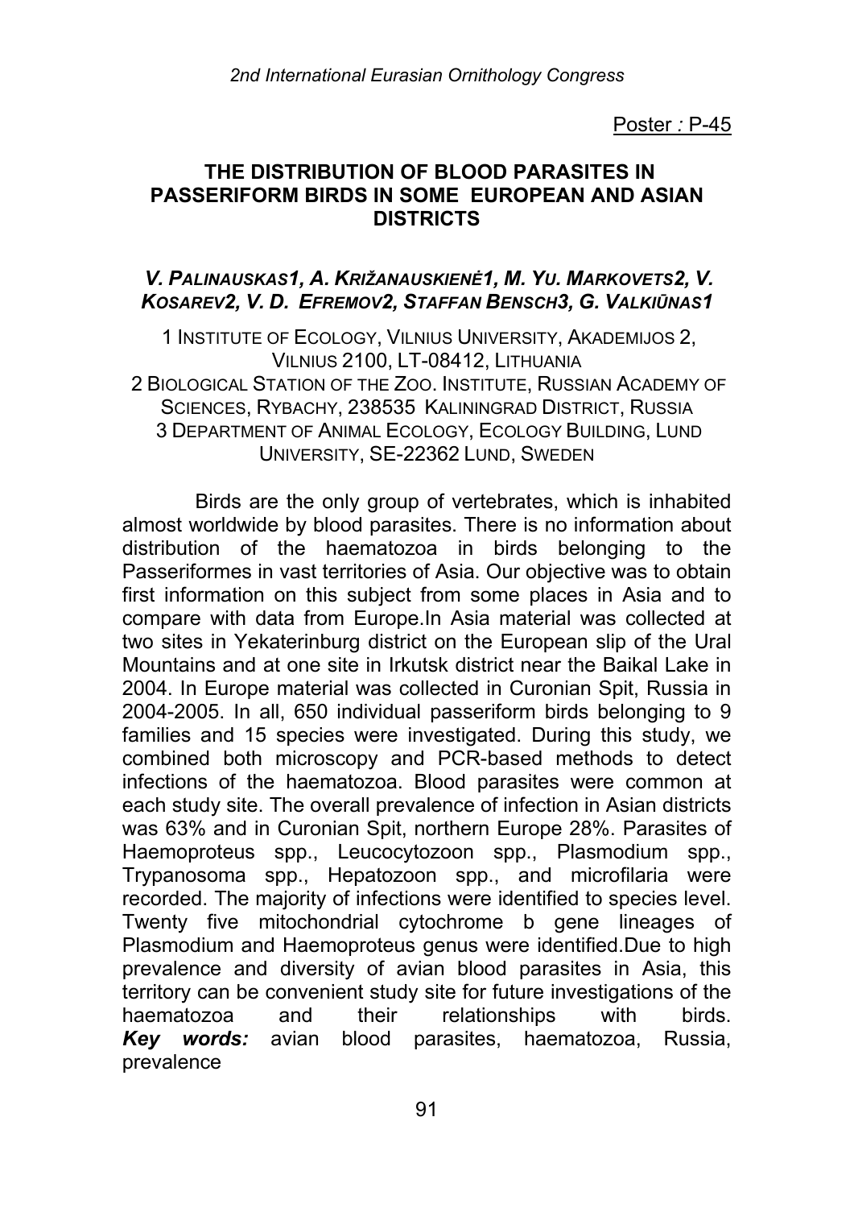Poster : P-45

## THE DISTRIBUTION OF BLOOD PARASITES IN PASSERIFORM BIRDS IN SOME EUROPEAN AND ASIAN DISTRICTS

***V. Palinauskas1, A. Križanauskienė1, M. Yu. Markovets2, V. Kosarev2, V. D. Efremov2, Staffan Bensch3, G. Valkiūnas1***

1 Institute of Ecology, Vilnius University, Akademijos 2, Vilnius 2100, LT-08412, Lithuania
2 Biological Station of the Zoo. Institute, Russian Academy of Sciences, Rybachy, 238535 Kaliningrad District, Russia
3 Department of Animal Ecology, Ecology Building, Lund University, SE-22362 Lund, Sweden

Birds are the only group of vertebrates, which is inhabited almost worldwide by blood parasites. There is no information about distribution of the haematozoa in birds belonging to the Passeriformes in vast territories of Asia. Our objective was to obtain first information on this subject from some places in Asia and to compare with data from Europe.In Asia material was collected at two sites in Yekaterinburg district on the European slip of the Ural Mountains and at one site in Irkutsk district near the Baikal Lake in 2004. In Europe material was collected in Curonian Spit, Russia in 2004-2005. In all, 650 individual passeriform birds belonging to 9 families and 15 species were investigated. During this study, we combined both microscopy and PCR-based methods to detect infections of the haematozoa. Blood parasites were common at each study site. The overall prevalence of infection in Asian districts was 63% and in Curonian Spit, northern Europe 28%. Parasites of Haemoproteus spp., Leucocytozoon spp., Plasmodium spp., Trypanosoma spp., Hepatozoon spp., and microfilaria were recorded. The majority of infections were identified to species level. Twenty five mitochondrial cytochrome b gene lineages of Plasmodium and Haemoproteus genus were identified.Due to high prevalence and diversity of avian blood parasites in Asia, this territory can be convenient study site for future investigations of the haematozoa and their relationships with birds.

***Key words:*** avian blood parasites, haematozoa, Russia, prevalence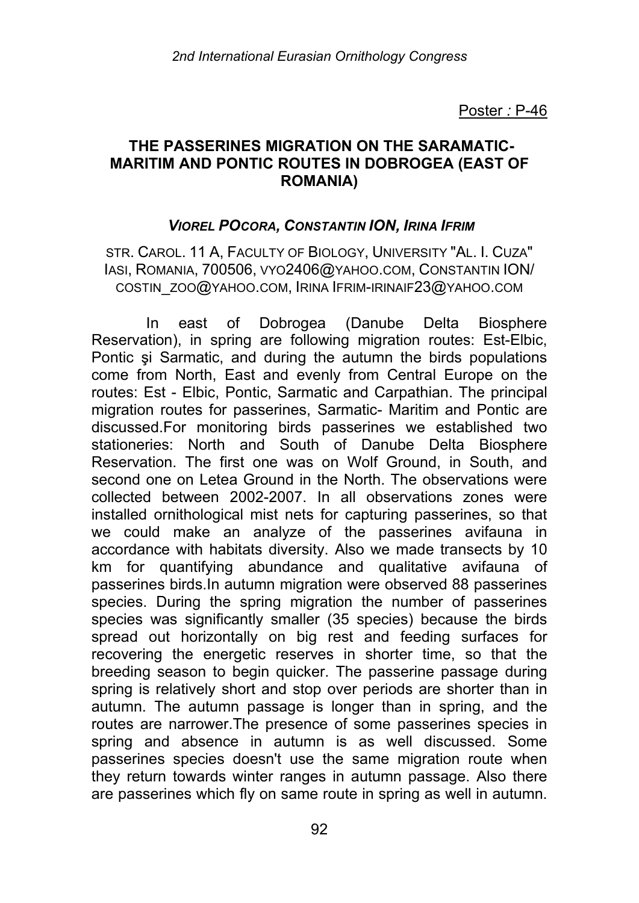Poster : P-46

## THE PASSERINES MIGRATION ON THE SARAMATIC-MARITIM AND PONTIC ROUTES IN DOBROGEA (EAST OF ROMANIA)

***VIOREL POCORA, CONSTANTIN ION, IRINA IFRIM***

STR. CAROL. 11 A, FACULTY OF BIOLOGY, UNIVERSITY "AL. I. CUZA" IASI, ROMANIA, 700506, VYO2406@YAHOO.COM, CONSTANTIN ION/ COSTIN_ZOO@YAHOO.COM, IRINA IFRIM-IRINAIF23@YAHOO.COM

In east of Dobrogea (Danube Delta Biosphere Reservation), in spring are following migration routes: Est-Elbic, Pontic şi Sarmatic, and during the autumn the birds populations come from North, East and evenly from Central Europe on the routes: Est - Elbic, Pontic, Sarmatic and Carpathian. The principal migration routes for passerines, Sarmatic- Maritim and Pontic are discussed.For monitoring birds passerines we established two stationeries: North and South of Danube Delta Biosphere Reservation. The first one was on Wolf Ground, in South, and second one on Letea Ground in the North. The observations were collected between 2002-2007. In all observations zones were installed ornithological mist nets for capturing passerines, so that we could make an analyze of the passerines avifauna in accordance with habitats diversity. Also we made transects by 10 km for quantifying abundance and qualitative avifauna of passerines birds.In autumn migration were observed 88 passerines species. During the spring migration the number of passerines species was significantly smaller (35 species) because the birds spread out horizontally on big rest and feeding surfaces for recovering the energetic reserves in shorter time, so that the breeding season to begin quicker. The passerine passage during spring is relatively short and stop over periods are shorter than in autumn. The autumn passage is longer than in spring, and the routes are narrower.The presence of some passerines species in spring and absence in autumn is as well discussed. Some passerines species doesn't use the same migration route when they return towards winter ranges in autumn passage. Also there are passerines which fly on same route in spring as well in autumn.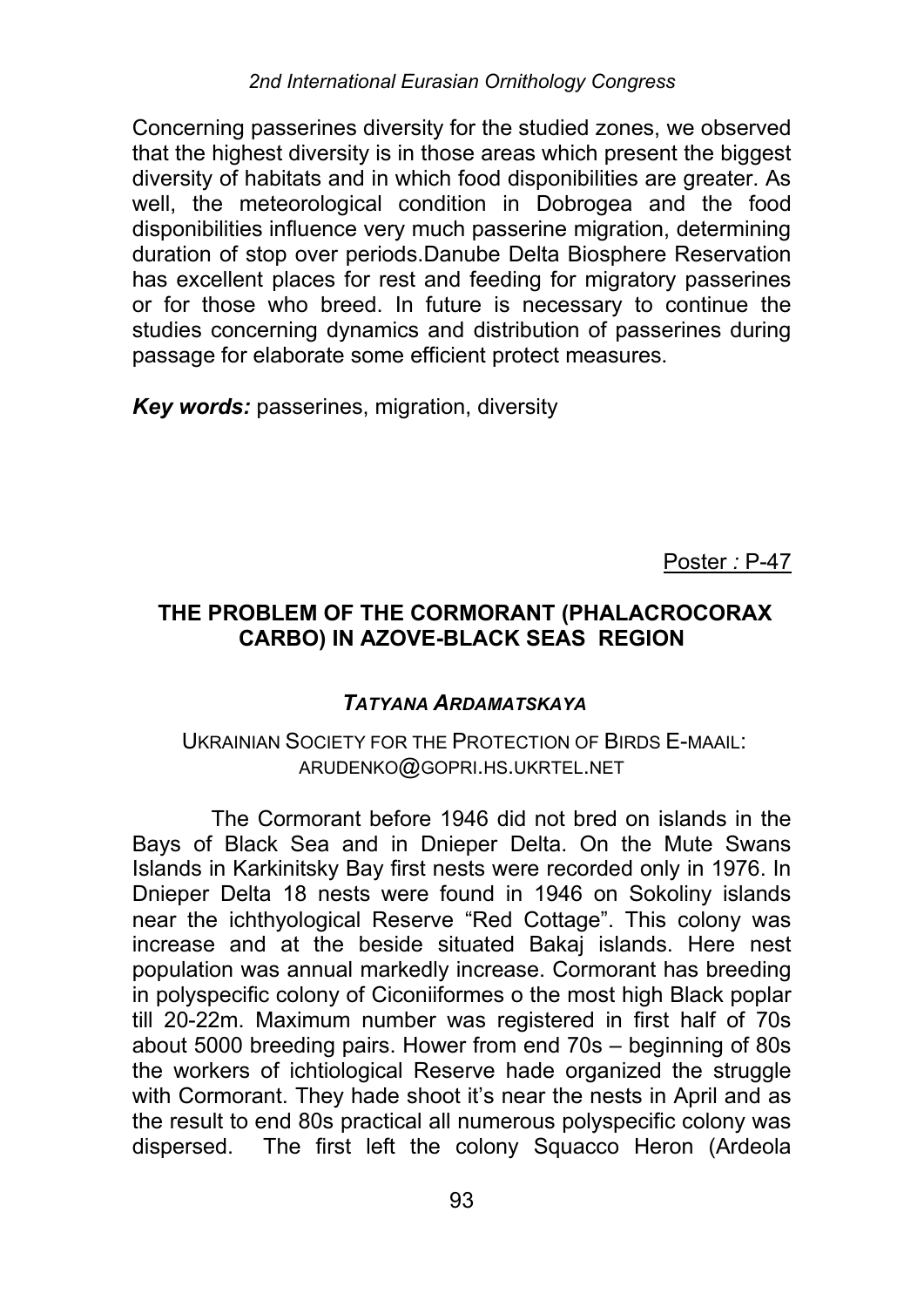Concerning passerines diversity for the studied zones, we observed that the highest diversity is in those areas which present the biggest diversity of habitats and in which food disponibilities are greater. As well, the meteorological condition in Dobrogea and the food disponibilities influence very much passerine migration, determining duration of stop over periods.Danube Delta Biosphere Reservation has excellent places for rest and feeding for migratory passerines or for those who breed. In future is necessary to continue the studies concerning dynamics and distribution of passerines during passage for elaborate some efficient protect measures.

***Key words:*** passerines, migration, diversity

Poster *:* P-47

## THE PROBLEM OF THE CORMORANT (PHALACROCORAX CARBO) IN AZOVE-BLACK SEAS REGION

***TATYANA ARDAMATSKAYA***

UKRAINIAN SOCIETY FOR THE PROTECTION OF BIRDS E-MAAIL: ARUDENKO@GOPRI.HS.UKRTEL.NET

The Cormorant before 1946 did not bred on islands in the Bays of Black Sea and in Dnieper Delta. On the Mute Swans Islands in Karkinitsky Bay first nests were recorded only in 1976. In Dnieper Delta 18 nests were found in 1946 on Sokoliny islands near the ichthyological Reserve “Red Cottage”. This colony was increase and at the beside situated Bakaj islands. Here nest population was annual markedly increase. Cormorant has breeding in polyspecific colony of Ciconiiformes o the most high Black poplar till 20-22m. Maximum number was registered in first half of 70s about 5000 breeding pairs. Hower from end 70s – beginning of 80s the workers of ichtiological Reserve hade organized the struggle with Cormorant. They hade shoot it’s near the nests in April and as the result to end 80s practical all numerous polyspecific colony was dispersed. The first left the colony Squacco Heron (Ardeola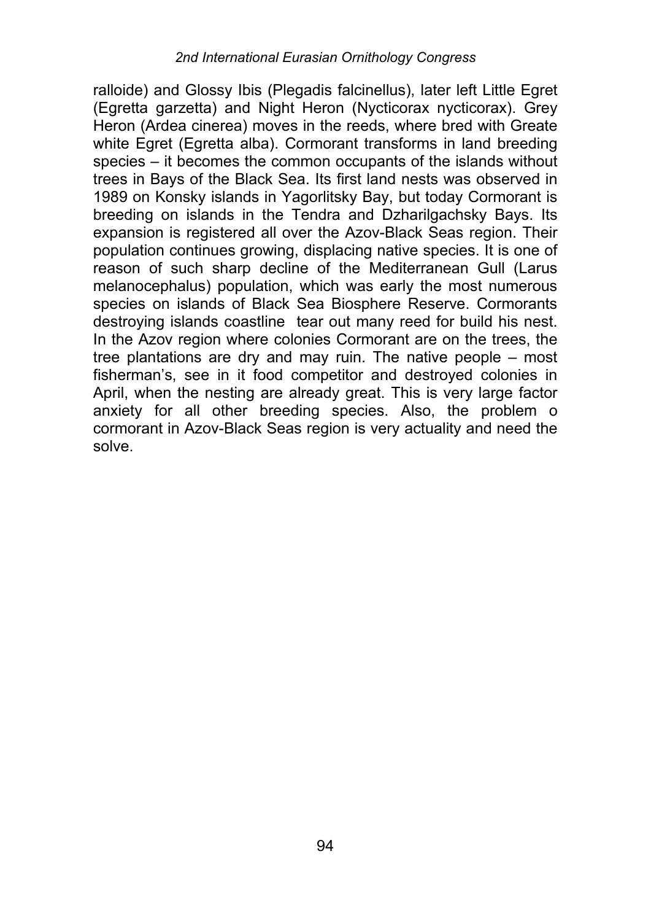ralloide) and Glossy Ibis (Plegadis falcinellus), later left Little Egret (Egretta garzetta) and Night Heron (Nycticorax nycticorax). Grey Heron (Ardea cinerea) moves in the reeds, where bred with Greate white Egret (Egretta alba). Cormorant transforms in land breeding species – it becomes the common occupants of the islands without trees in Bays of the Black Sea. Its first land nests was observed in 1989 on Konsky islands in Yagorlitsky Bay, but today Cormorant is breeding on islands in the Tendra and Dzharilgachsky Bays. Its expansion is registered all over the Azov-Black Seas region. Their population continues growing, displacing native species. It is one of reason of such sharp decline of the Mediterranean Gull (Larus melanocephalus) population, which was early the most numerous species on islands of Black Sea Biosphere Reserve. Cormorants destroying islands coastline tear out many reed for build his nest. In the Azov region where colonies Cormorant are on the trees, the tree plantations are dry and may ruin. The native people – most fisherman's, see in it food competitor and destroyed colonies in April, when the nesting are already great. This is very large factor anxiety for all other breeding species. Also, the problem o cormorant in Azov-Black Seas region is very actuality and need the solve.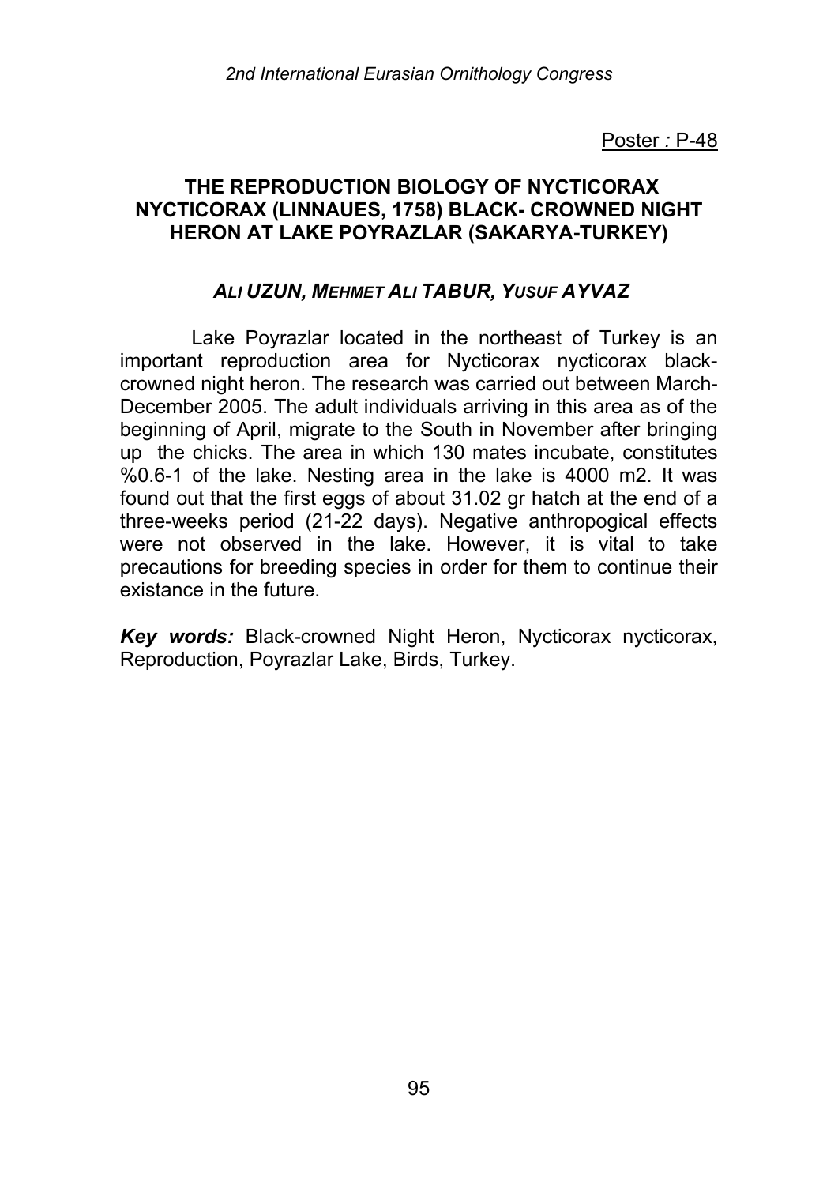Poster : P-48

## THE REPRODUCTION BIOLOGY OF NYCTICORAX NYCTICORAX (LINNAUES, 1758) BLACK- CROWNED NIGHT HERON AT LAKE POYRAZLAR (SAKARYA-TURKEY)

***ALI UZUN, MEHMET ALI TABUR, YUSUF AYVAZ***

Lake Poyrazlar located in the northeast of Turkey is an important reproduction area for Nycticorax nycticorax black-crowned night heron. The research was carried out between March-December 2005. The adult individuals arriving in this area as of the beginning of April, migrate to the South in November after bringing up the chicks. The area in which 130 mates incubate, constitutes %0.6-1 of the lake. Nesting area in the lake is 4000 m2. It was found out that the first eggs of about 31.02 gr hatch at the end of a three-weeks period (21-22 days). Negative anthropogical effects were not observed in the lake. However, it is vital to take precautions for breeding species in order for them to continue their existance in the future.

***Key words:*** Black-crowned Night Heron, Nycticorax nycticorax, Reproduction, Poyrazlar Lake, Birds, Turkey.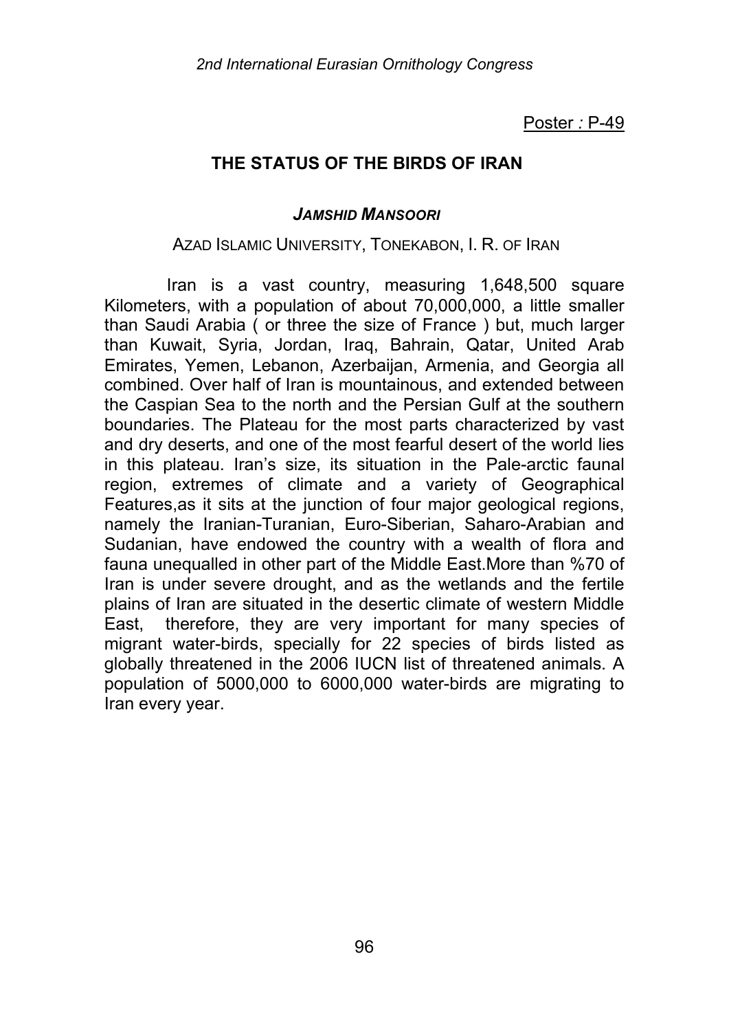Poster : P-49

# THE STATUS OF THE BIRDS OF IRAN

***JAMSHID MANSOORI***

AZAD ISLAMIC UNIVERSITY, TONEKABON, I. R. OF IRAN

Iran is a vast country, measuring 1,648,500 square Kilometers, with a population of about 70,000,000, a little smaller than Saudi Arabia ( or three the size of France ) but, much larger than Kuwait, Syria, Jordan, Iraq, Bahrain, Qatar, United Arab Emirates, Yemen, Lebanon, Azerbaijan, Armenia, and Georgia all combined. Over half of Iran is mountainous, and extended between the Caspian Sea to the north and the Persian Gulf at the southern boundaries. The Plateau for the most parts characterized by vast and dry deserts, and one of the most fearful desert of the world lies in this plateau. Iran's size, its situation in the Pale-arctic faunal region, extremes of climate and a variety of Geographical Features,as it sits at the junction of four major geological regions, namely the Iranian-Turanian, Euro-Siberian, Saharo-Arabian and Sudanian, have endowed the country with a wealth of flora and fauna unequalled in other part of the Middle East.More than %70 of Iran is under severe drought, and as the wetlands and the fertile plains of Iran are situated in the desertic climate of western Middle East, therefore, they are very important for many species of migrant water-birds, specially for 22 species of birds listed as globally threatened in the 2006 IUCN list of threatened animals. A population of 5000,000 to 6000,000 water-birds are migrating to Iran every year.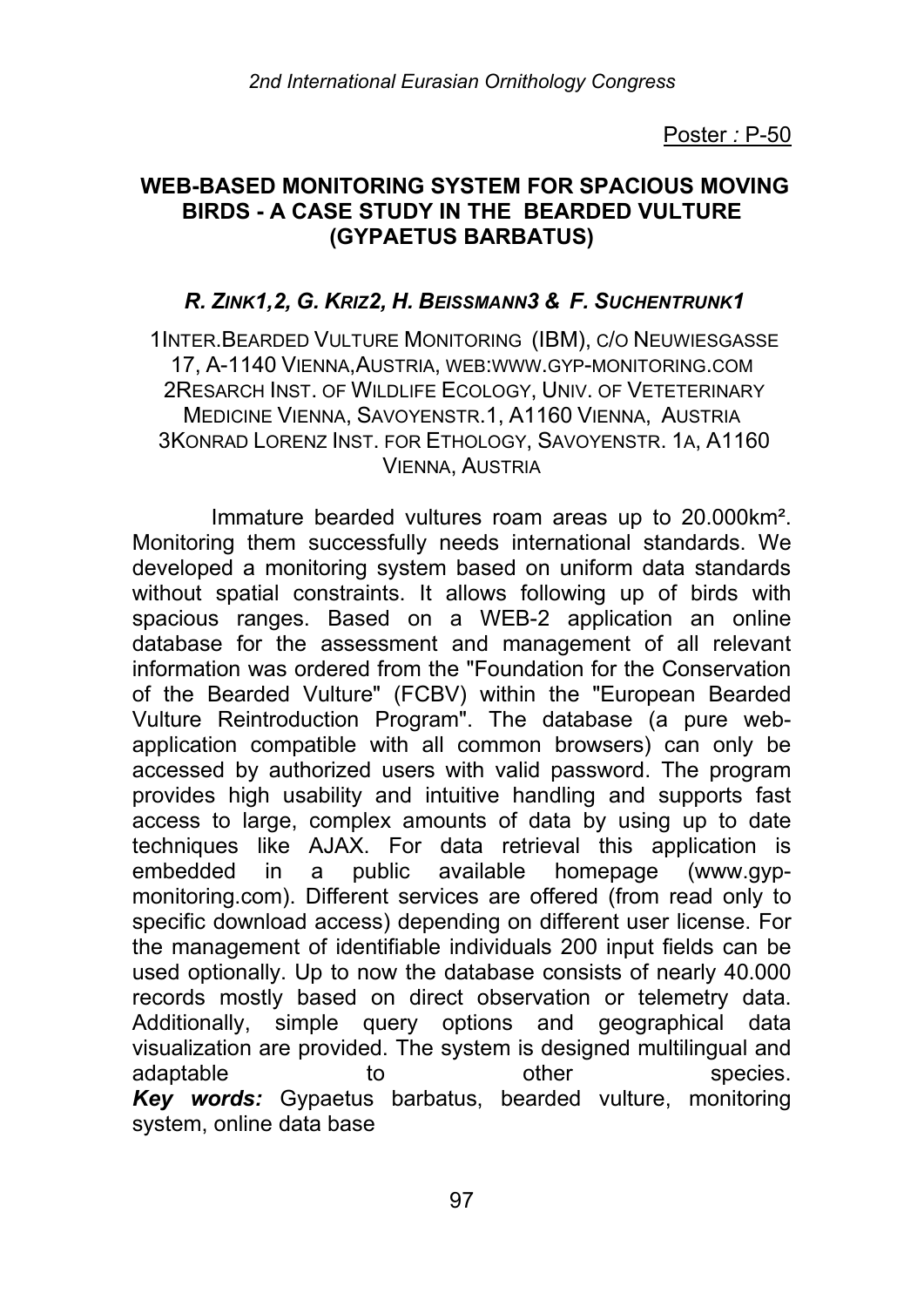Poster : P-50

## WEB-BASED MONITORING SYSTEM FOR SPACIOUS MOVING BIRDS - A CASE STUDY IN THE BEARDED VULTURE (GYPAETUS BARBATUS)

***R. Zink1,2, G. Kriz2, H. Beissmann3 & F. Suchentrunk1***

1Inter.Bearded Vulture Monitoring (IBM), c/o Neuwiesgasse 17, A-1140 Vienna,Austria, web:www.gyp-monitoring.com
2Resarch Inst. of Wildlife Ecology, Univ. of Veteterinary Medicine Vienna, Savoyenstr.1, A1160 Vienna, Austria
3Konrad Lorenz Inst. for Ethology, Savoyenstr. 1a, A1160 Vienna, Austria

Immature bearded vultures roam areas up to 20.000km². Monitoring them successfully needs international standards. We developed a monitoring system based on uniform data standards without spatial constraints. It allows following up of birds with spacious ranges. Based on a WEB-2 application an online database for the assessment and management of all relevant information was ordered from the "Foundation for the Conservation of the Bearded Vulture" (FCBV) within the "European Bearded Vulture Reintroduction Program". The database (a pure web-application compatible with all common browsers) can only be accessed by authorized users with valid password. The program provides high usability and intuitive handling and supports fast access to large, complex amounts of data by using up to date techniques like AJAX. For data retrieval this application is embedded in a public available homepage (www.gyp-monitoring.com). Different services are offered (from read only to specific download access) depending on different user license. For the management of identifiable individuals 200 input fields can be used optionally. Up to now the database consists of nearly 40.000 records mostly based on direct observation or telemetry data. Additionally, simple query options and geographical data visualization are provided. The system is designed multilingual and adaptable to other species.

***Key words:*** Gypaetus barbatus, bearded vulture, monitoring system, online data base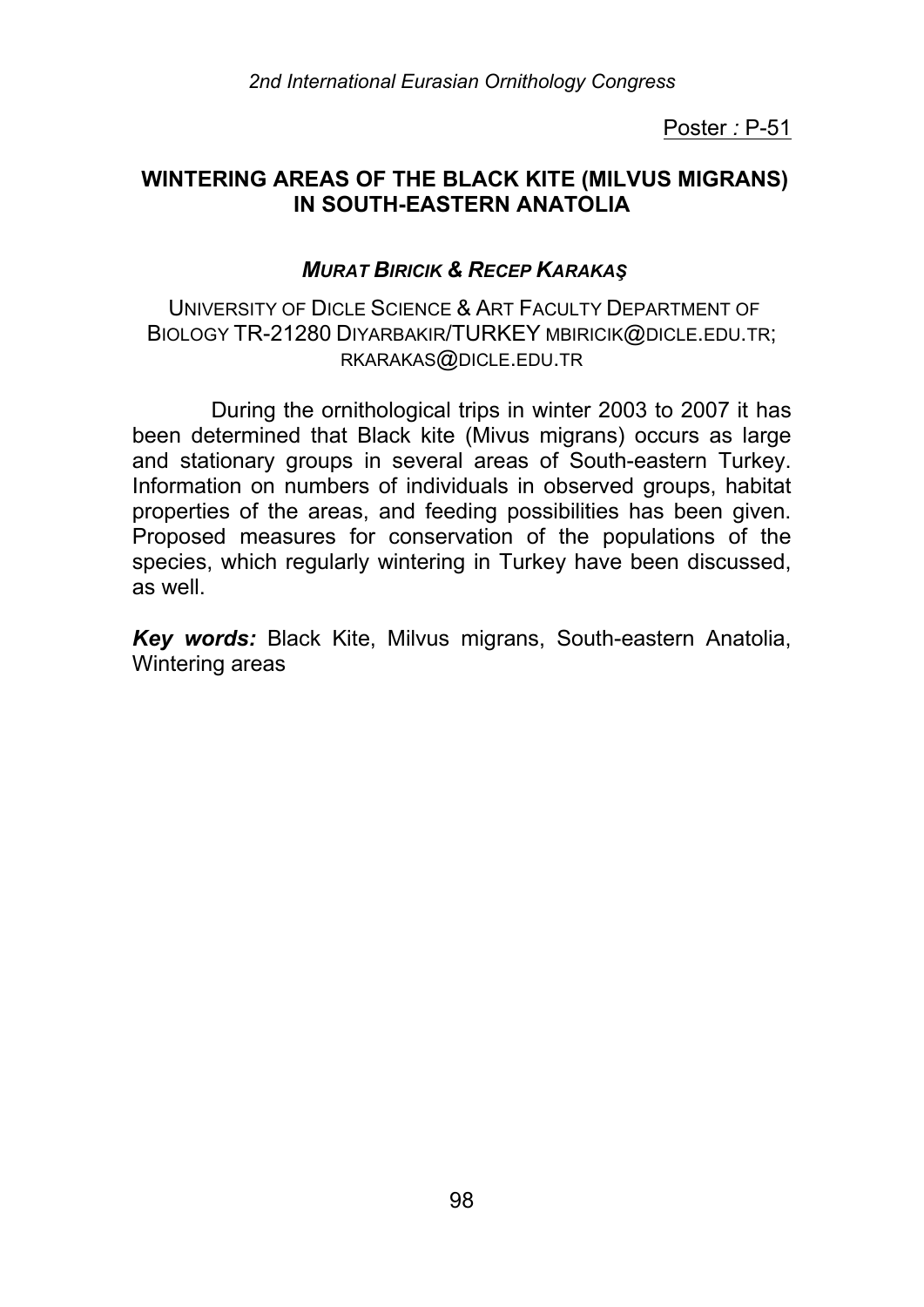Poster : P-51

## WINTERING AREAS OF THE BLACK KITE (MILVUS MIGRANS) IN SOUTH-EASTERN ANATOLIA

***MURAT BIRICIK & RECEP KARAKAŞ***

UNIVERSITY OF DICLE SCIENCE & ART FACULTY DEPARTMENT OF BIOLOGY TR-21280 DIYARBAKIR/TURKEY MBIRICIK@DICLE.EDU.TR; RKARAKAS@DICLE.EDU.TR

During the ornithological trips in winter 2003 to 2007 it has been determined that Black kite (Mivus migrans) occurs as large and stationary groups in several areas of South-eastern Turkey. Information on numbers of individuals in observed groups, habitat properties of the areas, and feeding possibilities has been given. Proposed measures for conservation of the populations of the species, which regularly wintering in Turkey have been discussed, as well.

***Key words:*** Black Kite, Milvus migrans, South-eastern Anatolia, Wintering areas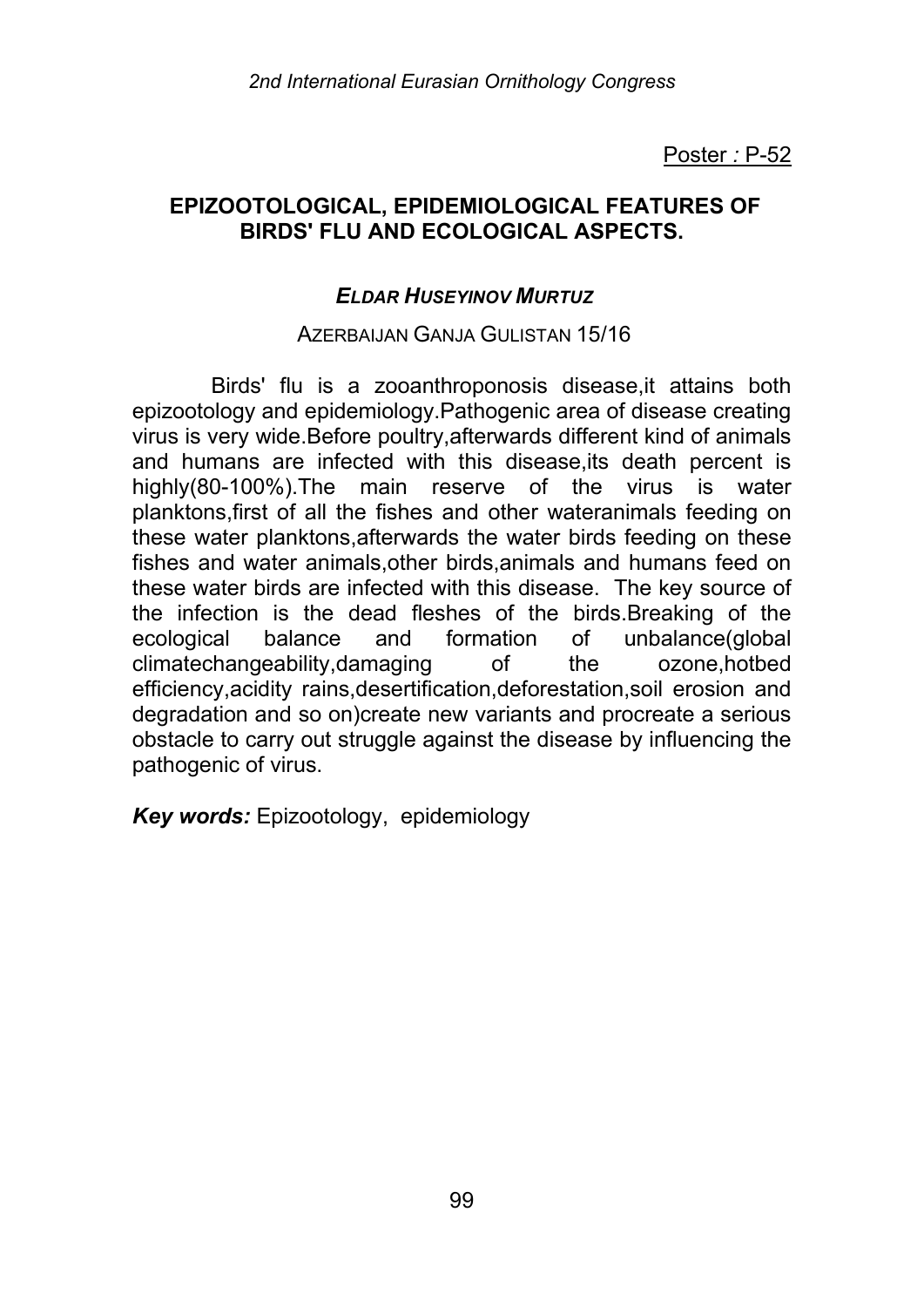Poster : P-52

## EPIZOOTOLOGICAL, EPIDEMIOLOGICAL FEATURES OF BIRDS' FLU AND ECOLOGICAL ASPECTS.

***ELDAR HUSEYINOV MURTUZ***

AZERBAIJAN GANJA GULISTAN 15/16

Birds' flu is a zooanthroponosis disease,it attains both epizootology and epidemiology.Pathogenic area of disease creating virus is very wide.Before poultry,afterwards different kind of animals and humans are infected with this disease,its death percent is highly(80-100%).The main reserve of the virus is water planktons,first of all the fishes and other wateranimals feeding on these water planktons,afterwards the water birds feeding on these fishes and water animals,other birds,animals and humans feed on these water birds are infected with this disease. The key source of the infection is the dead fleshes of the birds.Breaking of the ecological balance and formation of unbalance(global climatechangeability,damaging of the ozone,hotbed efficiency,acidity rains,desertification,deforestation,soil erosion and degradation and so on)create new variants and procreate a serious obstacle to carry out struggle against the disease by influencing the pathogenic of virus.

***Key words:*** Epizootology, epidemiology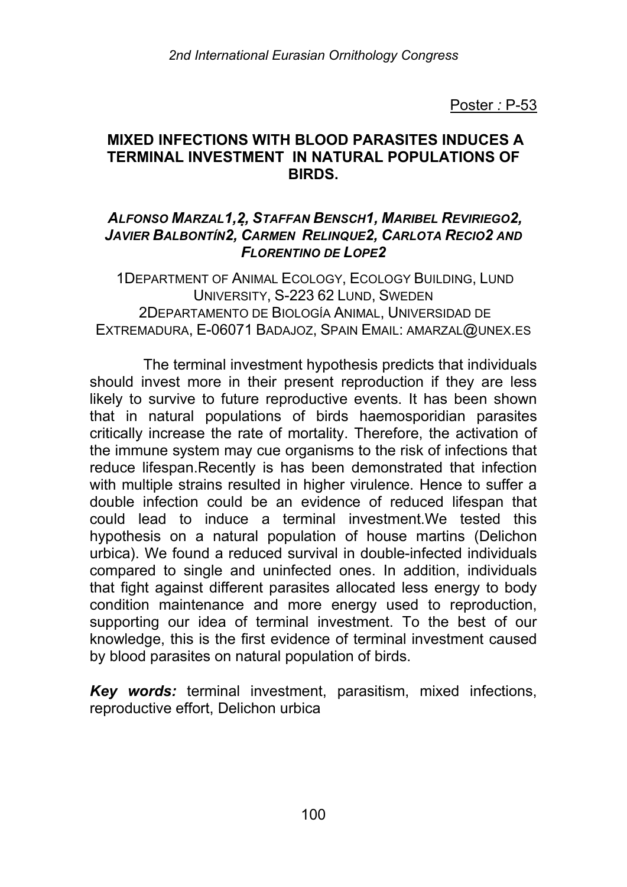Poster : P-53

## MIXED INFECTIONS WITH BLOOD PARASITES INDUCES A TERMINAL INVESTMENT IN NATURAL POPULATIONS OF BIRDS.

***ALFONSO MARZAL[1,2], STAFFAN BENSCH[1], MARIBEL REVIRIEGO[2], JAVIER BALBONTÍN[2], CARMEN RELINQUE[2], CARLOTA RECIO[2] AND FLORENTINO DE LOPE[2]***

[1]DEPARTMENT OF ANIMAL ECOLOGY, ECOLOGY BUILDING, LUND UNIVERSITY, S-223 62 LUND, SWEDEN
[2]DEPARTAMENTO DE BIOLOGÍA ANIMAL, UNIVERSIDAD DE EXTREMADURA, E-06071 BADAJOZ, SPAIN EMAIL: AMARZAL@UNEX.ES

The terminal investment hypothesis predicts that individuals should invest more in their present reproduction if they are less likely to survive to future reproductive events. It has been shown that in natural populations of birds haemosporidian parasites critically increase the rate of mortality. Therefore, the activation of the immune system may cue organisms to the risk of infections that reduce lifespan.Recently is has been demonstrated that infection with multiple strains resulted in higher virulence. Hence to suffer a double infection could be an evidence of reduced lifespan that could lead to induce a terminal investment.We tested this hypothesis on a natural population of house martins (Delichon urbica). We found a reduced survival in double-infected individuals compared to single and uninfected ones. In addition, individuals that fight against different parasites allocated less energy to body condition maintenance and more energy used to reproduction, supporting our idea of terminal investment. To the best of our knowledge, this is the first evidence of terminal investment caused by blood parasites on natural population of birds.

***Key words:*** terminal investment, parasitism, mixed infections, reproductive effort, Delichon urbica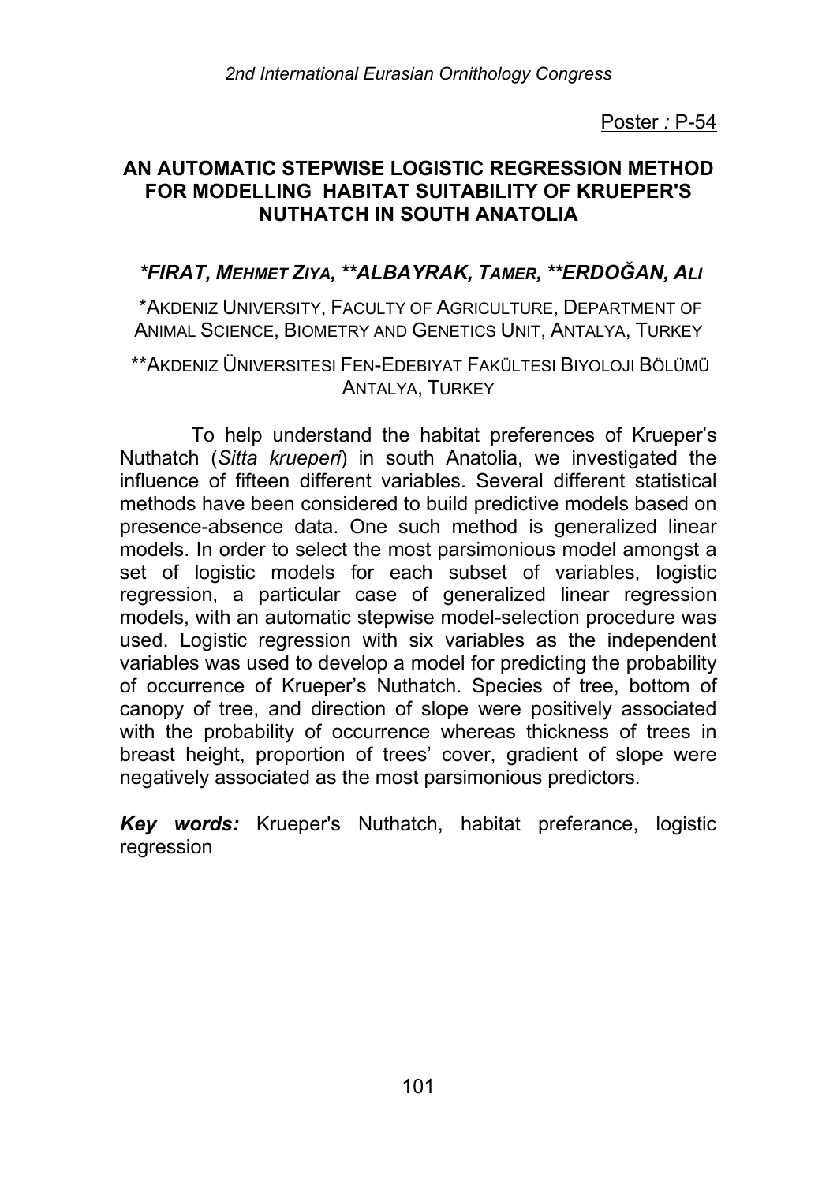Poster : P-54

# AN AUTOMATIC STEPWISE LOGISTIC REGRESSION METHOD FOR MODELLING HABITAT SUITABILITY OF KRUEPER'S NUTHATCH IN SOUTH ANATOLIA

***FIRAT, MEHMET ZIYA, \*\*ALBAYRAK, TAMER, \*\*ERDOĞAN, ALI***

*AKDENIZ UNIVERSITY, FACULTY OF AGRICULTURE, DEPARTMENT OF ANIMAL SCIENCE, BIOMETRY AND GENETICS UNIT, ANTALYA, TURKEY

**AKDENIZ ÜNIVERSITESI FEN-EDEBIYAT FAKÜLTESI BIYOLOJI BÖLÜMÜ ANTALYA, TURKEY

To help understand the habitat preferences of Krueper's Nuthatch (*Sitta krueperi*) in south Anatolia, we investigated the influence of fifteen different variables. Several different statistical methods have been considered to build predictive models based on presence-absence data. One such method is generalized linear models. In order to select the most parsimonious model amongst a set of logistic models for each subset of variables, logistic regression, a particular case of generalized linear regression models, with an automatic stepwise model-selection procedure was used. Logistic regression with six variables as the independent variables was used to develop a model for predicting the probability of occurrence of Krueper's Nuthatch. Species of tree, bottom of canopy of tree, and direction of slope were positively associated with the probability of occurrence whereas thickness of trees in breast height, proportion of trees' cover, gradient of slope were negatively associated as the most parsimonious predictors.

***Key words:*** Krueper's Nuthatch, habitat preferance, logistic regression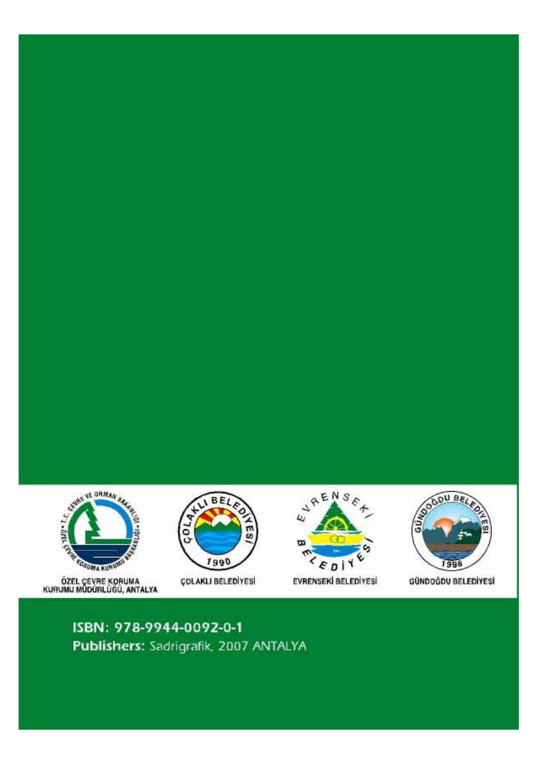ÖZEL ÇEVRE KORUMA KURUMU MÜDÜRLÜĞÜ, ANTALYA

ÇOLAKLI BELEDİYESİ

EVRENSEKİ BELEDİYESİ

GÜNDOĞDU BELEDİYESİ

**ISBN**: 978-9944-0092-0-1

**Publishers:** Sadrigrafik, 2007 ANTALYA